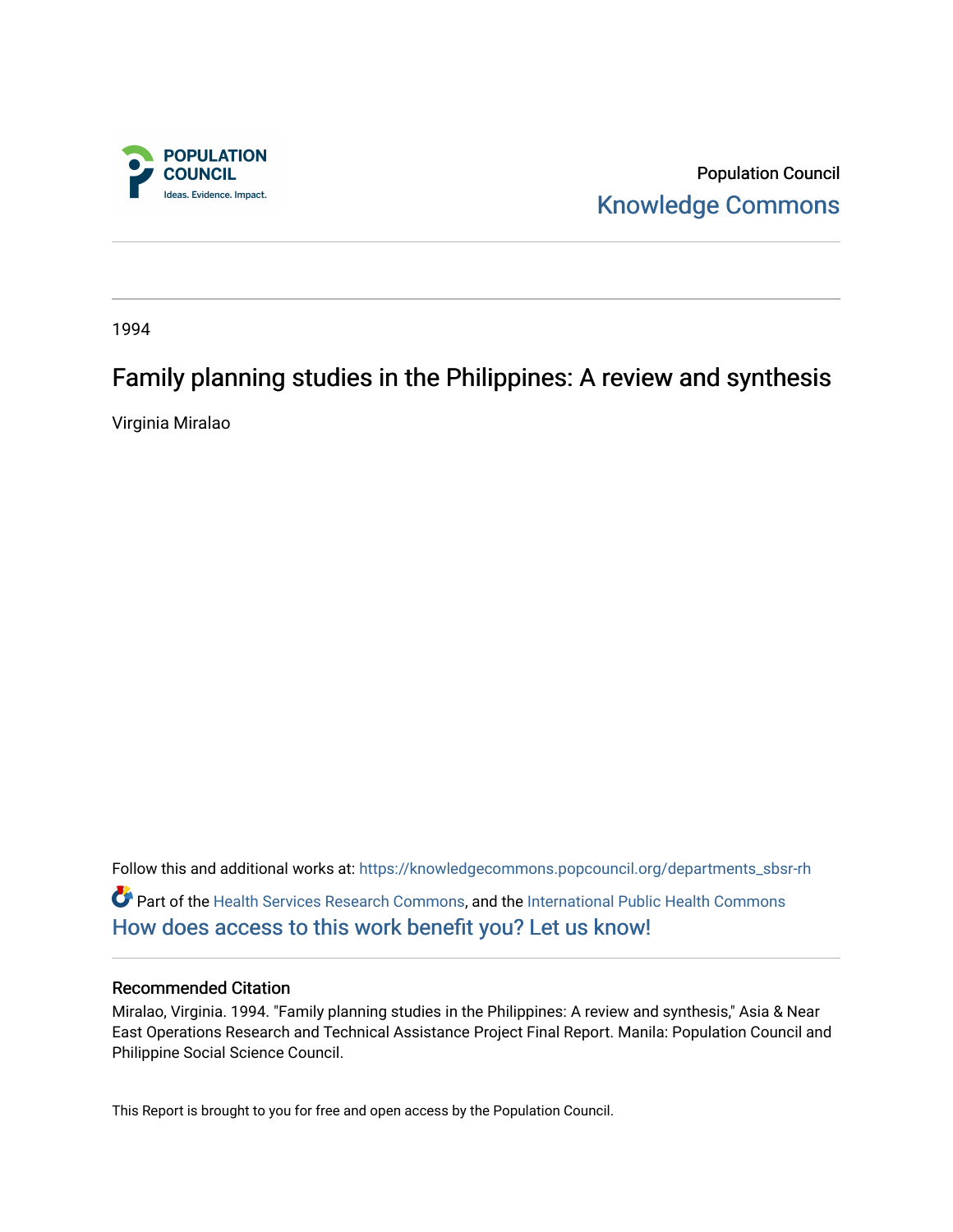Population Council

Knowledge Commons

1994

# Family planning studies in the Philippines: A review and synthesis

Virginia Miralao

Follow this and additional works at: https://knowledgecommons.popcouncil.org/departments_sbsr-rh

Part of the Health Services Research Commons, and the International Public Health Commons

How does access to this work benefit you? Let us know!

## Recommended Citation

Miralao, Virginia. 1994. "Family planning studies in the Philippines: A review and synthesis," Asia & Near East Operations Research and Technical Assistance Project Final Report. Manila: Population Council and Philippine Social Science Council.

This Report is brought to you for free and open access by the Population Council.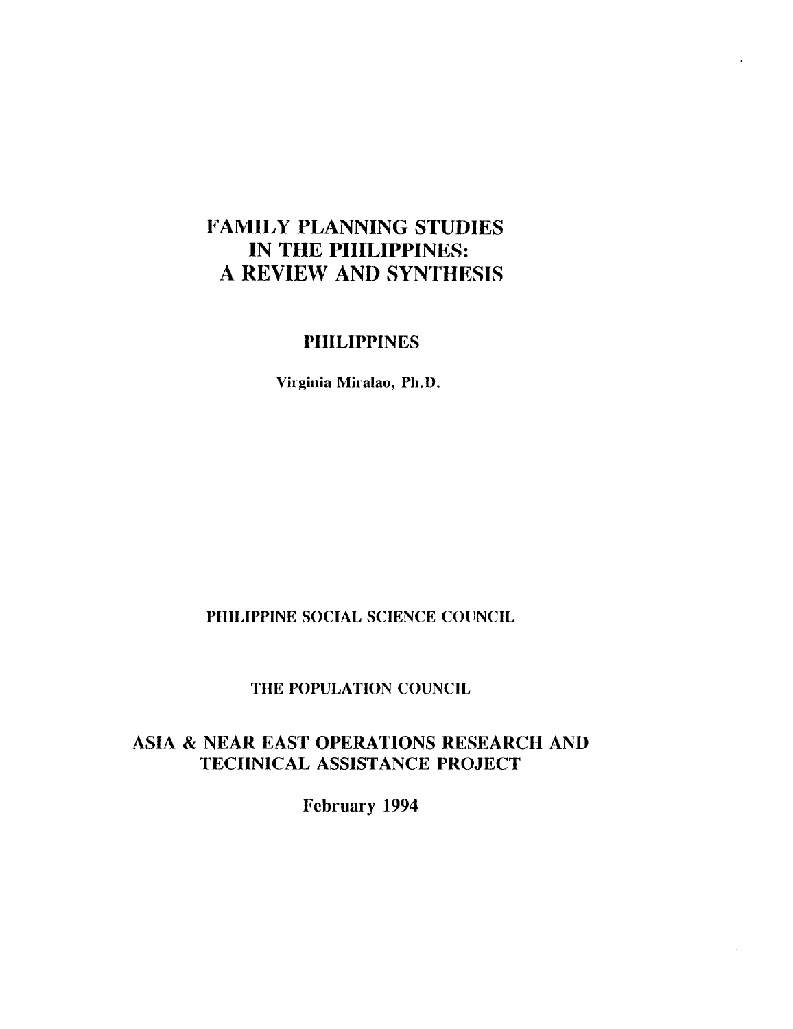# FAMILY PLANNING STUDIES IN THE PHILIPPINES: A REVIEW AND SYNTHESIS

PHILIPPINES

Virginia Miralao, Ph.D.

PHILIPPINE SOCIAL SCIENCE COUNCIL

THE POPULATION COUNCIL

ASIA & NEAR EAST OPERATIONS RESEARCH AND TECHNICAL ASSISTANCE PROJECT

February 1994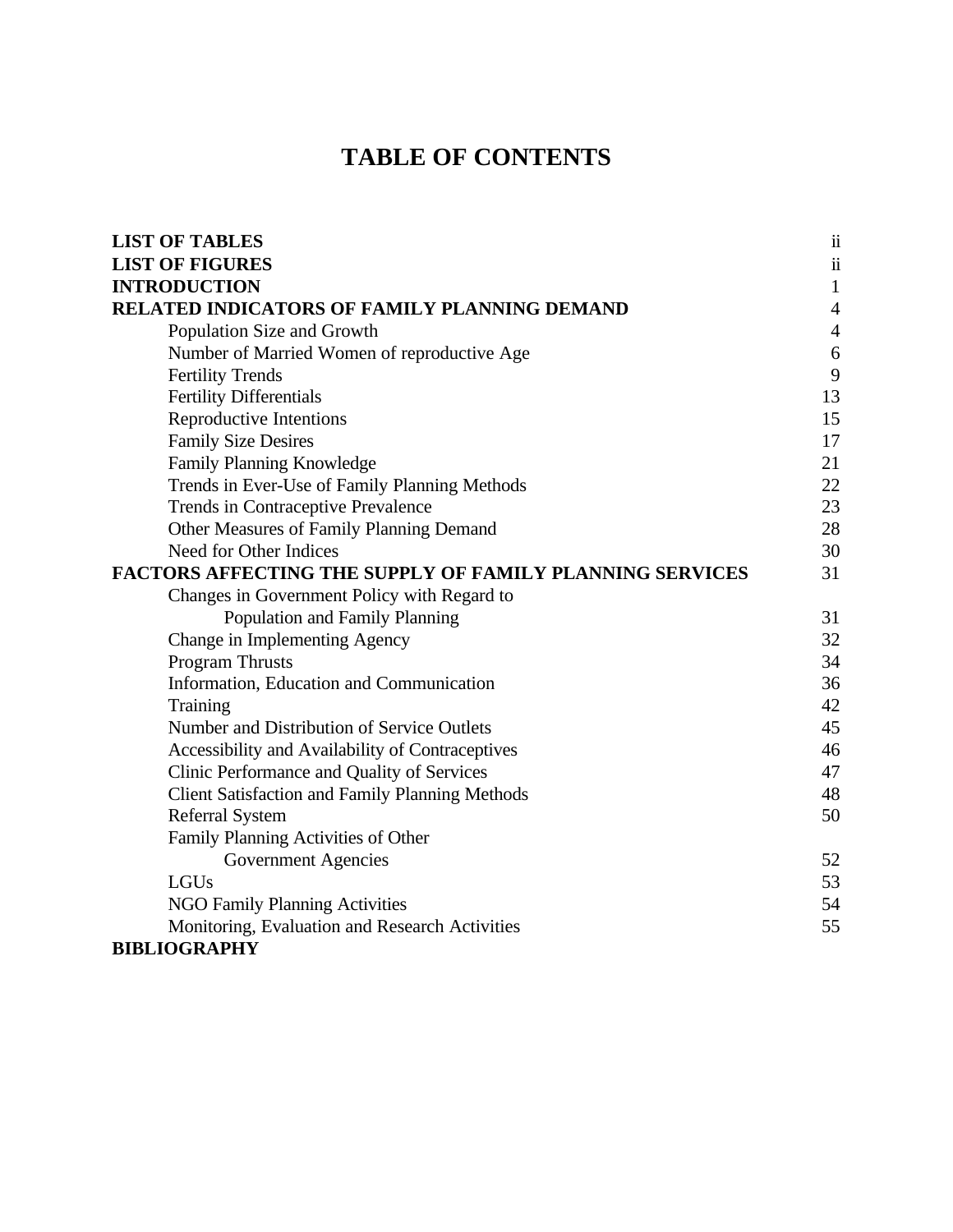# TABLE OF CONTENTS

| | |
|---|---|
| **LIST OF TABLES** | ii |
| **LIST OF FIGURES** | ii |
| **INTRODUCTION** | 1 |
| **RELATED INDICATORS OF FAMILY PLANNING DEMAND** | 4 |
| Population Size and Growth | 4 |
| Number of Married Women of reproductive Age | 6 |
| Fertility Trends | 9 |
| Fertility Differentials | 13 |
| Reproductive Intentions | 15 |
| Family Size Desires | 17 |
| Family Planning Knowledge | 21 |
| Trends in Ever-Use of Family Planning Methods | 22 |
| Trends in Contraceptive Prevalence | 23 |
| Other Measures of Family Planning Demand | 28 |
| Need for Other Indices | 30 |
| **FACTORS AFFECTING THE SUPPLY OF FAMILY PLANNING SERVICES** | 31 |
| Changes in Government Policy with Regard to Population and Family Planning | 31 |
| Change in Implementing Agency | 32 |
| Program Thrusts | 34 |
| Information, Education and Communication | 36 |
| Training | 42 |
| Number and Distribution of Service Outlets | 45 |
| Accessibility and Availability of Contraceptives | 46 |
| Clinic Performance and Quality of Services | 47 |
| Client Satisfaction and Family Planning Methods | 48 |
| Referral System | 50 |
| Family Planning Activities of Other Government Agencies | 52 |
| LGUs | 53 |
| NGO Family Planning Activities | 54 |
| Monitoring, Evaluation and Research Activities | 55 |
| **BIBLIOGRAPHY** | |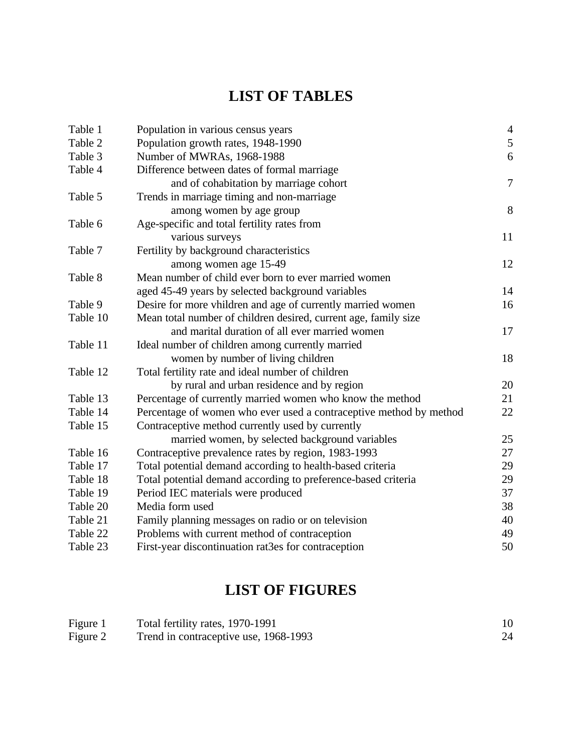# LIST OF TABLES

| | | |
|---|---|---|
| Table 1 | Population in various census years | 4 |
| Table 2 | Population growth rates, 1948-1990 | 5 |
| Table 3 | Number of MWRAs, 1968-1988 | 6 |
| Table 4 | Difference between dates of formal marriage and of cohabitation by marriage cohort | 7 |
| Table 5 | Trends in marriage timing and non-marriage among women by age group | 8 |
| Table 6 | Age-specific and total fertility rates from various surveys | 11 |
| Table 7 | Fertility by background characteristics among women age 15-49 | 12 |
| Table 8 | Mean number of child ever born to ever married women aged 45-49 years by selected background variables | 14 |
| Table 9 | Desire for more vhildren and age of currently married women | 16 |
| Table 10 | Mean total number of children desired, current age, family size and marital duration of all ever married women | 17 |
| Table 11 | Ideal number of children among currently married women by number of living children | 18 |
| Table 12 | Total fertility rate and ideal number of children by rural and urban residence and by region | 20 |
| Table 13 | Percentage of currently married women who know the method | 21 |
| Table 14 | Percentage of women who ever used a contraceptive method by method | 22 |
| Table 15 | Contraceptive method currently used by currently married women, by selected background variables | 25 |
| Table 16 | Contraceptive prevalence rates by region, 1983-1993 | 27 |
| Table 17 | Total potential demand according to health-based criteria | 29 |
| Table 18 | Total potential demand according to preference-based criteria | 29 |
| Table 19 | Period IEC materials were produced | 37 |
| Table 20 | Media form used | 38 |
| Table 21 | Family planning messages on radio or on television | 40 |
| Table 22 | Problems with current method of contraception | 49 |
| Table 23 | First-year discontinuation rat3es for contraception | 50 |

# LIST OF FIGURES

| | | |
|---|---|---|
| Figure 1 | Total fertility rates, 1970-1991 | 10 |
| Figure 2 | Trend in contraceptive use, 1968-1993 | 24 |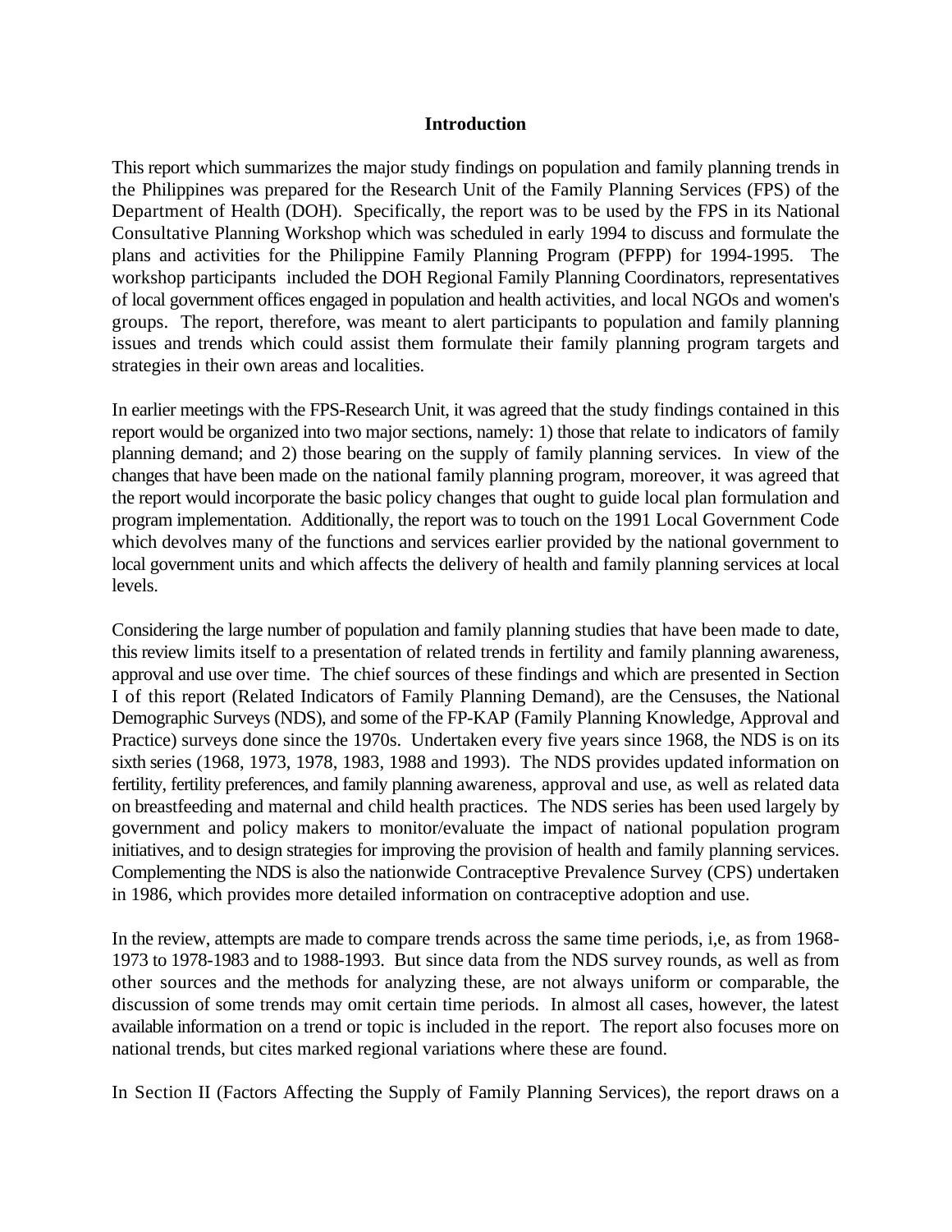# Introduction

This report which summarizes the major study findings on population and family planning trends in the Philippines was prepared for the Research Unit of the Family Planning Services (FPS) of the Department of Health (DOH). Specifically, the report was to be used by the FPS in its National Consultative Planning Workshop which was scheduled in early 1994 to discuss and formulate the plans and activities for the Philippine Family Planning Program (PFPP) for 1994-1995. The workshop participants included the DOH Regional Family Planning Coordinators, representatives of local government offices engaged in population and health activities, and local NGOs and women's groups. The report, therefore, was meant to alert participants to population and family planning issues and trends which could assist them formulate their family planning program targets and strategies in their own areas and localities.

In earlier meetings with the FPS-Research Unit, it was agreed that the study findings contained in this report would be organized into two major sections, namely: 1) those that relate to indicators of family planning demand; and 2) those bearing on the supply of family planning services. In view of the changes that have been made on the national family planning program, moreover, it was agreed that the report would incorporate the basic policy changes that ought to guide local plan formulation and program implementation. Additionally, the report was to touch on the 1991 Local Government Code which devolves many of the functions and services earlier provided by the national government to local government units and which affects the delivery of health and family planning services at local levels.

Considering the large number of population and family planning studies that have been made to date, this review limits itself to a presentation of related trends in fertility and family planning awareness, approval and use over time. The chief sources of these findings and which are presented in Section I of this report (Related Indicators of Family Planning Demand), are the Censuses, the National Demographic Surveys (NDS), and some of the FP-KAP (Family Planning Knowledge, Approval and Practice) surveys done since the 1970s. Undertaken every five years since 1968, the NDS is on its sixth series (1968, 1973, 1978, 1983, 1988 and 1993). The NDS provides updated information on fertility, fertility preferences, and family planning awareness, approval and use, as well as related data on breastfeeding and maternal and child health practices. The NDS series has been used largely by government and policy makers to monitor/evaluate the impact of national population program initiatives, and to design strategies for improving the provision of health and family planning services. Complementing the NDS is also the nationwide Contraceptive Prevalence Survey (CPS) undertaken in 1986, which provides more detailed information on contraceptive adoption and use.

In the review, attempts are made to compare trends across the same time periods, i,e, as from 1968-1973 to 1978-1983 and to 1988-1993. But since data from the NDS survey rounds, as well as from other sources and the methods for analyzing these, are not always uniform or comparable, the discussion of some trends may omit certain time periods. In almost all cases, however, the latest available information on a trend or topic is included in the report. The report also focuses more on national trends, but cites marked regional variations where these are found.

In Section II (Factors Affecting the Supply of Family Planning Services), the report draws on a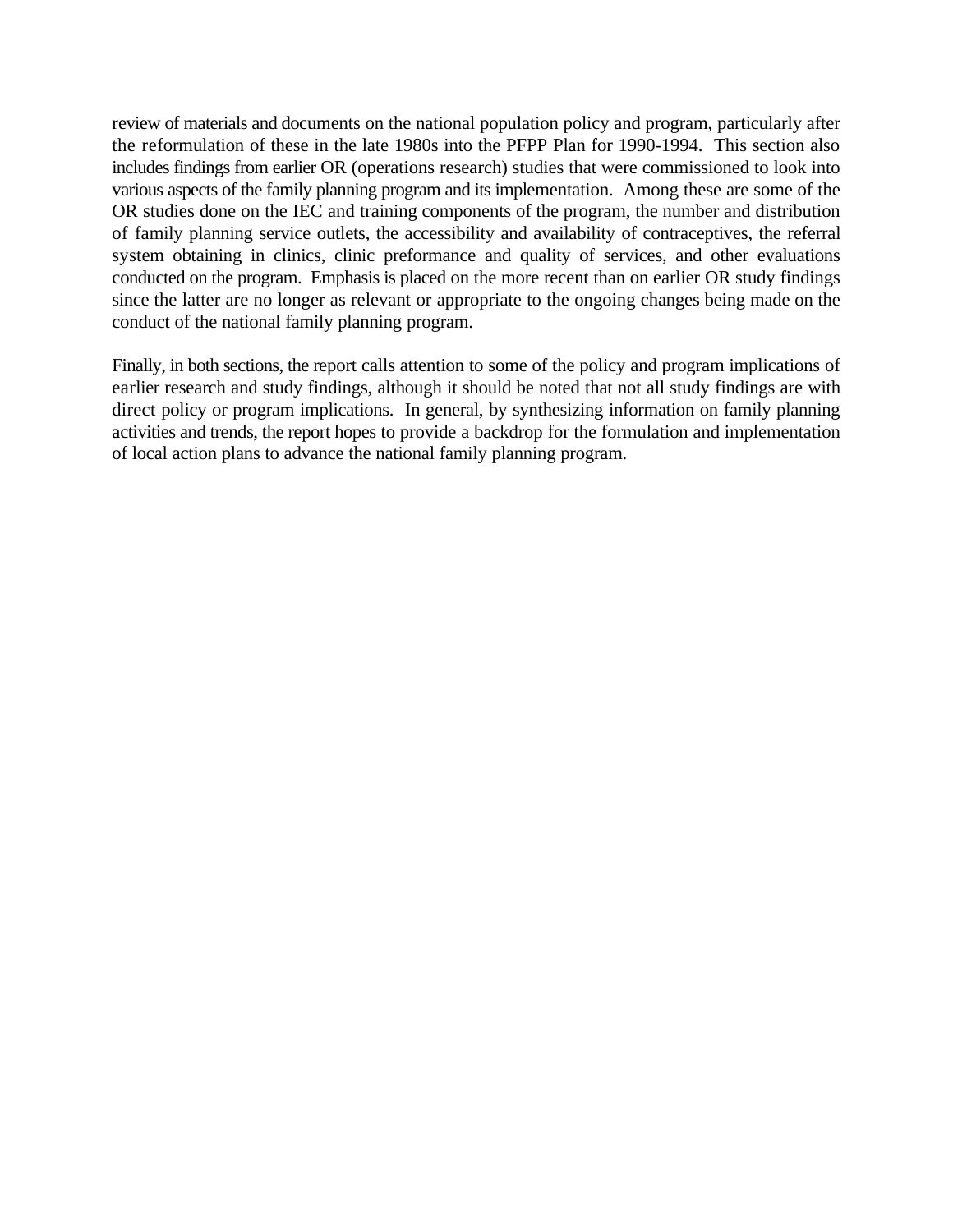review of materials and documents on the national population policy and program, particularly after the reformulation of these in the late 1980s into the PFPP Plan for 1990-1994. This section also includes findings from earlier OR (operations research) studies that were commissioned to look into various aspects of the family planning program and its implementation. Among these are some of the OR studies done on the IEC and training components of the program, the number and distribution of family planning service outlets, the accessibility and availability of contraceptives, the referral system obtaining in clinics, clinic preformance and quality of services, and other evaluations conducted on the program. Emphasis is placed on the more recent than on earlier OR study findings since the latter are no longer as relevant or appropriate to the ongoing changes being made on the conduct of the national family planning program.

Finally, in both sections, the report calls attention to some of the policy and program implications of earlier research and study findings, although it should be noted that not all study findings are with direct policy or program implications. In general, by synthesizing information on family planning activities and trends, the report hopes to provide a backdrop for the formulation and implementation of local action plans to advance the national family planning program.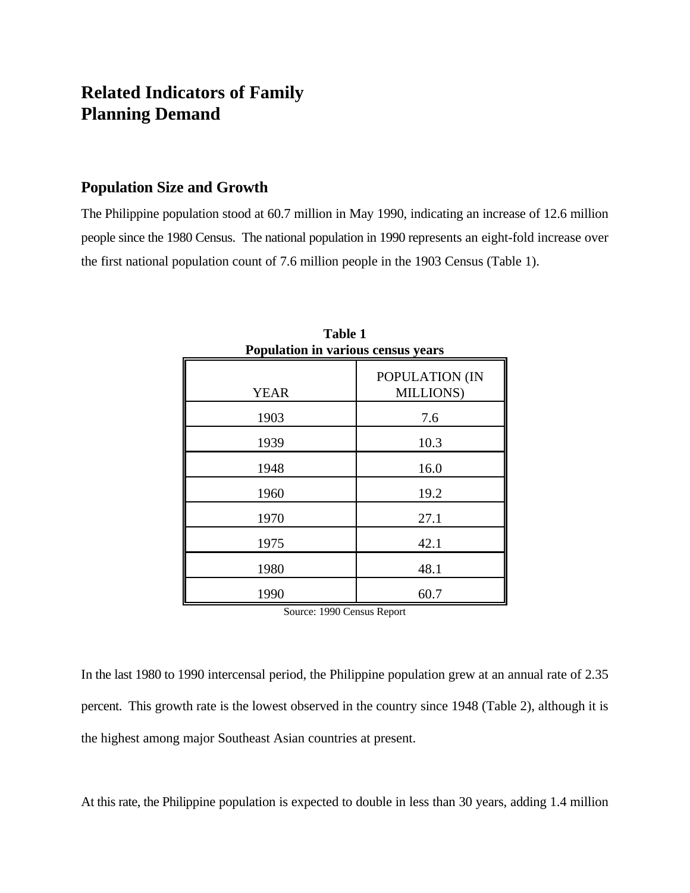# Related Indicators of Family Planning Demand

## Population Size and Growth

The Philippine population stood at 60.7 million in May 1990, indicating an increase of 12.6 million people since the 1980 Census. The national population in 1990 represents an eight-fold increase over the first national population count of 7.6 million people in the 1903 Census (Table 1).

**Table 1**
**Population in various census years**

| YEAR | POPULATION (IN MILLIONS) |
|---|---|
| 1903 | 7.6 |
| 1939 | 10.3 |
| 1948 | 16.0 |
| 1960 | 19.2 |
| 1970 | 27.1 |
| 1975 | 42.1 |
| 1980 | 48.1 |
| 1990 | 60.7 |

Source: 1990 Census Report

In the last 1980 to 1990 intercensal period, the Philippine population grew at an annual rate of 2.35 percent. This growth rate is the lowest observed in the country since 1948 (Table 2), although it is the highest among major Southeast Asian countries at present.

At this rate, the Philippine population is expected to double in less than 30 years, adding 1.4 million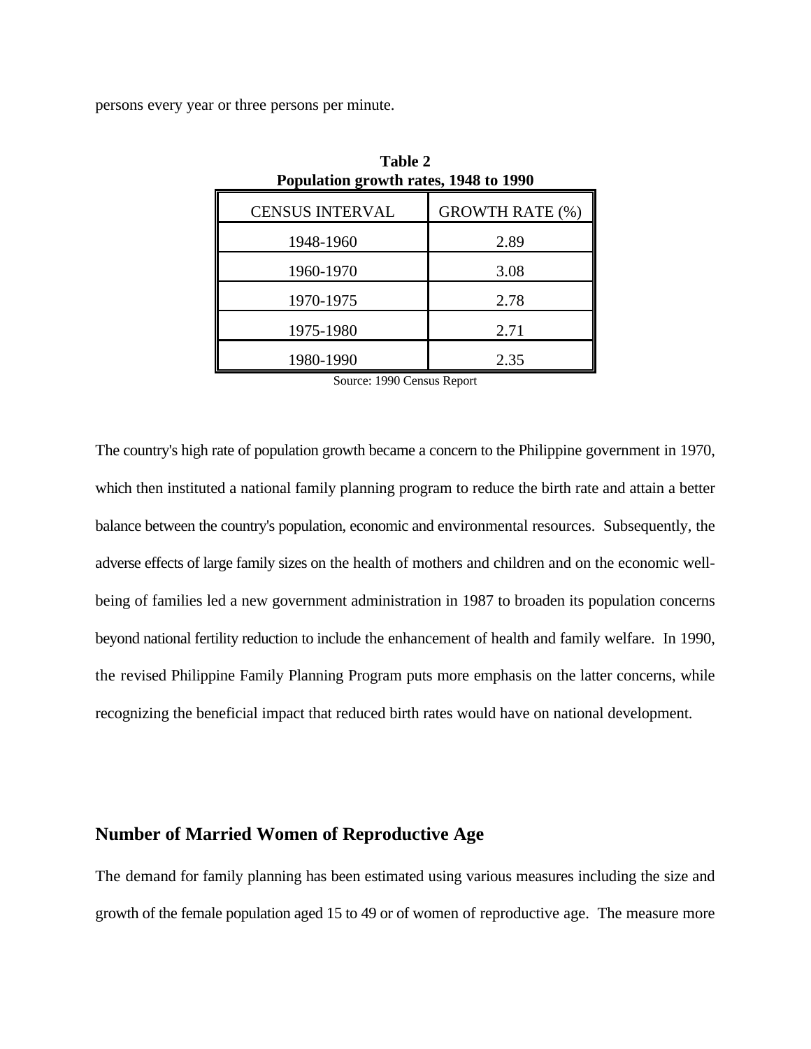persons every year or three persons per minute.

**Table 2**
**Population growth rates, 1948 to 1990**

| CENSUS INTERVAL | GROWTH RATE (%) |
|---|---|
| 1948-1960 | 2.89 |
| 1960-1970 | 3.08 |
| 1970-1975 | 2.78 |
| 1975-1980 | 2.71 |
| 1980-1990 | 2.35 |

Source: 1990 Census Report

The country's high rate of population growth became a concern to the Philippine government in 1970, which then instituted a national family planning program to reduce the birth rate and attain a better balance between the country's population, economic and environmental resources. Subsequently, the adverse effects of large family sizes on the health of mothers and children and on the economic well-being of families led a new government administration in 1987 to broaden its population concerns beyond national fertility reduction to include the enhancement of health and family welfare. In 1990, the revised Philippine Family Planning Program puts more emphasis on the latter concerns, while recognizing the beneficial impact that reduced birth rates would have on national development.

## Number of Married Women of Reproductive Age

The demand for family planning has been estimated using various measures including the size and growth of the female population aged 15 to 49 or of women of reproductive age. The measure more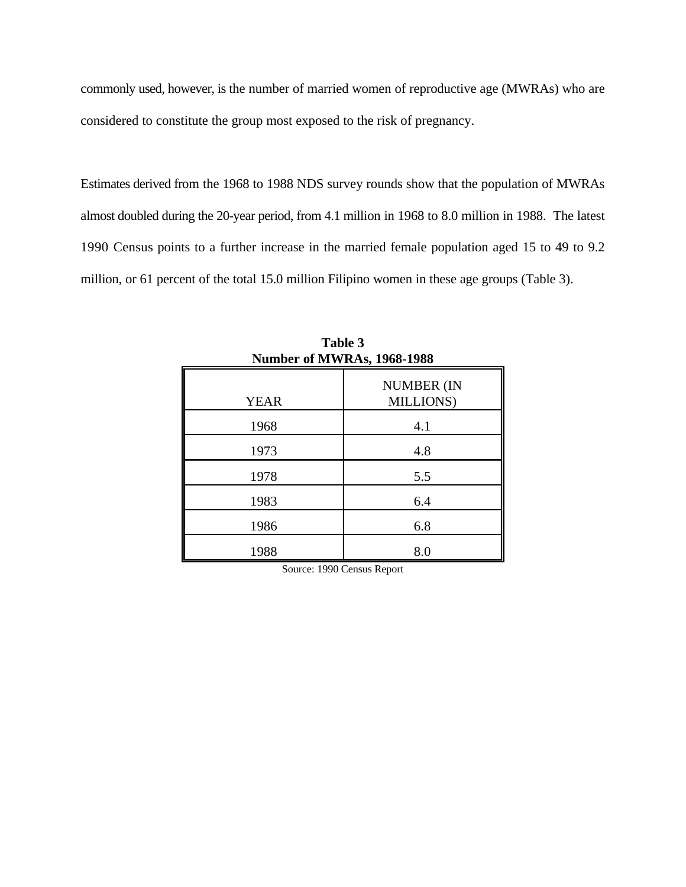commonly used, however, is the number of married women of reproductive age (MWRAs) who are considered to constitute the group most exposed to the risk of pregnancy.

Estimates derived from the 1968 to 1988 NDS survey rounds show that the population of MWRAs almost doubled during the 20-year period, from 4.1 million in 1968 to 8.0 million in 1988. The latest 1990 Census points to a further increase in the married female population aged 15 to 49 to 9.2 million, or 61 percent of the total 15.0 million Filipino women in these age groups (Table 3).

**Table 3**
**Number of MWRAs, 1968-1988**

| YEAR | NUMBER (IN MILLIONS) |
|---|---|
| 1968 | 4.1 |
| 1973 | 4.8 |
| 1978 | 5.5 |
| 1983 | 6.4 |
| 1986 | 6.8 |
| 1988 | 8.0 |

Source: 1990 Census Report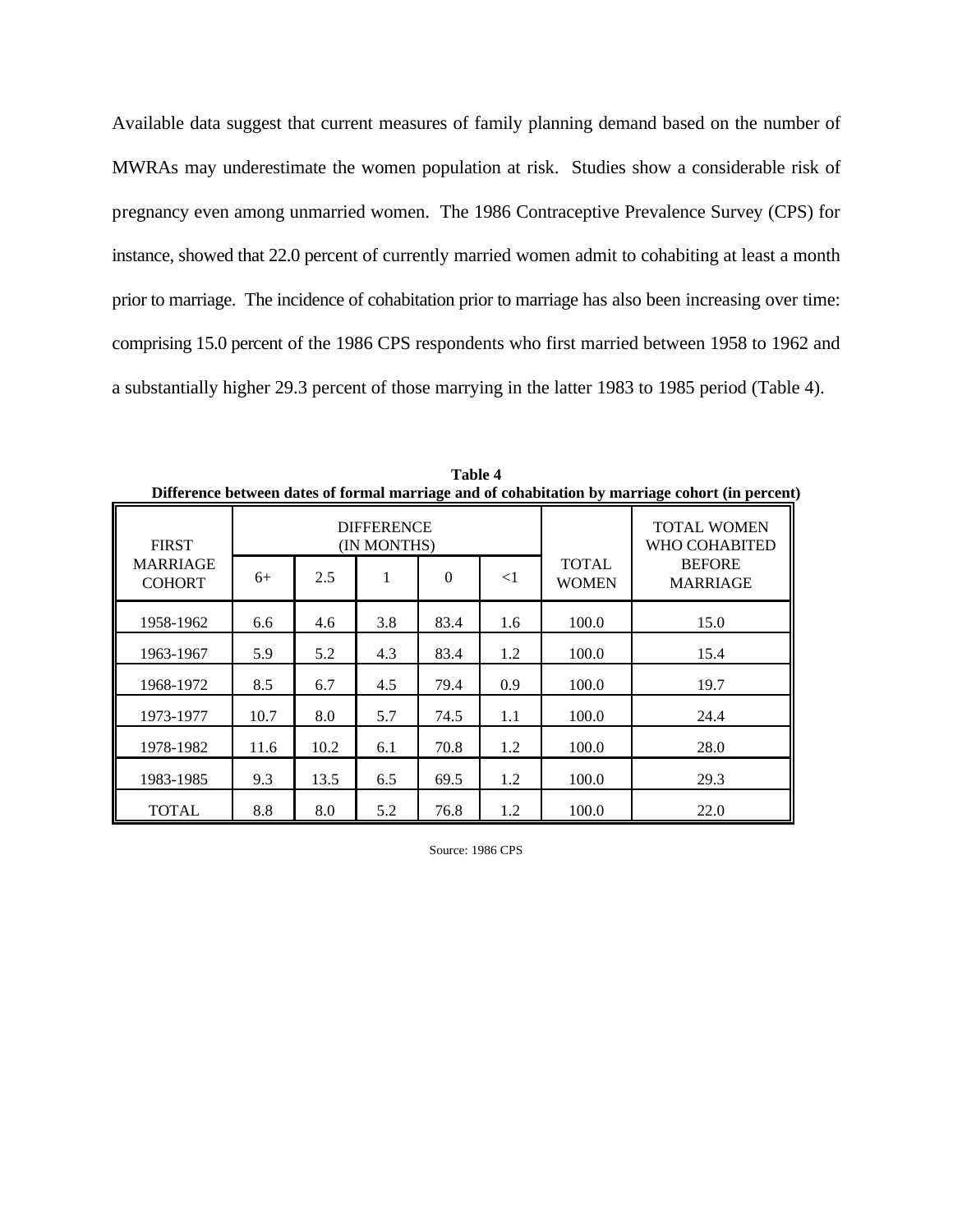Available data suggest that current measures of family planning demand based on the number of MWRAs may underestimate the women population at risk. Studies show a considerable risk of pregnancy even among unmarried women. The 1986 Contraceptive Prevalence Survey (CPS) for instance, showed that 22.0 percent of currently married women admit to cohabiting at least a month prior to marriage. The incidence of cohabitation prior to marriage has also been increasing over time: comprising 15.0 percent of the 1986 CPS respondents who first married between 1958 to 1962 and a substantially higher 29.3 percent of those marrying in the latter 1983 to 1985 period (Table 4).

**Table 4**
**Difference between dates of formal marriage and of cohabitation by marriage cohort (in percent)**

| FIRST MARRIAGE COHORT | DIFFERENCE (IN MONTHS) | | | | | TOTAL WOMEN | TOTAL WOMEN WHO COHABITED BEFORE MARRIAGE |
|---|---|---|---|---|---|---|---|
| | 6+ | 2.5 | 1 | 0 | <1 | | |
| 1958-1962 | 6.6 | 4.6 | 3.8 | 83.4 | 1.6 | 100.0 | 15.0 |
| 1963-1967 | 5.9 | 5.2 | 4.3 | 83.4 | 1.2 | 100.0 | 15.4 |
| 1968-1972 | 8.5 | 6.7 | 4.5 | 79.4 | 0.9 | 100.0 | 19.7 |
| 1973-1977 | 10.7 | 8.0 | 5.7 | 74.5 | 1.1 | 100.0 | 24.4 |
| 1978-1982 | 11.6 | 10.2 | 6.1 | 70.8 | 1.2 | 100.0 | 28.0 |
| 1983-1985 | 9.3 | 13.5 | 6.5 | 69.5 | 1.2 | 100.0 | 29.3 |
| TOTAL | 8.8 | 8.0 | 5.2 | 76.8 | 1.2 | 100.0 | 22.0 |

Source: 1986 CPS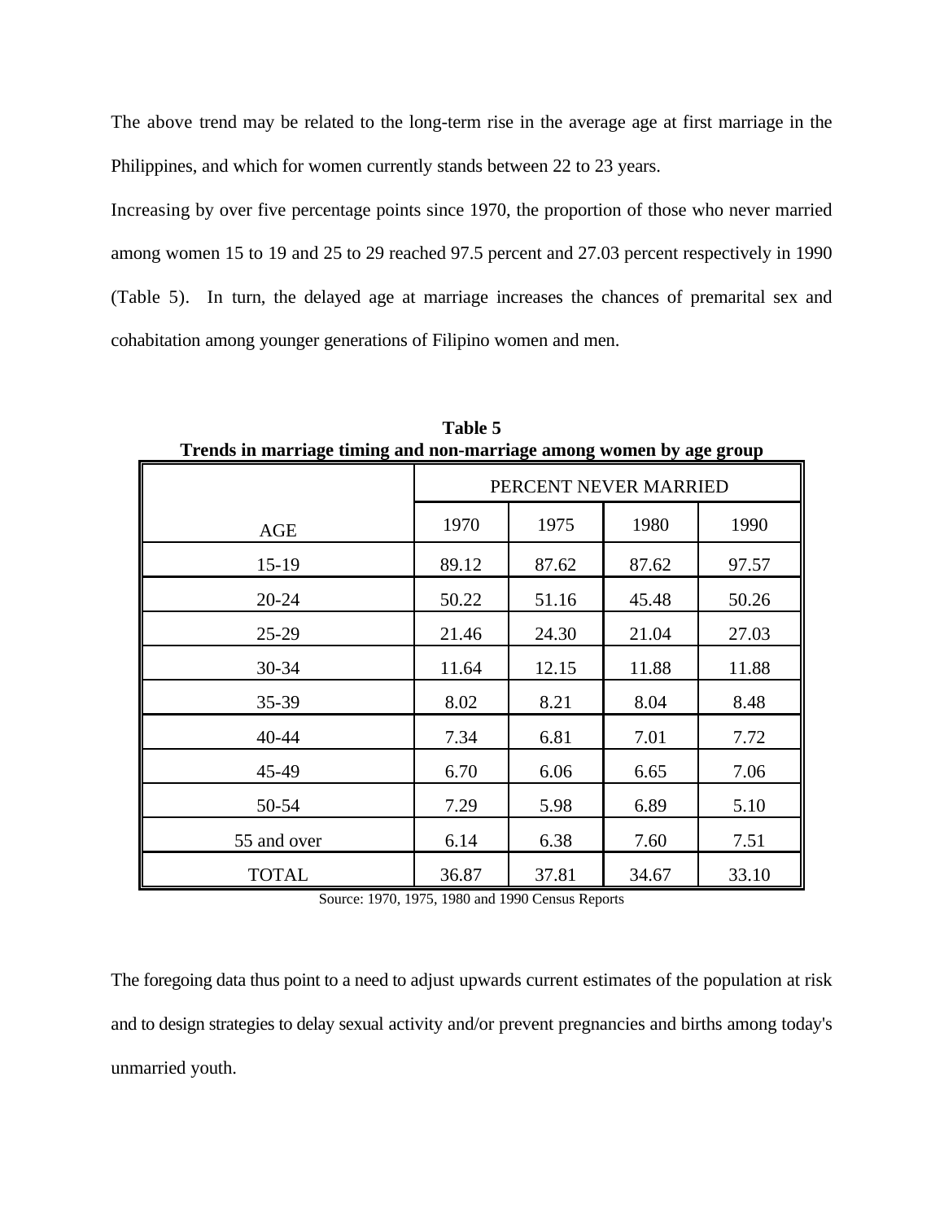The above trend may be related to the long-term rise in the average age at first marriage in the Philippines, and which for women currently stands between 22 to 23 years.

Increasing by over five percentage points since 1970, the proportion of those who never married among women 15 to 19 and 25 to 29 reached 97.5 percent and 27.03 percent respectively in 1990 (Table 5). In turn, the delayed age at marriage increases the chances of premarital sex and cohabitation among younger generations of Filipino women and men.

**Table 5**
**Trends in marriage timing and non-marriage among women by age group**

| AGE | PERCENT NEVER MARRIED | | | |
|---|---|---|---|---|
| | 1970 | 1975 | 1980 | 1990 |
| 15-19 | 89.12 | 87.62 | 87.62 | 97.57 |
| 20-24 | 50.22 | 51.16 | 45.48 | 50.26 |
| 25-29 | 21.46 | 24.30 | 21.04 | 27.03 |
| 30-34 | 11.64 | 12.15 | 11.88 | 11.88 |
| 35-39 | 8.02 | 8.21 | 8.04 | 8.48 |
| 40-44 | 7.34 | 6.81 | 7.01 | 7.72 |
| 45-49 | 6.70 | 6.06 | 6.65 | 7.06 |
| 50-54 | 7.29 | 5.98 | 6.89 | 5.10 |
| 55 and over | 6.14 | 6.38 | 7.60 | 7.51 |
| TOTAL | 36.87 | 37.81 | 34.67 | 33.10 |

Source: 1970, 1975, 1980 and 1990 Census Reports

The foregoing data thus point to a need to adjust upwards current estimates of the population at risk and to design strategies to delay sexual activity and/or prevent pregnancies and births among today's unmarried youth.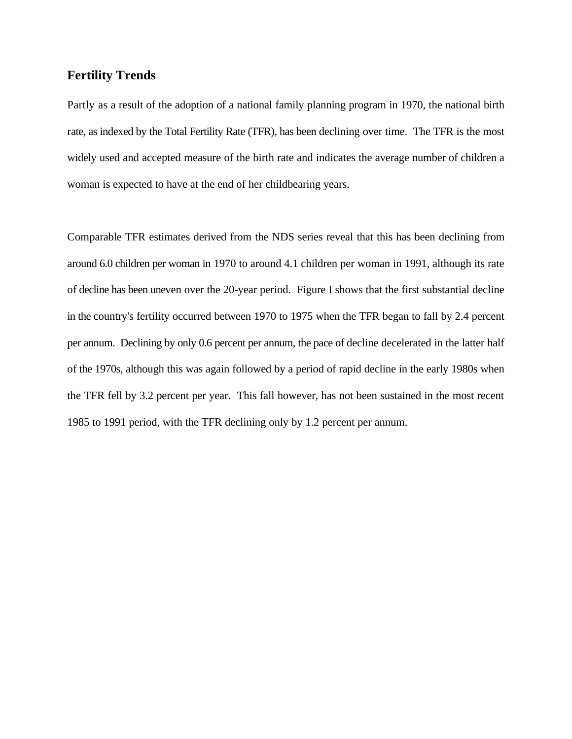## Fertility Trends

Partly as a result of the adoption of a national family planning program in 1970, the national birth rate, as indexed by the Total Fertility Rate (TFR), has been declining over time. The TFR is the most widely used and accepted measure of the birth rate and indicates the average number of children a woman is expected to have at the end of her childbearing years.

Comparable TFR estimates derived from the NDS series reveal that this has been declining from around 6.0 children per woman in 1970 to around 4.1 children per woman in 1991, although its rate of decline has been uneven over the 20-year period. Figure I shows that the first substantial decline in the country's fertility occurred between 1970 to 1975 when the TFR began to fall by 2.4 percent per annum. Declining by only 0.6 percent per annum, the pace of decline decelerated in the latter half of the 1970s, although this was again followed by a period of rapid decline in the early 1980s when the TFR fell by 3.2 percent per year. This fall however, has not been sustained in the most recent 1985 to 1991 period, with the TFR declining only by 1.2 percent per annum.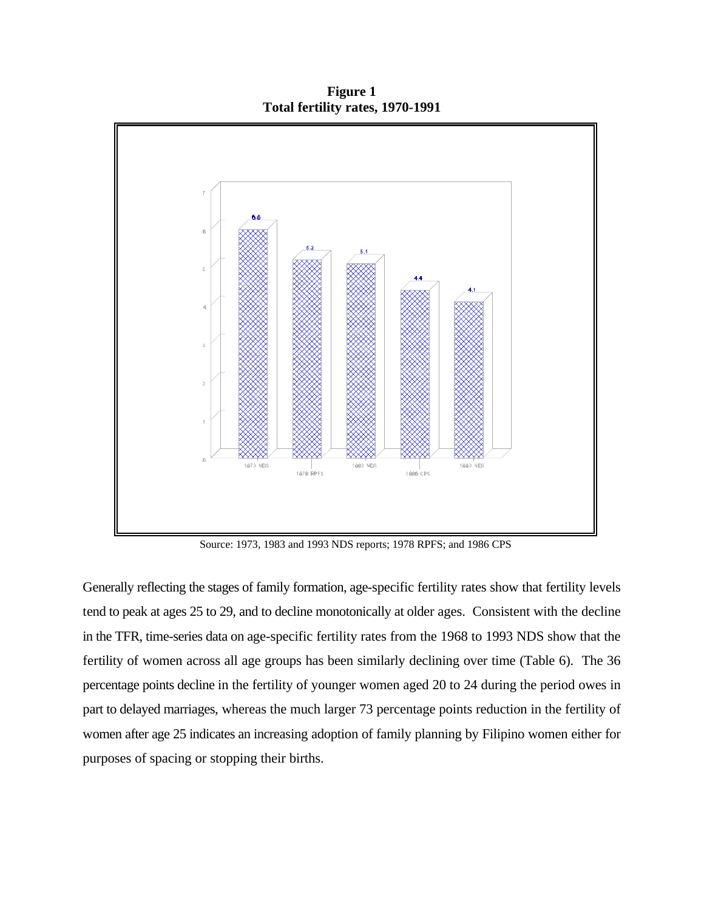**Figure 1**
**Total fertility rates, 1970-1991**

Source: 1973, 1983 and 1993 NDS reports; 1978 RPFS; and 1986 CPS

Generally reflecting the stages of family formation, age-specific fertility rates show that fertility levels tend to peak at ages 25 to 29, and to decline monotonically at older ages. Consistent with the decline in the TFR, time-series data on age-specific fertility rates from the 1968 to 1993 NDS show that the fertility of women across all age groups has been similarly declining over time (Table 6). The 36 percentage points decline in the fertility of younger women aged 20 to 24 during the period owes in part to delayed marriages, whereas the much larger 73 percentage points reduction in the fertility of women after age 25 indicates an increasing adoption of family planning by Filipino women either for purposes of spacing or stopping their births.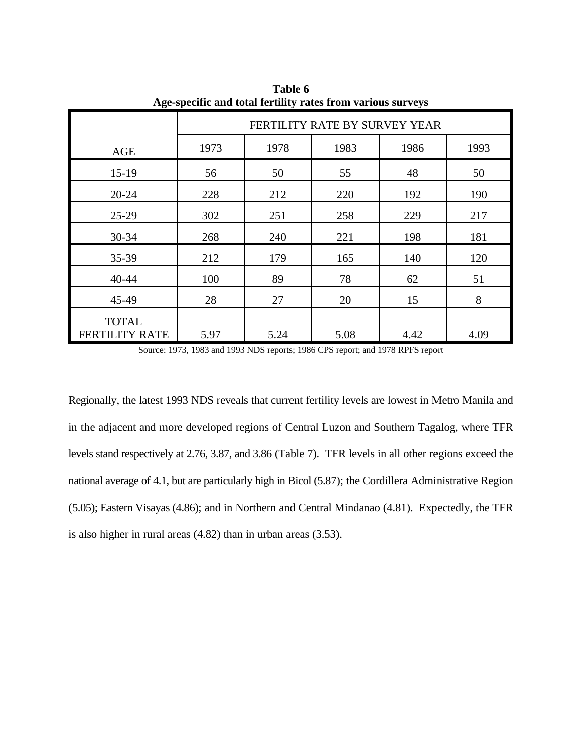**Table 6**
**Age-specific and total fertility rates from various surveys**

| AGE | FERTILITY RATE BY SURVEY YEAR | | | | |
|---|---|---|---|---|---|
| | 1973 | 1978 | 1983 | 1986 | 1993 |
| 15-19 | 56 | 50 | 55 | 48 | 50 |
| 20-24 | 228 | 212 | 220 | 192 | 190 |
| 25-29 | 302 | 251 | 258 | 229 | 217 |
| 30-34 | 268 | 240 | 221 | 198 | 181 |
| 35-39 | 212 | 179 | 165 | 140 | 120 |
| 40-44 | 100 | 89 | 78 | 62 | 51 |
| 45-49 | 28 | 27 | 20 | 15 | 8 |
| TOTAL FERTILITY RATE | 5.97 | 5.24 | 5.08 | 4.42 | 4.09 |

Source: 1973, 1983 and 1993 NDS reports; 1986 CPS report; and 1978 RPFS report

Regionally, the latest 1993 NDS reveals that current fertility levels are lowest in Metro Manila and in the adjacent and more developed regions of Central Luzon and Southern Tagalog, where TFR levels stand respectively at 2.76, 3.87, and 3.86 (Table 7). TFR levels in all other regions exceed the national average of 4.1, but are particularly high in Bicol (5.87); the Cordillera Administrative Region (5.05); Eastern Visayas (4.86); and in Northern and Central Mindanao (4.81). Expectedly, the TFR is also higher in rural areas (4.82) than in urban areas (3.53).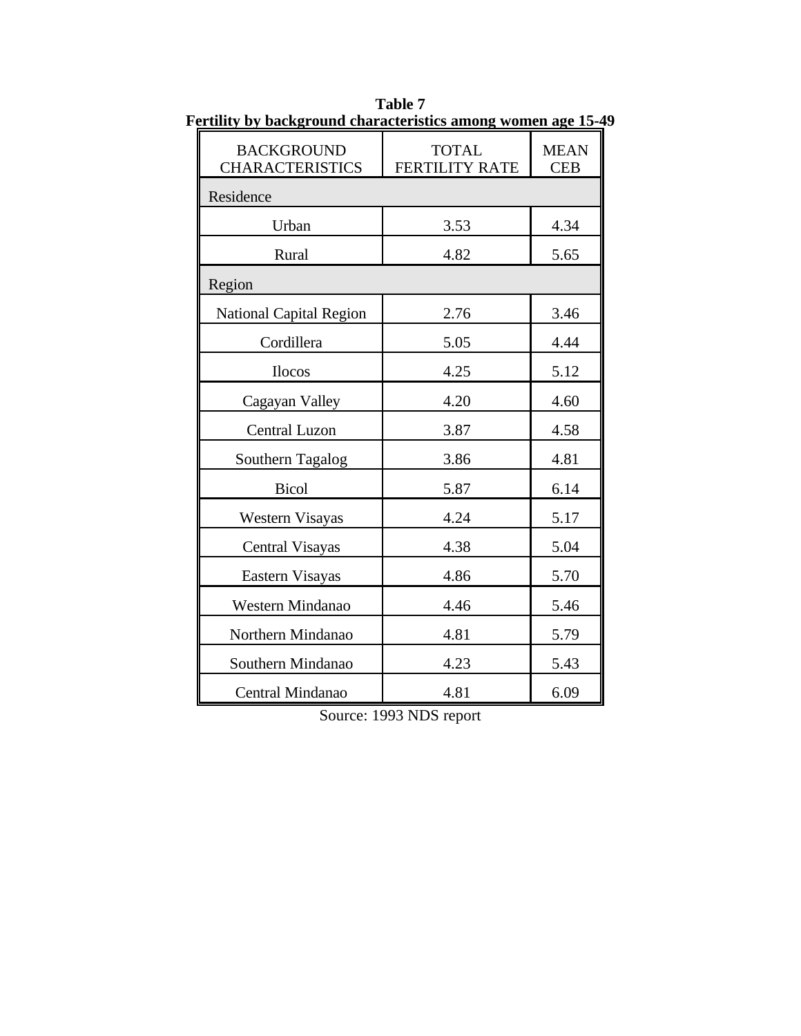**Table 7**
**Fertility by background characteristics among women age 15-49**

| BACKGROUND CHARACTERISTICS | TOTAL FERTILITY RATE | MEAN CEB |
|---|---|---|
| Residence | | |
| Urban | 3.53 | 4.34 |
| Rural | 4.82 | 5.65 |
| Region | | |
| National Capital Region | 2.76 | 3.46 |
| Cordillera | 5.05 | 4.44 |
| Ilocos | 4.25 | 5.12 |
| Cagayan Valley | 4.20 | 4.60 |
| Central Luzon | 3.87 | 4.58 |
| Southern Tagalog | 3.86 | 4.81 |
| Bicol | 5.87 | 6.14 |
| Western Visayas | 4.24 | 5.17 |
| Central Visayas | 4.38 | 5.04 |
| Eastern Visayas | 4.86 | 5.70 |
| Western Mindanao | 4.46 | 5.46 |
| Northern Mindanao | 4.81 | 5.79 |
| Southern Mindanao | 4.23 | 5.43 |
| Central Mindanao | 4.81 | 6.09 |

Source: 1993 NDS report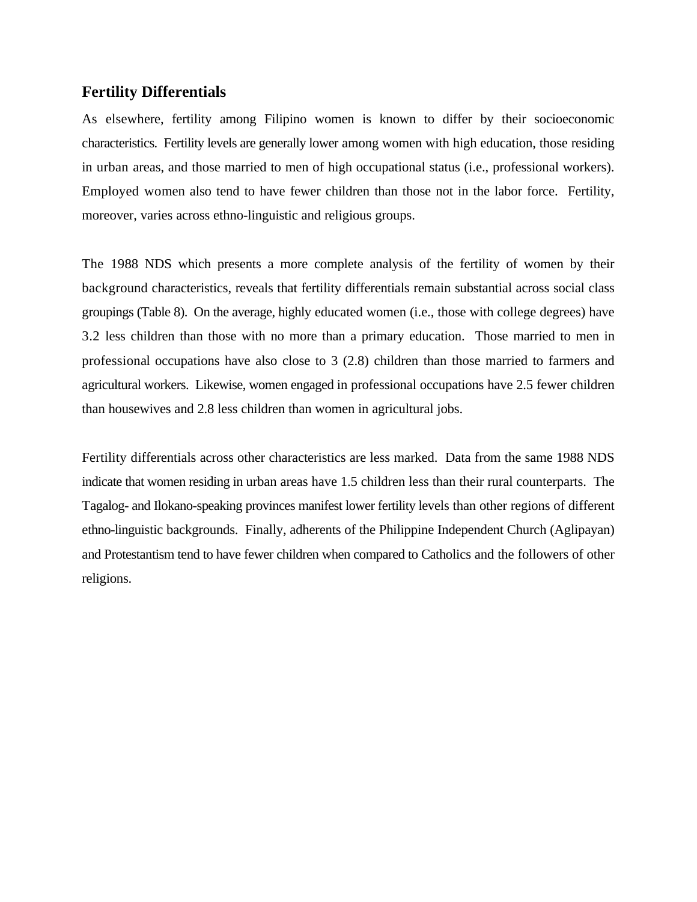## Fertility Differentials

As elsewhere, fertility among Filipino women is known to differ by their socioeconomic characteristics. Fertility levels are generally lower among women with high education, those residing in urban areas, and those married to men of high occupational status (i.e., professional workers). Employed women also tend to have fewer children than those not in the labor force. Fertility, moreover, varies across ethno-linguistic and religious groups.

The 1988 NDS which presents a more complete analysis of the fertility of women by their background characteristics, reveals that fertility differentials remain substantial across social class groupings (Table 8). On the average, highly educated women (i.e., those with college degrees) have 3.2 less children than those with no more than a primary education. Those married to men in professional occupations have also close to 3 (2.8) children than those married to farmers and agricultural workers. Likewise, women engaged in professional occupations have 2.5 fewer children than housewives and 2.8 less children than women in agricultural jobs.

Fertility differentials across other characteristics are less marked. Data from the same 1988 NDS indicate that women residing in urban areas have 1.5 children less than their rural counterparts. The Tagalog- and Ilokano-speaking provinces manifest lower fertility levels than other regions of different ethno-linguistic backgrounds. Finally, adherents of the Philippine Independent Church (Aglipayan) and Protestantism tend to have fewer children when compared to Catholics and the followers of other religions.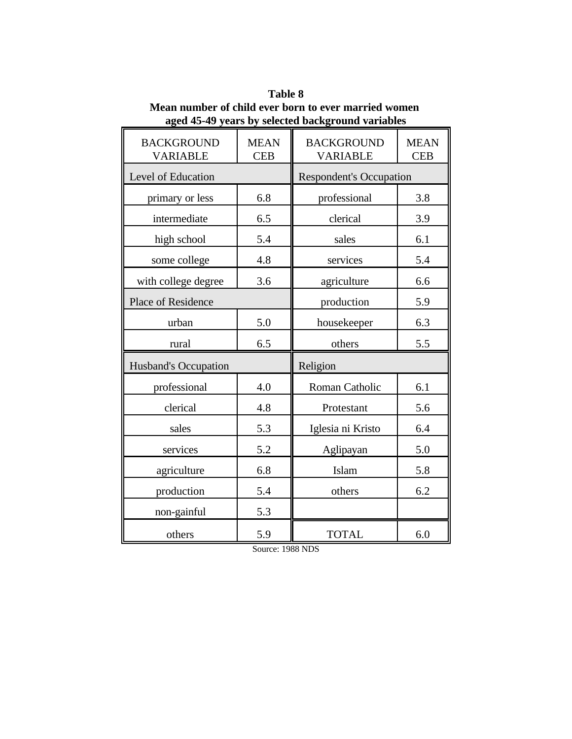**Table 8**
**Mean number of child ever born to ever married women aged 45-49 years by selected background variables**

| BACKGROUND VARIABLE | MEAN CEB | BACKGROUND VARIABLE | MEAN CEB |
|---|---|---|---|
| Level of Education | | Respondent's Occupation | |
| primary or less | 6.8 | professional | 3.8 |
| intermediate | 6.5 | clerical | 3.9 |
| high school | 5.4 | sales | 6.1 |
| some college | 4.8 | services | 5.4 |
| with college degree | 3.6 | agriculture | 6.6 |
| Place of Residence | | production | 5.9 |
| urban | 5.0 | housekeeper | 6.3 |
| rural | 6.5 | others | 5.5 |
| Husband's Occupation | | Religion | |
| professional | 4.0 | Roman Catholic | 6.1 |
| clerical | 4.8 | Protestant | 5.6 |
| sales | 5.3 | Iglesia ni Kristo | 6.4 |
| services | 5.2 | Aglipayan | 5.0 |
| agriculture | 6.8 | Islam | 5.8 |
| production | 5.4 | others | 6.2 |
| non-gainful | 5.3 | | |
| others | 5.9 | TOTAL | 6.0 |

Source: 1988 NDS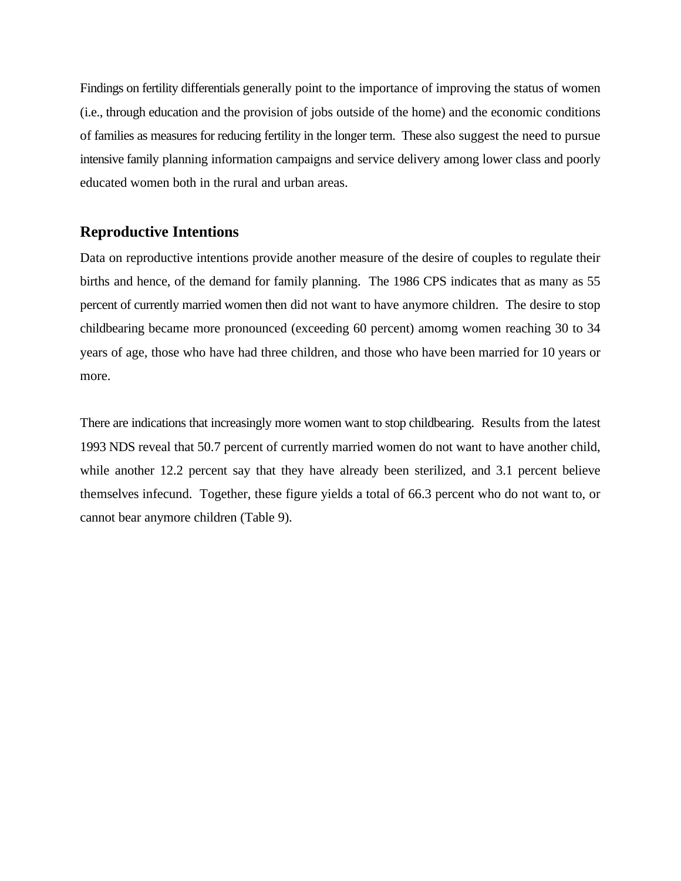Findings on fertility differentials generally point to the importance of improving the status of women (i.e., through education and the provision of jobs outside of the home) and the economic conditions of families as measures for reducing fertility in the longer term. These also suggest the need to pursue intensive family planning information campaigns and service delivery among lower class and poorly educated women both in the rural and urban areas.

## Reproductive Intentions

Data on reproductive intentions provide another measure of the desire of couples to regulate their births and hence, of the demand for family planning. The 1986 CPS indicates that as many as 55 percent of currently married women then did not want to have anymore children. The desire to stop childbearing became more pronounced (exceeding 60 percent) amomg women reaching 30 to 34 years of age, those who have had three children, and those who have been married for 10 years or more.

There are indications that increasingly more women want to stop childbearing. Results from the latest 1993 NDS reveal that 50.7 percent of currently married women do not want to have another child, while another 12.2 percent say that they have already been sterilized, and 3.1 percent believe themselves infecund. Together, these figure yields a total of 66.3 percent who do not want to, or cannot bear anymore children (Table 9).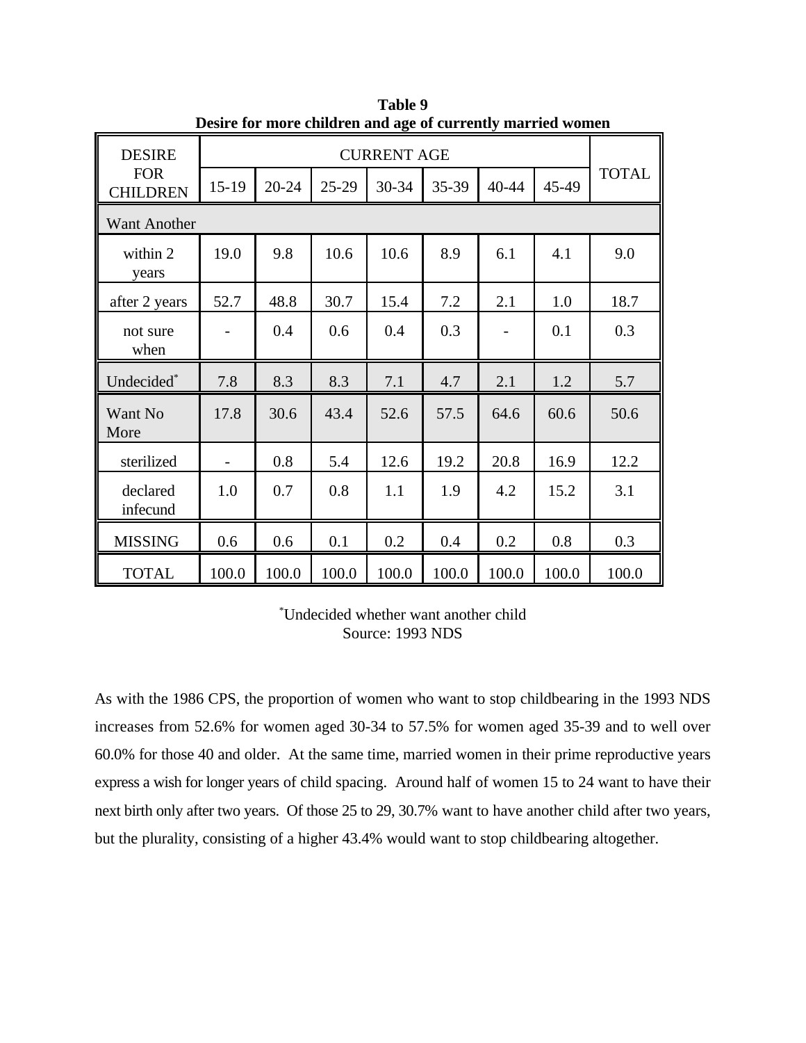**Table 9**
**Desire for more children and age of currently married women**

| DESIRE FOR CHILDREN | CURRENT AGE | | | | | | | TOTAL |
|---|---|---|---|---|---|---|---|---|
| | 15-19 | 20-24 | 25-29 | 30-34 | 35-39 | 40-44 | 45-49 | |
| Want Another | | | | | | | | |
| within 2 years | 19.0 | 9.8 | 10.6 | 10.6 | 8.9 | 6.1 | 4.1 | 9.0 |
| after 2 years | 52.7 | 48.8 | 30.7 | 15.4 | 7.2 | 2.1 | 1.0 | 18.7 |
| not sure when | - | 0.4 | 0.6 | 0.4 | 0.3 | - | 0.1 | 0.3 |
| Undecided* | 7.8 | 8.3 | 8.3 | 7.1 | 4.7 | 2.1 | 1.2 | 5.7 |
| Want No More | 17.8 | 30.6 | 43.4 | 52.6 | 57.5 | 64.6 | 60.6 | 50.6 |
| sterilized | - | 0.8 | 5.4 | 12.6 | 19.2 | 20.8 | 16.9 | 12.2 |
| declared infecund | 1.0 | 0.7 | 0.8 | 1.1 | 1.9 | 4.2 | 15.2 | 3.1 |
| MISSING | 0.6 | 0.6 | 0.1 | 0.2 | 0.4 | 0.2 | 0.8 | 0.3 |
| TOTAL | 100.0 | 100.0 | 100.0 | 100.0 | 100.0 | 100.0 | 100.0 | 100.0 |

*Undecided whether want another child
Source: 1993 NDS

As with the 1986 CPS, the proportion of women who want to stop childbearing in the 1993 NDS increases from 52.6% for women aged 30-34 to 57.5% for women aged 35-39 and to well over 60.0% for those 40 and older. At the same time, married women in their prime reproductive years express a wish for longer years of child spacing. Around half of women 15 to 24 want to have their next birth only after two years. Of those 25 to 29, 30.7% want to have another child after two years, but the plurality, consisting of a higher 43.4% would want to stop childbearing altogether.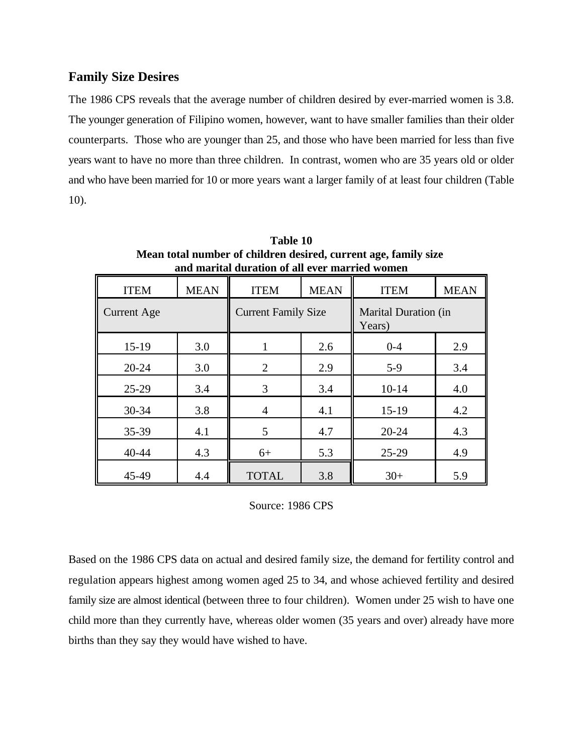## Family Size Desires

The 1986 CPS reveals that the average number of children desired by ever-married women is 3.8. The younger generation of Filipino women, however, want to have smaller families than their older counterparts. Those who are younger than 25, and those who have been married for less than five years want to have no more than three children. In contrast, women who are 35 years old or older and who have been married for 10 or more years want a larger family of at least four children (Table 10).

**Table 10**
**Mean total number of children desired, current age, family size and marital duration of all ever married women**

| ITEM | MEAN | ITEM | MEAN | ITEM | MEAN |
|---|---|---|---|---|---|
| Current Age | | Current Family Size | | Marital Duration (in Years) | |
| 15-19 | 3.0 | 1 | 2.6 | 0-4 | 2.9 |
| 20-24 | 3.0 | 2 | 2.9 | 5-9 | 3.4 |
| 25-29 | 3.4 | 3 | 3.4 | 10-14 | 4.0 |
| 30-34 | 3.8 | 4 | 4.1 | 15-19 | 4.2 |
| 35-39 | 4.1 | 5 | 4.7 | 20-24 | 4.3 |
| 40-44 | 4.3 | 6+ | 5.3 | 25-29 | 4.9 |
| 45-49 | 4.4 | TOTAL | 3.8 | 30+ | 5.9 |

Source: 1986 CPS

Based on the 1986 CPS data on actual and desired family size, the demand for fertility control and regulation appears highest among women aged 25 to 34, and whose achieved fertility and desired family size are almost identical (between three to four children). Women under 25 wish to have one child more than they currently have, whereas older women (35 years and over) already have more births than they say they would have wished to have.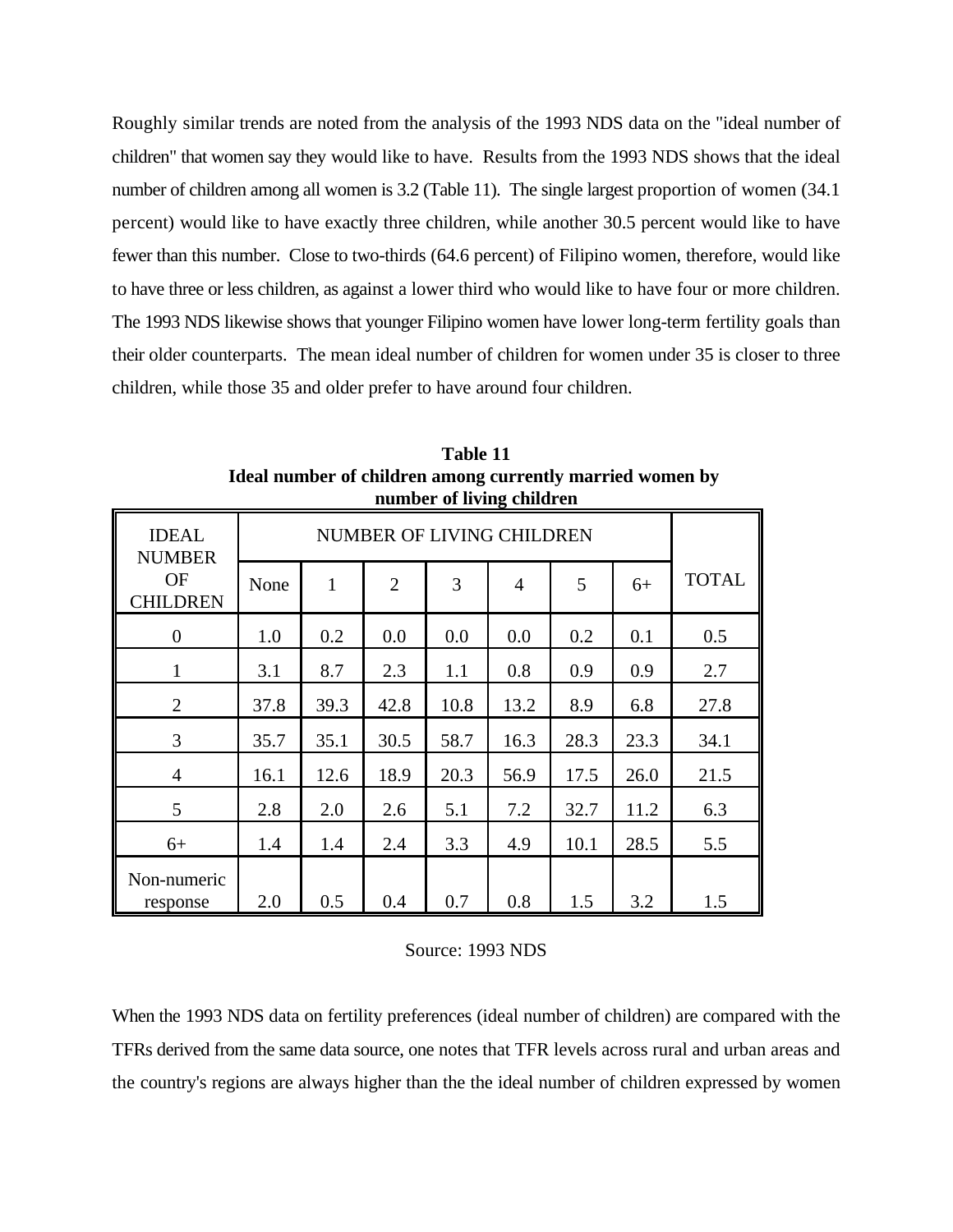Roughly similar trends are noted from the analysis of the 1993 NDS data on the "ideal number of children" that women say they would like to have. Results from the 1993 NDS shows that the ideal number of children among all women is 3.2 (Table 11). The single largest proportion of women (34.1 percent) would like to have exactly three children, while another 30.5 percent would like to have fewer than this number. Close to two-thirds (64.6 percent) of Filipino women, therefore, would like to have three or less children, as against a lower third who would like to have four or more children. The 1993 NDS likewise shows that younger Filipino women have lower long-term fertility goals than their older counterparts. The mean ideal number of children for women under 35 is closer to three children, while those 35 and older prefer to have around four children.

**Table 11**
**Ideal number of children among currently married women by number of living children**

| IDEAL NUMBER OF CHILDREN | NUMBER OF LIVING CHILDREN | | | | | | | TOTAL |
|---|---|---|---|---|---|---|---|---|
| | None | 1 | 2 | 3 | 4 | 5 | 6+ | |
| 0 | 1.0 | 0.2 | 0.0 | 0.0 | 0.0 | 0.2 | 0.1 | 0.5 |
| 1 | 3.1 | 8.7 | 2.3 | 1.1 | 0.8 | 0.9 | 0.9 | 2.7 |
| 2 | 37.8 | 39.3 | 42.8 | 10.8 | 13.2 | 8.9 | 6.8 | 27.8 |
| 3 | 35.7 | 35.1 | 30.5 | 58.7 | 16.3 | 28.3 | 23.3 | 34.1 |
| 4 | 16.1 | 12.6 | 18.9 | 20.3 | 56.9 | 17.5 | 26.0 | 21.5 |
| 5 | 2.8 | 2.0 | 2.6 | 5.1 | 7.2 | 32.7 | 11.2 | 6.3 |
| 6+ | 1.4 | 1.4 | 2.4 | 3.3 | 4.9 | 10.1 | 28.5 | 5.5 |
| Non-numeric response | 2.0 | 0.5 | 0.4 | 0.7 | 0.8 | 1.5 | 3.2 | 1.5 |

Source: 1993 NDS

When the 1993 NDS data on fertility preferences (ideal number of children) are compared with the TFRs derived from the same data source, one notes that TFR levels across rural and urban areas and the country's regions are always higher than the the ideal number of children expressed by women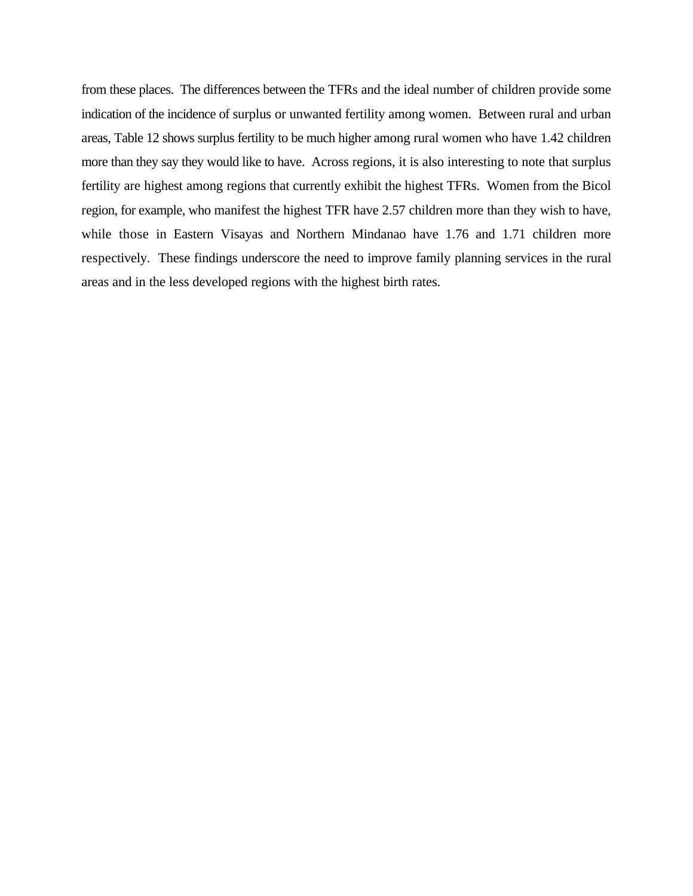from these places. The differences between the TFRs and the ideal number of children provide some indication of the incidence of surplus or unwanted fertility among women. Between rural and urban areas, Table 12 shows surplus fertility to be much higher among rural women who have 1.42 children more than they say they would like to have. Across regions, it is also interesting to note that surplus fertility are highest among regions that currently exhibit the highest TFRs. Women from the Bicol region, for example, who manifest the highest TFR have 2.57 children more than they wish to have, while those in Eastern Visayas and Northern Mindanao have 1.76 and 1.71 children more respectively. These findings underscore the need to improve family planning services in the rural areas and in the less developed regions with the highest birth rates.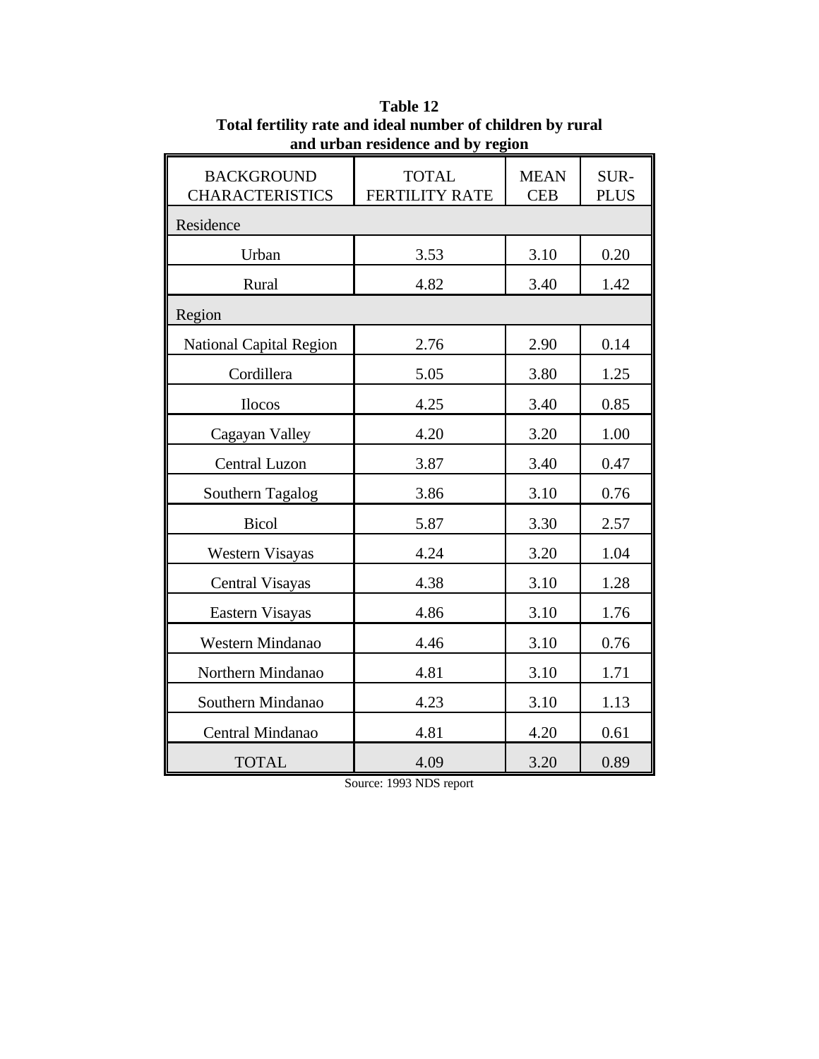**Table 12**
**Total fertility rate and ideal number of children by rural and urban residence and by region**

| BACKGROUND CHARACTERISTICS | TOTAL FERTILITY RATE | MEAN CEB | SUR-PLUS |
|---|---|---|---|
| Residence | | | |
| Urban | 3.53 | 3.10 | 0.20 |
| Rural | 4.82 | 3.40 | 1.42 |
| Region | | | |
| National Capital Region | 2.76 | 2.90 | 0.14 |
| Cordillera | 5.05 | 3.80 | 1.25 |
| Ilocos | 4.25 | 3.40 | 0.85 |
| Cagayan Valley | 4.20 | 3.20 | 1.00 |
| Central Luzon | 3.87 | 3.40 | 0.47 |
| Southern Tagalog | 3.86 | 3.10 | 0.76 |
| Bicol | 5.87 | 3.30 | 2.57 |
| Western Visayas | 4.24 | 3.20 | 1.04 |
| Central Visayas | 4.38 | 3.10 | 1.28 |
| Eastern Visayas | 4.86 | 3.10 | 1.76 |
| Western Mindanao | 4.46 | 3.10 | 0.76 |
| Northern Mindanao | 4.81 | 3.10 | 1.71 |
| Southern Mindanao | 4.23 | 3.10 | 1.13 |
| Central Mindanao | 4.81 | 4.20 | 0.61 |
| TOTAL | 4.09 | 3.20 | 0.89 |

Source: 1993 NDS report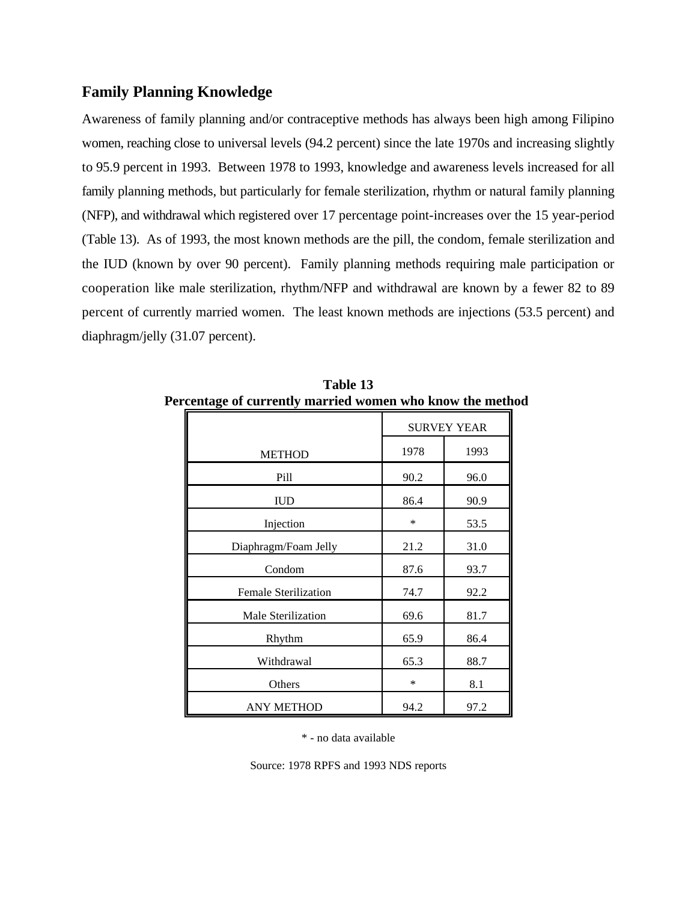## Family Planning Knowledge

Awareness of family planning and/or contraceptive methods has always been high among Filipino women, reaching close to universal levels (94.2 percent) since the late 1970s and increasing slightly to 95.9 percent in 1993. Between 1978 to 1993, knowledge and awareness levels increased for all family planning methods, but particularly for female sterilization, rhythm or natural family planning (NFP), and withdrawal which registered over 17 percentage point-increases over the 15 year-period (Table 13). As of 1993, the most known methods are the pill, the condom, female sterilization and the IUD (known by over 90 percent). Family planning methods requiring male participation or cooperation like male sterilization, rhythm/NFP and withdrawal are known by a fewer 82 to 89 percent of currently married women. The least known methods are injections (53.5 percent) and diaphragm/jelly (31.07 percent).

**Table 13**
**Percentage of currently married women who know the method**

| METHOD | SURVEY YEAR | |
|---|---|---|
| | 1978 | 1993 |
| Pill | 90.2 | 96.0 |
| IUD | 86.4 | 90.9 |
| Injection | * | 53.5 |
| Diaphragm/Foam Jelly | 21.2 | 31.0 |
| Condom | 87.6 | 93.7 |
| Female Sterilization | 74.7 | 92.2 |
| Male Sterilization | 69.6 | 81.7 |
| Rhythm | 65.9 | 86.4 |
| Withdrawal | 65.3 | 88.7 |
| Others | * | 8.1 |
| ANY METHOD | 94.2 | 97.2 |

* - no data available

Source: 1978 RPFS and 1993 NDS reports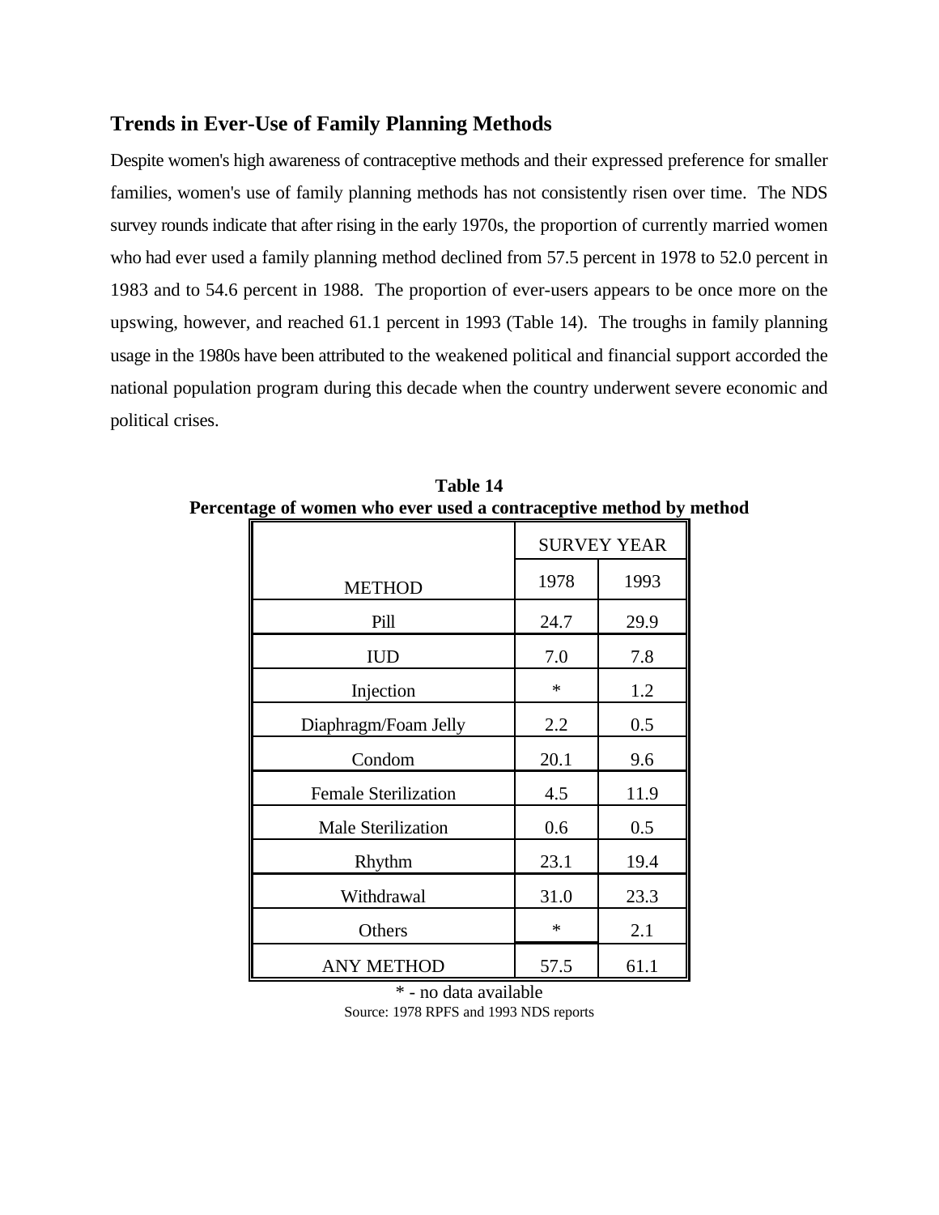## Trends in Ever-Use of Family Planning Methods

Despite women's high awareness of contraceptive methods and their expressed preference for smaller families, women's use of family planning methods has not consistently risen over time. The NDS survey rounds indicate that after rising in the early 1970s, the proportion of currently married women who had ever used a family planning method declined from 57.5 percent in 1978 to 52.0 percent in 1983 and to 54.6 percent in 1988. The proportion of ever-users appears to be once more on the upswing, however, and reached 61.1 percent in 1993 (Table 14). The troughs in family planning usage in the 1980s have been attributed to the weakened political and financial support accorded the national population program during this decade when the country underwent severe economic and political crises.

**Table 14**
**Percentage of women who ever used a contraceptive method by method**

| METHOD | SURVEY YEAR | |
|---|---|---|
| | 1978 | 1993 |
| Pill | 24.7 | 29.9 |
| IUD | 7.0 | 7.8 |
| Injection | * | 1.2 |
| Diaphragm/Foam Jelly | 2.2 | 0.5 |
| Condom | 20.1 | 9.6 |
| Female Sterilization | 4.5 | 11.9 |
| Male Sterilization | 0.6 | 0.5 |
| Rhythm | 23.1 | 19.4 |
| Withdrawal | 31.0 | 23.3 |
| Others | * | 2.1 |
| ANY METHOD | 57.5 | 61.1 |

* - no data available

Source: 1978 RPFS and 1993 NDS reports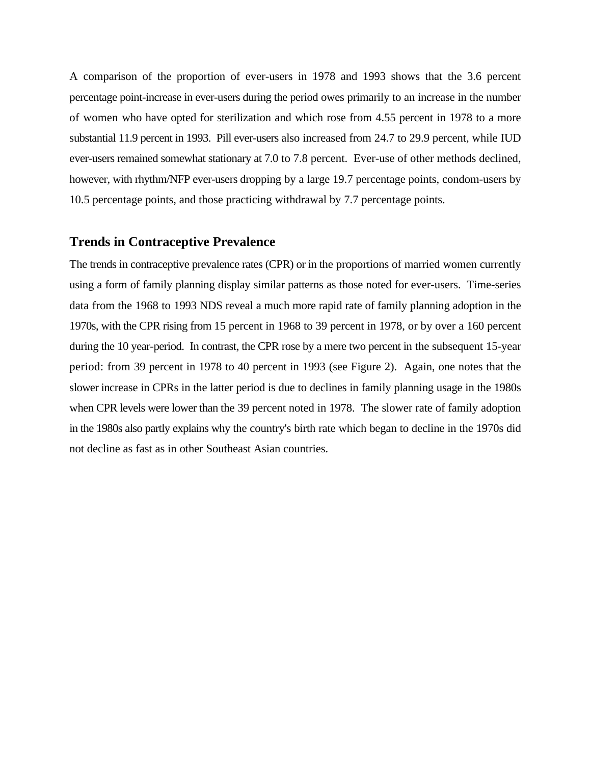A comparison of the proportion of ever-users in 1978 and 1993 shows that the 3.6 percent percentage point-increase in ever-users during the period owes primarily to an increase in the number of women who have opted for sterilization and which rose from 4.55 percent in 1978 to a more substantial 11.9 percent in 1993. Pill ever-users also increased from 24.7 to 29.9 percent, while IUD ever-users remained somewhat stationary at 7.0 to 7.8 percent. Ever-use of other methods declined, however, with rhythm/NFP ever-users dropping by a large 19.7 percentage points, condom-users by 10.5 percentage points, and those practicing withdrawal by 7.7 percentage points.

## Trends in Contraceptive Prevalence

The trends in contraceptive prevalence rates (CPR) or in the proportions of married women currently using a form of family planning display similar patterns as those noted for ever-users. Time-series data from the 1968 to 1993 NDS reveal a much more rapid rate of family planning adoption in the 1970s, with the CPR rising from 15 percent in 1968 to 39 percent in 1978, or by over a 160 percent during the 10 year-period. In contrast, the CPR rose by a mere two percent in the subsequent 15-year period: from 39 percent in 1978 to 40 percent in 1993 (see Figure 2). Again, one notes that the slower increase in CPRs in the latter period is due to declines in family planning usage in the 1980s when CPR levels were lower than the 39 percent noted in 1978. The slower rate of family adoption in the 1980s also partly explains why the country's birth rate which began to decline in the 1970s did not decline as fast as in other Southeast Asian countries.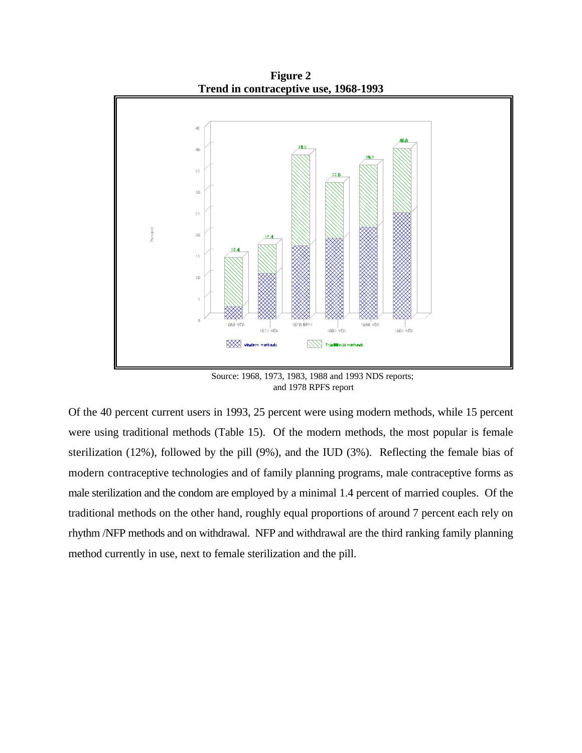**Figure 2**
**Trend in contraceptive use, 1968-1993**

Source: 1968, 1973, 1983, 1988 and 1993 NDS reports; and 1978 RPFS report

Of the 40 percent current users in 1993, 25 percent were using modern methods, while 15 percent were using traditional methods (Table 15). Of the modern methods, the most popular is female sterilization (12%), followed by the pill (9%), and the IUD (3%). Reflecting the female bias of modern contraceptive technologies and of family planning programs, male contraceptive forms as male sterilization and the condom are employed by a minimal 1.4 percent of married couples. Of the traditional methods on the other hand, roughly equal proportions of around 7 percent each rely on rhythm /NFP methods and on withdrawal. NFP and withdrawal are the third ranking family planning method currently in use, next to female sterilization and the pill.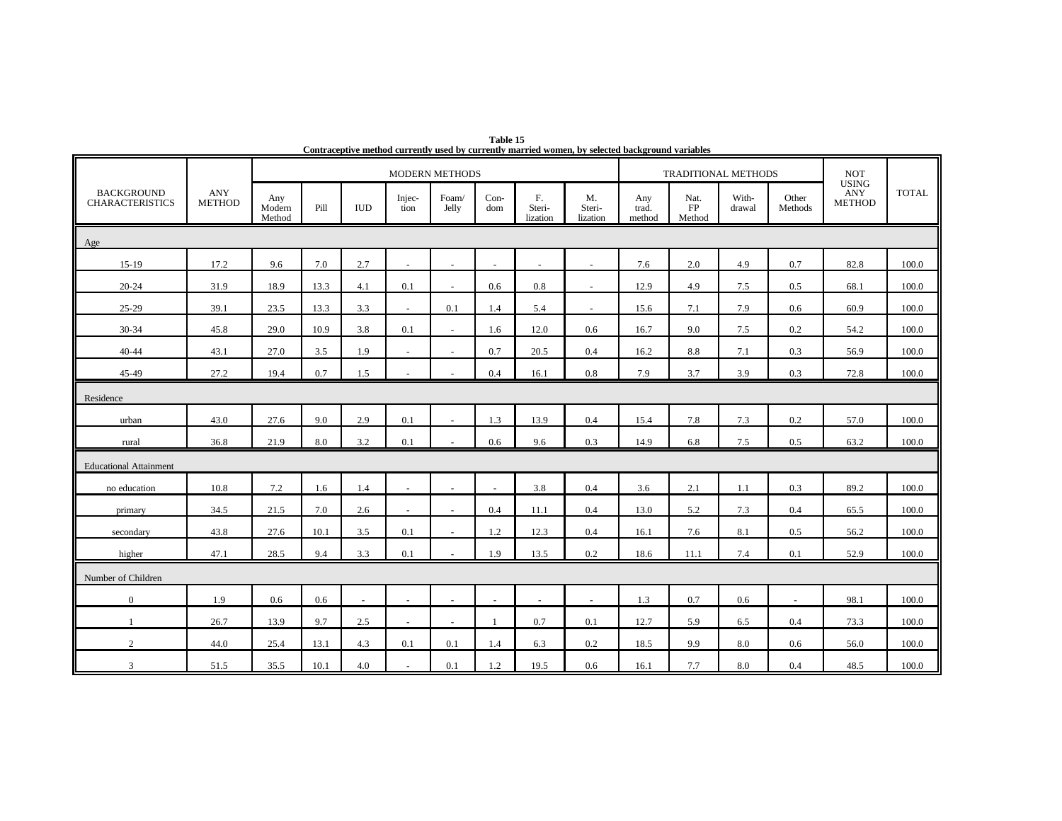**Table 15**
**Contraceptive method currently used by currently married women, by selected background variables**

| BACKGROUND CHARACTERISTICS | ANY METHOD | MODERN METHODS | | | | | | | | TRADITIONAL METHODS | | | | NOT USING ANY METHOD | TOTAL |
|---|---|---|---|---|---|---|---|---|---|---|---|---|---|---|---|
| | | Any Modern Method | Pill | IUD | Injec-tion | Foam/ Jelly | Con-dom | F. Steri-lization | M. Steri-lization | Any trad. method | Nat. FP Method | With-drawal | Other Methods | | |
| Age | | | | | | | | | | | | | | | |
| 15-19 | 17.2 | 9.6 | 7.0 | 2.7 | - | - | - | - | - | 7.6 | 2.0 | 4.9 | 0.7 | 82.8 | 100.0 |
| 20-24 | 31.9 | 18.9 | 13.3 | 4.1 | 0.1 | - | 0.6 | 0.8 | - | 12.9 | 4.9 | 7.5 | 0.5 | 68.1 | 100.0 |
| 25-29 | 39.1 | 23.5 | 13.3 | 3.3 | - | 0.1 | 1.4 | 5.4 | - | 15.6 | 7.1 | 7.9 | 0.6 | 60.9 | 100.0 |
| 30-34 | 45.8 | 29.0 | 10.9 | 3.8 | 0.1 | - | 1.6 | 12.0 | 0.6 | 16.7 | 9.0 | 7.5 | 0.2 | 54.2 | 100.0 |
| 40-44 | 43.1 | 27.0 | 3.5 | 1.9 | - | - | 0.7 | 20.5 | 0.4 | 16.2 | 8.8 | 7.1 | 0.3 | 56.9 | 100.0 |
| 45-49 | 27.2 | 19.4 | 0.7 | 1.5 | - | - | 0.4 | 16.1 | 0.8 | 7.9 | 3.7 | 3.9 | 0.3 | 72.8 | 100.0 |
| Residence | | | | | | | | | | | | | | | |
| urban | 43.0 | 27.6 | 9.0 | 2.9 | 0.1 | - | 1.3 | 13.9 | 0.4 | 15.4 | 7.8 | 7.3 | 0.2 | 57.0 | 100.0 |
| rural | 36.8 | 21.9 | 8.0 | 3.2 | 0.1 | - | 0.6 | 9.6 | 0.3 | 14.9 | 6.8 | 7.5 | 0.5 | 63.2 | 100.0 |
| Educational Attainment | | | | | | | | | | | | | | | |
| no education | 10.8 | 7.2 | 1.6 | 1.4 | - | - | - | 3.8 | 0.4 | 3.6 | 2.1 | 1.1 | 0.3 | 89.2 | 100.0 |
| primary | 34.5 | 21.5 | 7.0 | 2.6 | - | - | 0.4 | 11.1 | 0.4 | 13.0 | 5.2 | 7.3 | 0.4 | 65.5 | 100.0 |
| secondary | 43.8 | 27.6 | 10.1 | 3.5 | 0.1 | - | 1.2 | 12.3 | 0.4 | 16.1 | 7.6 | 8.1 | 0.5 | 56.2 | 100.0 |
| higher | 47.1 | 28.5 | 9.4 | 3.3 | 0.1 | - | 1.9 | 13.5 | 0.2 | 18.6 | 11.1 | 7.4 | 0.1 | 52.9 | 100.0 |
| Number of Children | | | | | | | | | | | | | | | |
| 0 | 1.9 | 0.6 | 0.6 | - | - | - | - | - | - | 1.3 | 0.7 | 0.6 | - | 98.1 | 100.0 |
| 1 | 26.7 | 13.9 | 9.7 | 2.5 | - | - | 1 | 0.7 | 0.1 | 12.7 | 5.9 | 6.5 | 0.4 | 73.3 | 100.0 |
| 2 | 44.0 | 25.4 | 13.1 | 4.3 | 0.1 | 0.1 | 1.4 | 6.3 | 0.2 | 18.5 | 9.9 | 8.0 | 0.6 | 56.0 | 100.0 |
| 3 | 51.5 | 35.5 | 10.1 | 4.0 | - | 0.1 | 1.2 | 19.5 | 0.6 | 16.1 | 7.7 | 8.0 | 0.4 | 48.5 | 100.0 |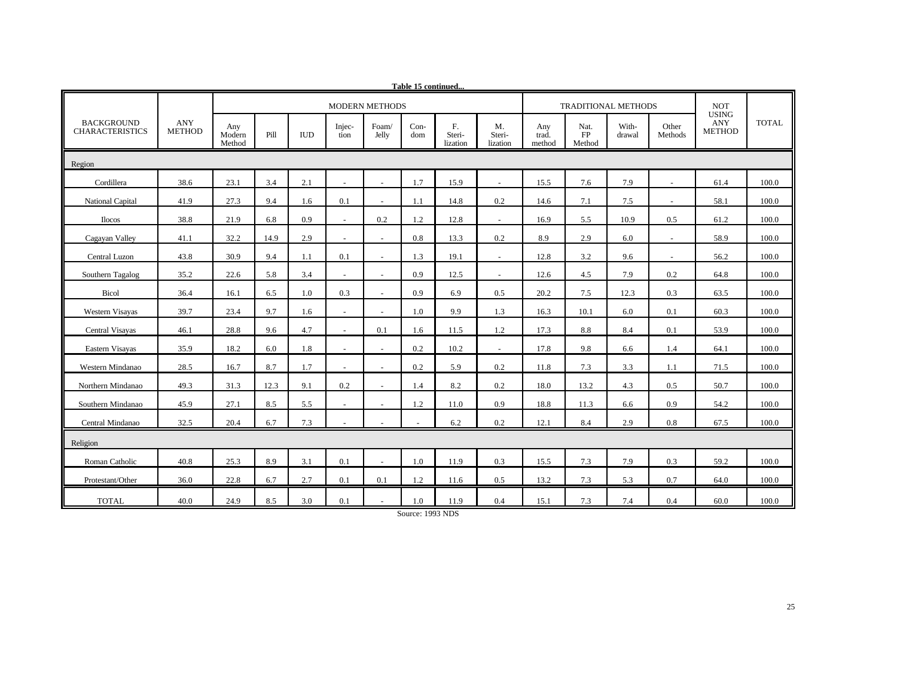**Table 15 continued...**

| BACKGROUND CHARACTERISTICS | ANY METHOD | MODERN METHODS | | | | | | | | TRADITIONAL METHODS | | | | NOT USING ANY METHOD | TOTAL |
|---|---|---|---|---|---|---|---|---|---|---|---|---|---|---|---|
| | | Any Modern Method | Pill | IUD | Injec-tion | Foam/ Jelly | Con-dom | F. Steri-lization | M. Steri-lization | Any trad. method | Nat. FP Method | With-drawal | Other Methods | | |
| **Region** | | | | | | | | | | | | | | | |
| Cordillera | 38.6 | 23.1 | 3.4 | 2.1 | - | - | 1.7 | 15.9 | - | 15.5 | 7.6 | 7.9 | - | 61.4 | 100.0 |
| National Capital | 41.9 | 27.3 | 9.4 | 1.6 | 0.1 | - | 1.1 | 14.8 | 0.2 | 14.6 | 7.1 | 7.5 | - | 58.1 | 100.0 |
| Ilocos | 38.8 | 21.9 | 6.8 | 0.9 | - | 0.2 | 1.2 | 12.8 | - | 16.9 | 5.5 | 10.9 | 0.5 | 61.2 | 100.0 |
| Cagayan Valley | 41.1 | 32.2 | 14.9 | 2.9 | - | - | 0.8 | 13.3 | 0.2 | 8.9 | 2.9 | 6.0 | - | 58.9 | 100.0 |
| Central Luzon | 43.8 | 30.9 | 9.4 | 1.1 | 0.1 | - | 1.3 | 19.1 | - | 12.8 | 3.2 | 9.6 | - | 56.2 | 100.0 |
| Southern Tagalog | 35.2 | 22.6 | 5.8 | 3.4 | - | - | 0.9 | 12.5 | - | 12.6 | 4.5 | 7.9 | 0.2 | 64.8 | 100.0 |
| Bicol | 36.4 | 16.1 | 6.5 | 1.0 | 0.3 | - | 0.9 | 6.9 | 0.5 | 20.2 | 7.5 | 12.3 | 0.3 | 63.5 | 100.0 |
| Western Visayas | 39.7 | 23.4 | 9.7 | 1.6 | - | - | 1.0 | 9.9 | 1.3 | 16.3 | 10.1 | 6.0 | 0.1 | 60.3 | 100.0 |
| Central Visayas | 46.1 | 28.8 | 9.6 | 4.7 | - | 0.1 | 1.6 | 11.5 | 1.2 | 17.3 | 8.8 | 8.4 | 0.1 | 53.9 | 100.0 |
| Eastern Visayas | 35.9 | 18.2 | 6.0 | 1.8 | - | - | 0.2 | 10.2 | - | 17.8 | 9.8 | 6.6 | 1.4 | 64.1 | 100.0 |
| Western Mindanao | 28.5 | 16.7 | 8.7 | 1.7 | - | - | 0.2 | 5.9 | 0.2 | 11.8 | 7.3 | 3.3 | 1.1 | 71.5 | 100.0 |
| Northern Mindanao | 49.3 | 31.3 | 12.3 | 9.1 | 0.2 | - | 1.4 | 8.2 | 0.2 | 18.0 | 13.2 | 4.3 | 0.5 | 50.7 | 100.0 |
| Southern Mindanao | 45.9 | 27.1 | 8.5 | 5.5 | - | - | 1.2 | 11.0 | 0.9 | 18.8 | 11.3 | 6.6 | 0.9 | 54.2 | 100.0 |
| Central Mindanao | 32.5 | 20.4 | 6.7 | 7.3 | - | - | - | 6.2 | 0.2 | 12.1 | 8.4 | 2.9 | 0.8 | 67.5 | 100.0 |
| **Religion** | | | | | | | | | | | | | | | |
| Roman Catholic | 40.8 | 25.3 | 8.9 | 3.1 | 0.1 | - | 1.0 | 11.9 | 0.3 | 15.5 | 7.3 | 7.9 | 0.3 | 59.2 | 100.0 |
| Protestant/Other | 36.0 | 22.8 | 6.7 | 2.7 | 0.1 | 0.1 | 1.2 | 11.6 | 0.5 | 13.2 | 7.3 | 5.3 | 0.7 | 64.0 | 100.0 |
| TOTAL | 40.0 | 24.9 | 8.5 | 3.0 | 0.1 | - | 1.0 | 11.9 | 0.4 | 15.1 | 7.3 | 7.4 | 0.4 | 60.0 | 100.0 |

Source: 1993 NDS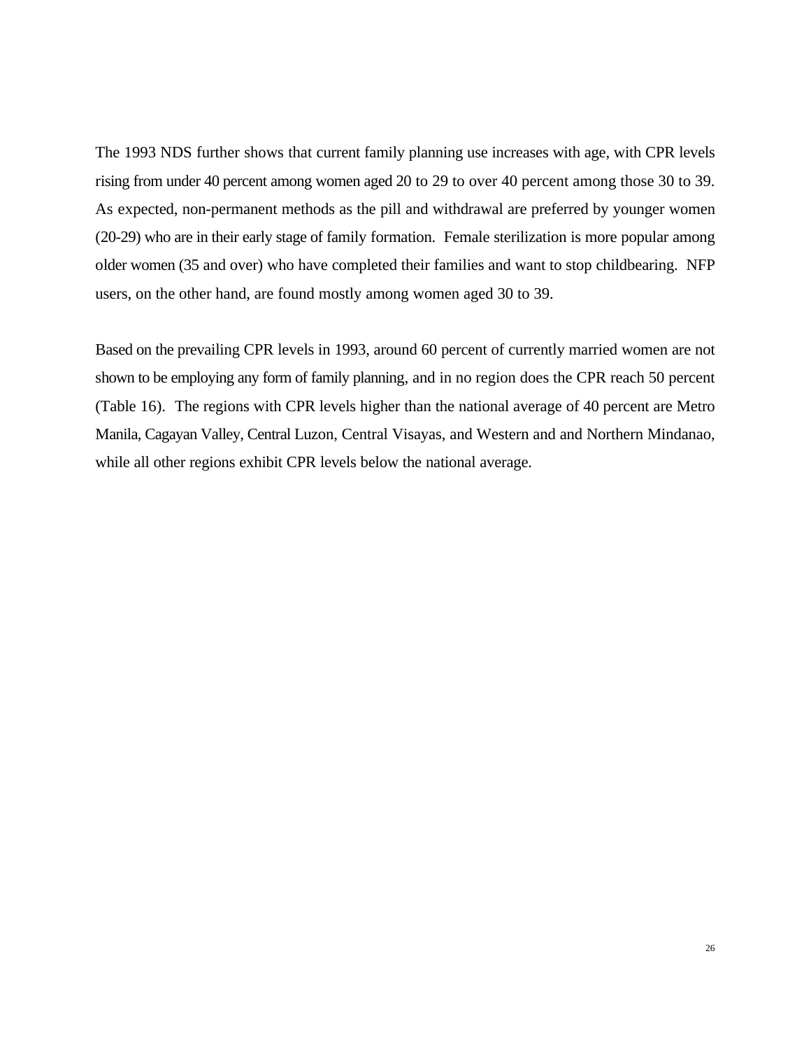The 1993 NDS further shows that current family planning use increases with age, with CPR levels rising from under 40 percent among women aged 20 to 29 to over 40 percent among those 30 to 39. As expected, non-permanent methods as the pill and withdrawal are preferred by younger women (20-29) who are in their early stage of family formation. Female sterilization is more popular among older women (35 and over) who have completed their families and want to stop childbearing. NFP users, on the other hand, are found mostly among women aged 30 to 39.

Based on the prevailing CPR levels in 1993, around 60 percent of currently married women are not shown to be employing any form of family planning, and in no region does the CPR reach 50 percent (Table 16). The regions with CPR levels higher than the national average of 40 percent are Metro Manila, Cagayan Valley, Central Luzon, Central Visayas, and Western and and Northern Mindanao, while all other regions exhibit CPR levels below the national average.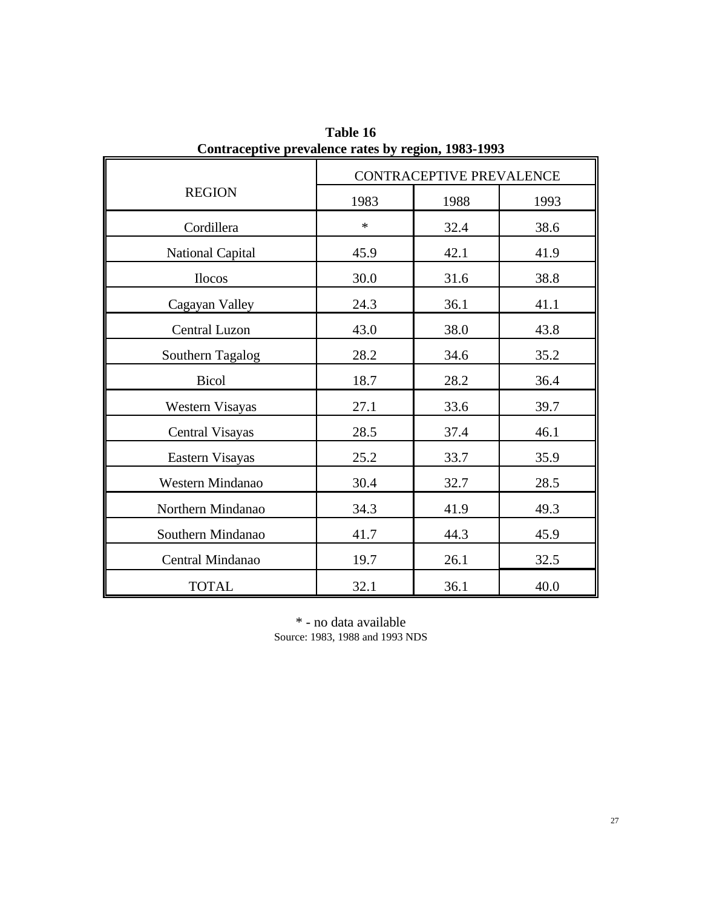**Table 16**
**Contraceptive prevalence rates by region, 1983-1993**

| REGION | CONTRACEPTIVE PREVALENCE | | |
|---|---|---|---|
| | 1983 | 1988 | 1993 |
| Cordillera | * | 32.4 | 38.6 |
| National Capital | 45.9 | 42.1 | 41.9 |
| Ilocos | 30.0 | 31.6 | 38.8 |
| Cagayan Valley | 24.3 | 36.1 | 41.1 |
| Central Luzon | 43.0 | 38.0 | 43.8 |
| Southern Tagalog | 28.2 | 34.6 | 35.2 |
| Bicol | 18.7 | 28.2 | 36.4 |
| Western Visayas | 27.1 | 33.6 | 39.7 |
| Central Visayas | 28.5 | 37.4 | 46.1 |
| Eastern Visayas | 25.2 | 33.7 | 35.9 |
| Western Mindanao | 30.4 | 32.7 | 28.5 |
| Northern Mindanao | 34.3 | 41.9 | 49.3 |
| Southern Mindanao | 41.7 | 44.3 | 45.9 |
| Central Mindanao | 19.7 | 26.1 | 32.5 |
| TOTAL | 32.1 | 36.1 | 40.0 |

* - no data available
Source: 1983, 1988 and 1993 NDS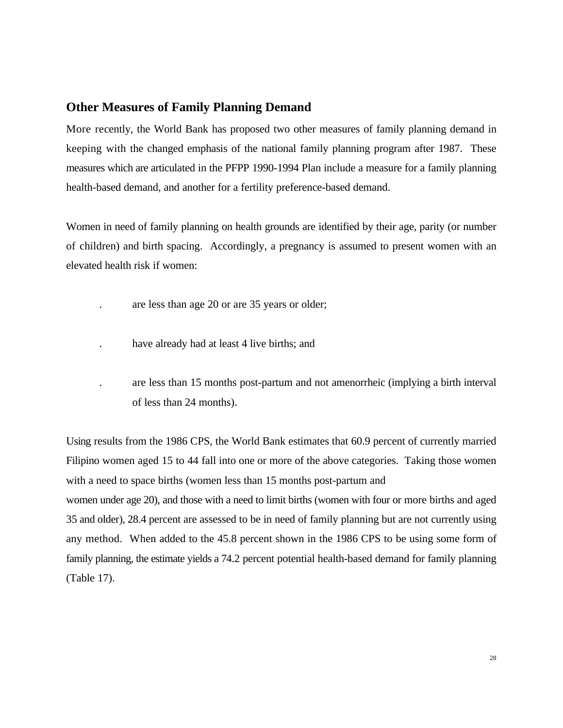## Other Measures of Family Planning Demand

More recently, the World Bank has proposed two other measures of family planning demand in keeping with the changed emphasis of the national family planning program after 1987. These measures which are articulated in the PFPP 1990-1994 Plan include a measure for a family planning health-based demand, and another for a fertility preference-based demand.

Women in need of family planning on health grounds are identified by their age, parity (or number of children) and birth spacing. Accordingly, a pregnancy is assumed to present women with an elevated health risk if women:

- are less than age 20 or are 35 years or older;
- have already had at least 4 live births; and
- are less than 15 months post-partum and not amenorrheic (implying a birth interval of less than 24 months).

Using results from the 1986 CPS, the World Bank estimates that 60.9 percent of currently married Filipino women aged 15 to 44 fall into one or more of the above categories. Taking those women with a need to space births (women less than 15 months post-partum and women under age 20), and those with a need to limit births (women with four or more births and aged 35 and older), 28.4 percent are assessed to be in need of family planning but are not currently using any method. When added to the 45.8 percent shown in the 1986 CPS to be using some form of family planning, the estimate yields a 74.2 percent potential health-based demand for family planning (Table 17).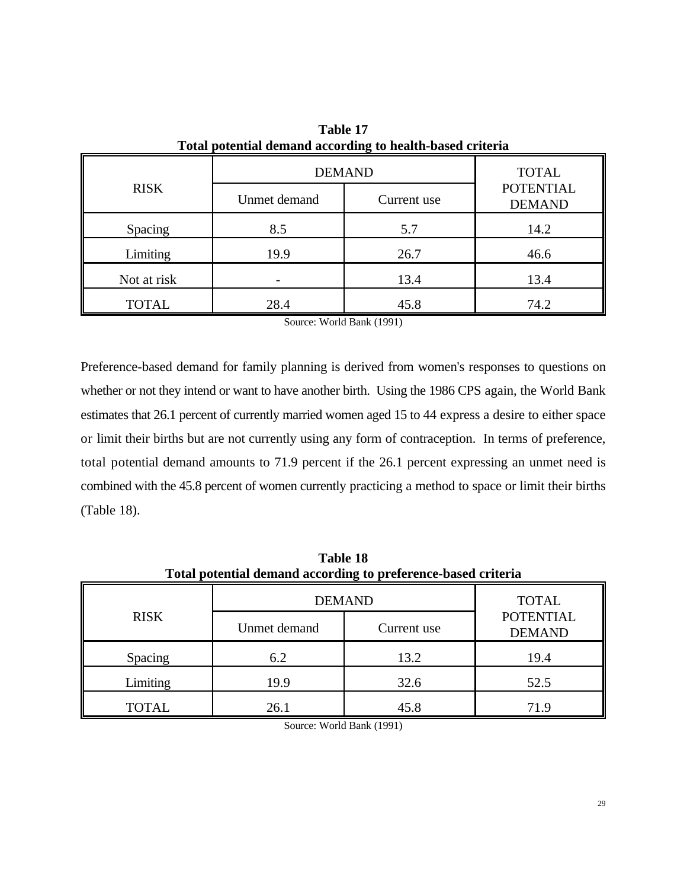**Table 17**
**Total potential demand according to health-based criteria**

| RISK | DEMAND | | TOTAL POTENTIAL DEMAND |
|---|---|---|---|
| | Unmet demand | Current use | |
| Spacing | 8.5 | 5.7 | 14.2 |
| Limiting | 19.9 | 26.7 | 46.6 |
| Not at risk | - | 13.4 | 13.4 |
| TOTAL | 28.4 | 45.8 | 74.2 |

Source: World Bank (1991)

Preference-based demand for family planning is derived from women's responses to questions on whether or not they intend or want to have another birth. Using the 1986 CPS again, the World Bank estimates that 26.1 percent of currently married women aged 15 to 44 express a desire to either space or limit their births but are not currently using any form of contraception. In terms of preference, total potential demand amounts to 71.9 percent if the 26.1 percent expressing an unmet need is combined with the 45.8 percent of women currently practicing a method to space or limit their births (Table 18).

**Table 18**
**Total potential demand according to preference-based criteria**

| RISK | DEMAND | | TOTAL POTENTIAL DEMAND |
|---|---|---|---|
| | Unmet demand | Current use | |
| Spacing | 6.2 | 13.2 | 19.4 |
| Limiting | 19.9 | 32.6 | 52.5 |
| TOTAL | 26.1 | 45.8 | 71.9 |

Source: World Bank (1991)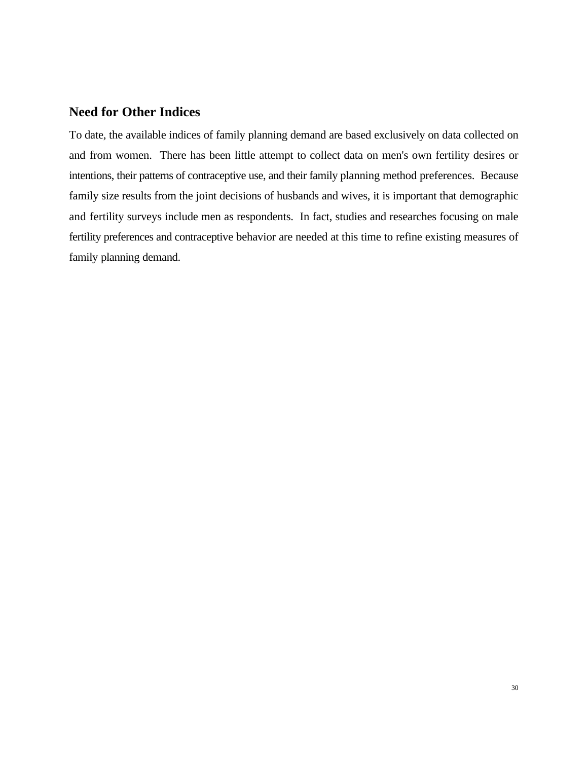## Need for Other Indices

To date, the available indices of family planning demand are based exclusively on data collected on and from women. There has been little attempt to collect data on men's own fertility desires or intentions, their patterns of contraceptive use, and their family planning method preferences. Because family size results from the joint decisions of husbands and wives, it is important that demographic and fertility surveys include men as respondents. In fact, studies and researches focusing on male fertility preferences and contraceptive behavior are needed at this time to refine existing measures of family planning demand.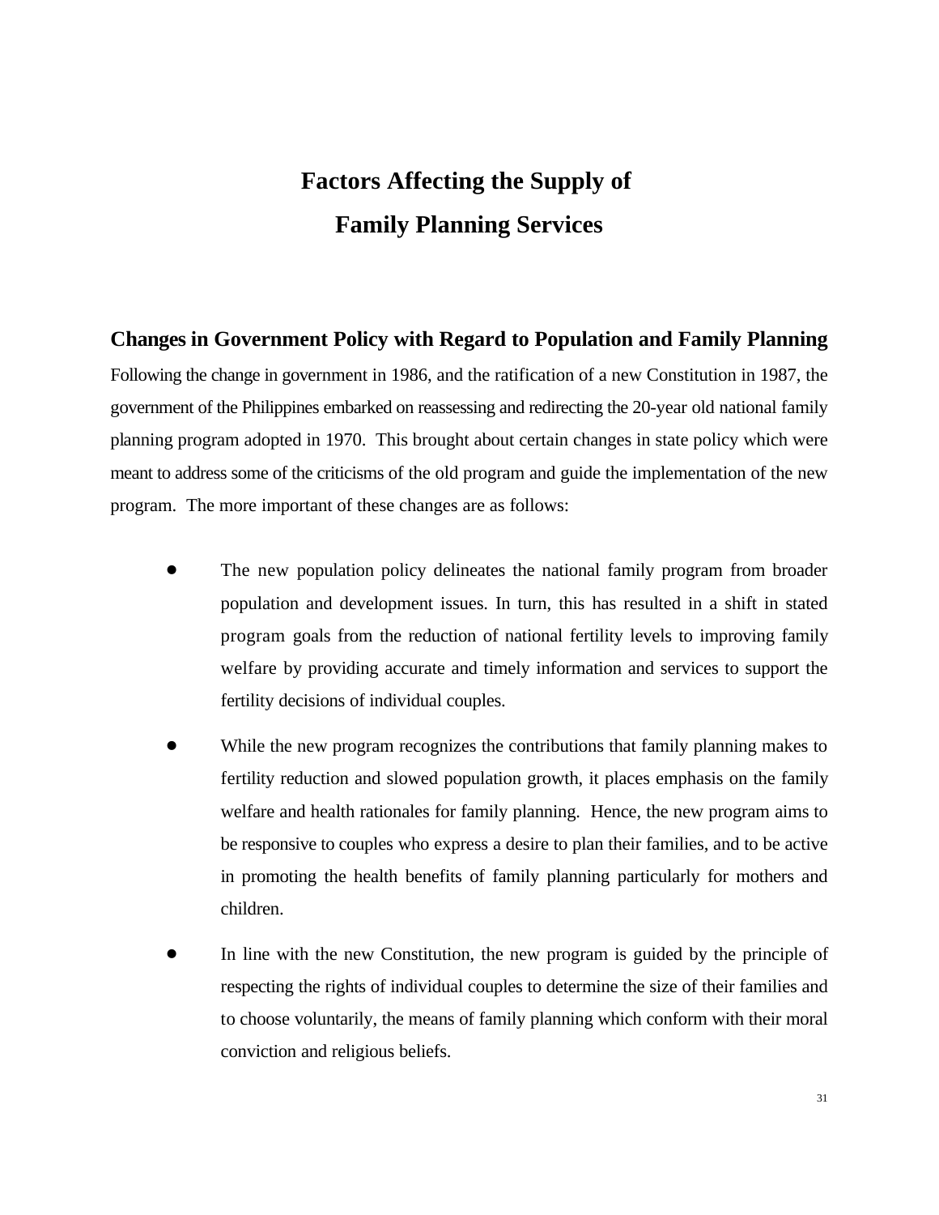# Factors Affecting the Supply of Family Planning Services

## Changes in Government Policy with Regard to Population and Family Planning

Following the change in government in 1986, and the ratification of a new Constitution in 1987, the government of the Philippines embarked on reassessing and redirecting the 20-year old national family planning program adopted in 1970. This brought about certain changes in state policy which were meant to address some of the criticisms of the old program and guide the implementation of the new program. The more important of these changes are as follows:

- The new population policy delineates the national family program from broader population and development issues. In turn, this has resulted in a shift in stated program goals from the reduction of national fertility levels to improving family welfare by providing accurate and timely information and services to support the fertility decisions of individual couples.

- While the new program recognizes the contributions that family planning makes to fertility reduction and slowed population growth, it places emphasis on the family welfare and health rationales for family planning. Hence, the new program aims to be responsive to couples who express a desire to plan their families, and to be active in promoting the health benefits of family planning particularly for mothers and children.

- In line with the new Constitution, the new program is guided by the principle of respecting the rights of individual couples to determine the size of their families and to choose voluntarily, the means of family planning which conform with their moral conviction and religious beliefs.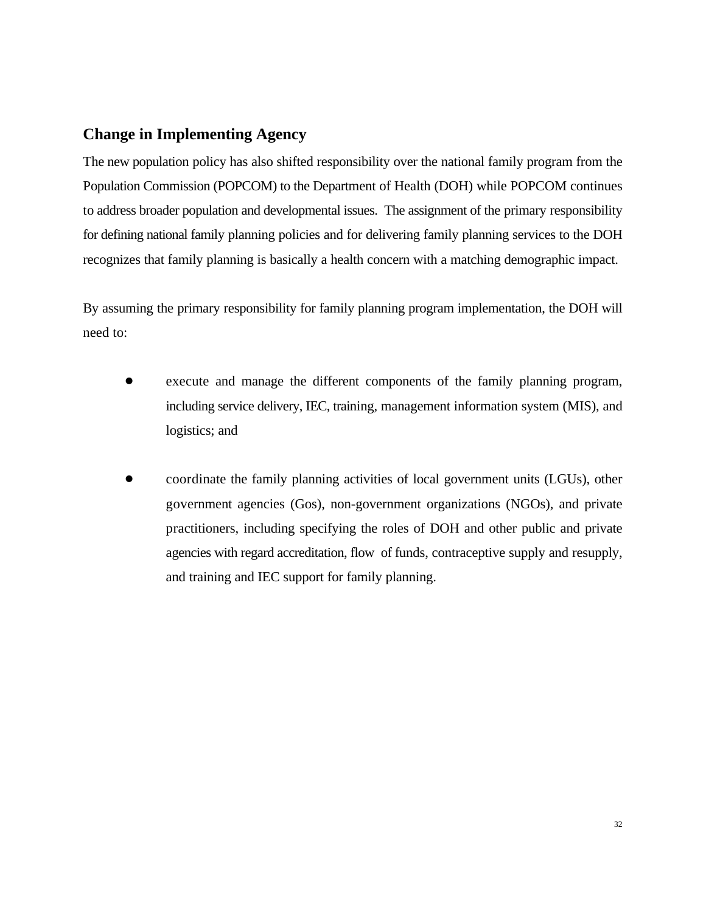## Change in Implementing Agency

The new population policy has also shifted responsibility over the national family program from the Population Commission (POPCOM) to the Department of Health (DOH) while POPCOM continues to address broader population and developmental issues. The assignment of the primary responsibility for defining national family planning policies and for delivering family planning services to the DOH recognizes that family planning is basically a health concern with a matching demographic impact.

By assuming the primary responsibility for family planning program implementation, the DOH will need to:

- execute and manage the different components of the family planning program, including service delivery, IEC, training, management information system (MIS), and logistics; and

- coordinate the family planning activities of local government units (LGUs), other government agencies (Gos), non-government organizations (NGOs), and private practitioners, including specifying the roles of DOH and other public and private agencies with regard accreditation, flow of funds, contraceptive supply and resupply, and training and IEC support for family planning.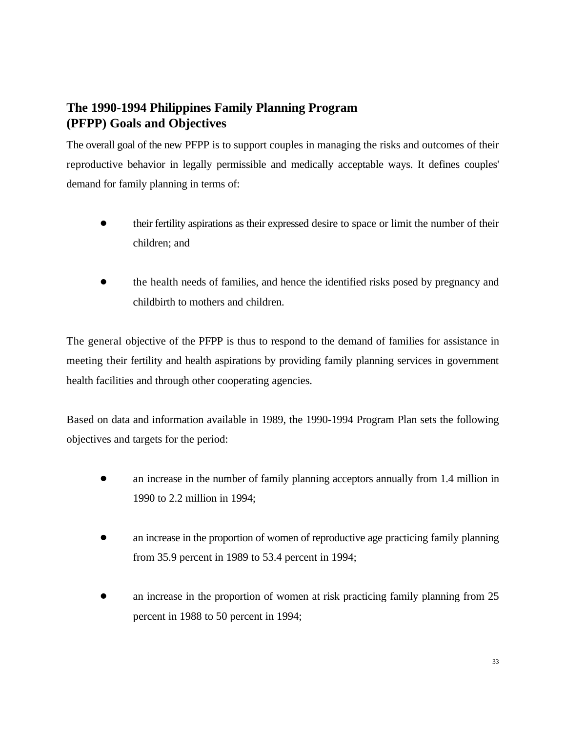## The 1990-1994 Philippines Family Planning Program (PFPP) Goals and Objectives

The overall goal of the new PFPP is to support couples in managing the risks and outcomes of their reproductive behavior in legally permissible and medically acceptable ways. It defines couples' demand for family planning in terms of:

- their fertility aspirations as their expressed desire to space or limit the number of their children; and

- the health needs of families, and hence the identified risks posed by pregnancy and childbirth to mothers and children.

The general objective of the PFPP is thus to respond to the demand of families for assistance in meeting their fertility and health aspirations by providing family planning services in government health facilities and through other cooperating agencies.

Based on data and information available in 1989, the 1990-1994 Program Plan sets the following objectives and targets for the period:

- an increase in the number of family planning acceptors annually from 1.4 million in 1990 to 2.2 million in 1994;

- an increase in the proportion of women of reproductive age practicing family planning from 35.9 percent in 1989 to 53.4 percent in 1994;

- an increase in the proportion of women at risk practicing family planning from 25 percent in 1988 to 50 percent in 1994;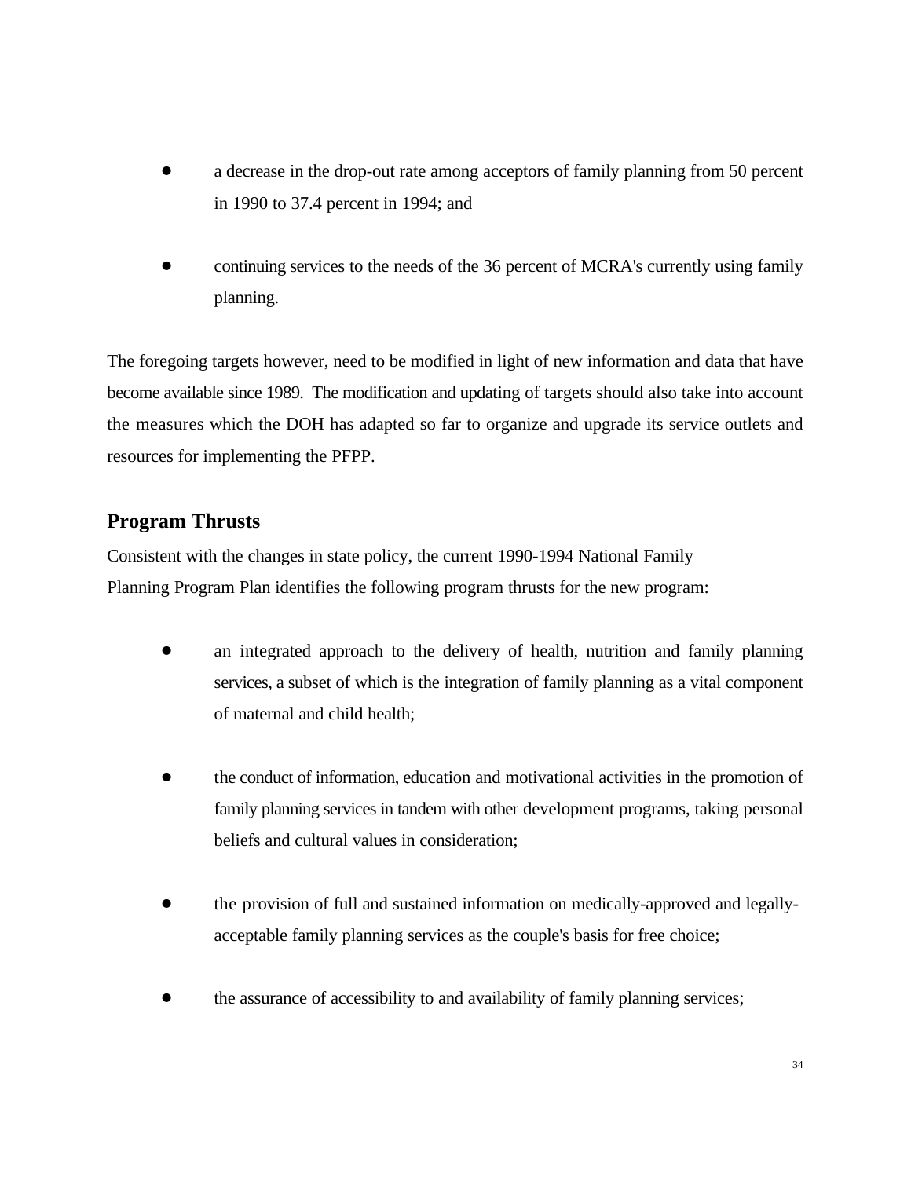- a decrease in the drop-out rate among acceptors of family planning from 50 percent in 1990 to 37.4 percent in 1994; and

- continuing services to the needs of the 36 percent of MCRA's currently using family planning.

The foregoing targets however, need to be modified in light of new information and data that have become available since 1989. The modification and updating of targets should also take into account the measures which the DOH has adapted so far to organize and upgrade its service outlets and resources for implementing the PFPP.

## Program Thrusts

Consistent with the changes in state policy, the current 1990-1994 National Family Planning Program Plan identifies the following program thrusts for the new program:

- an integrated approach to the delivery of health, nutrition and family planning services, a subset of which is the integration of family planning as a vital component of maternal and child health;

- the conduct of information, education and motivational activities in the promotion of family planning services in tandem with other development programs, taking personal beliefs and cultural values in consideration;

- the provision of full and sustained information on medically-approved and legally-acceptable family planning services as the couple's basis for free choice;

- the assurance of accessibility to and availability of family planning services;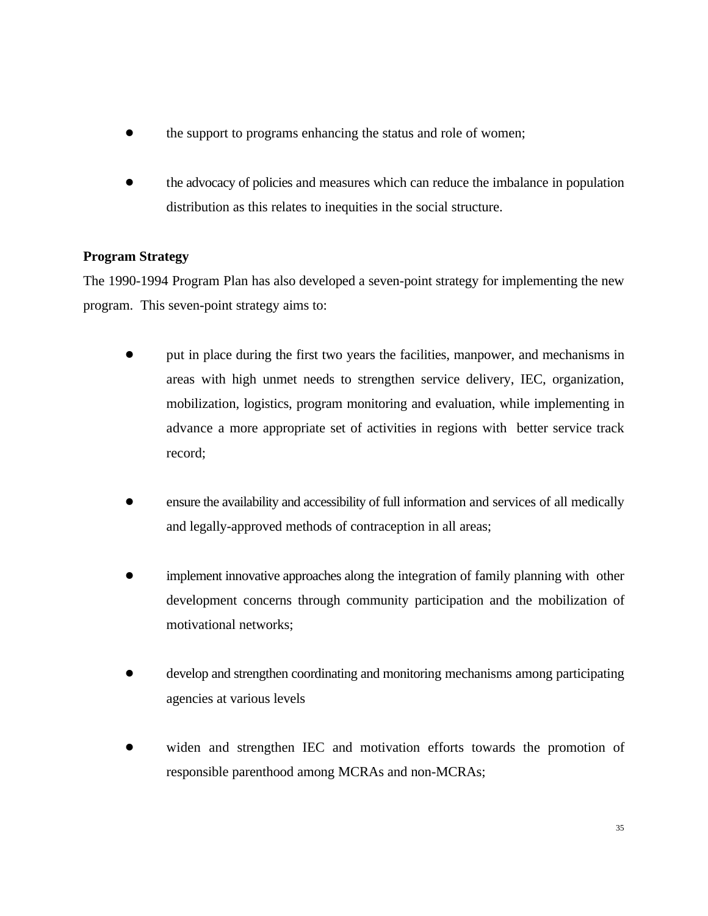- the support to programs enhancing the status and role of women;

- the advocacy of policies and measures which can reduce the imbalance in population distribution as this relates to inequities in the social structure.

**Program Strategy**

The 1990-1994 Program Plan has also developed a seven-point strategy for implementing the new program. This seven-point strategy aims to:

- put in place during the first two years the facilities, manpower, and mechanisms in areas with high unmet needs to strengthen service delivery, IEC, organization, mobilization, logistics, program monitoring and evaluation, while implementing in advance a more appropriate set of activities in regions with better service track record;

- ensure the availability and accessibility of full information and services of all medically and legally-approved methods of contraception in all areas;

- implement innovative approaches along the integration of family planning with other development concerns through community participation and the mobilization of motivational networks;

- develop and strengthen coordinating and monitoring mechanisms among participating agencies at various levels

- widen and strengthen IEC and motivation efforts towards the promotion of responsible parenthood among MCRAs and non-MCRAs;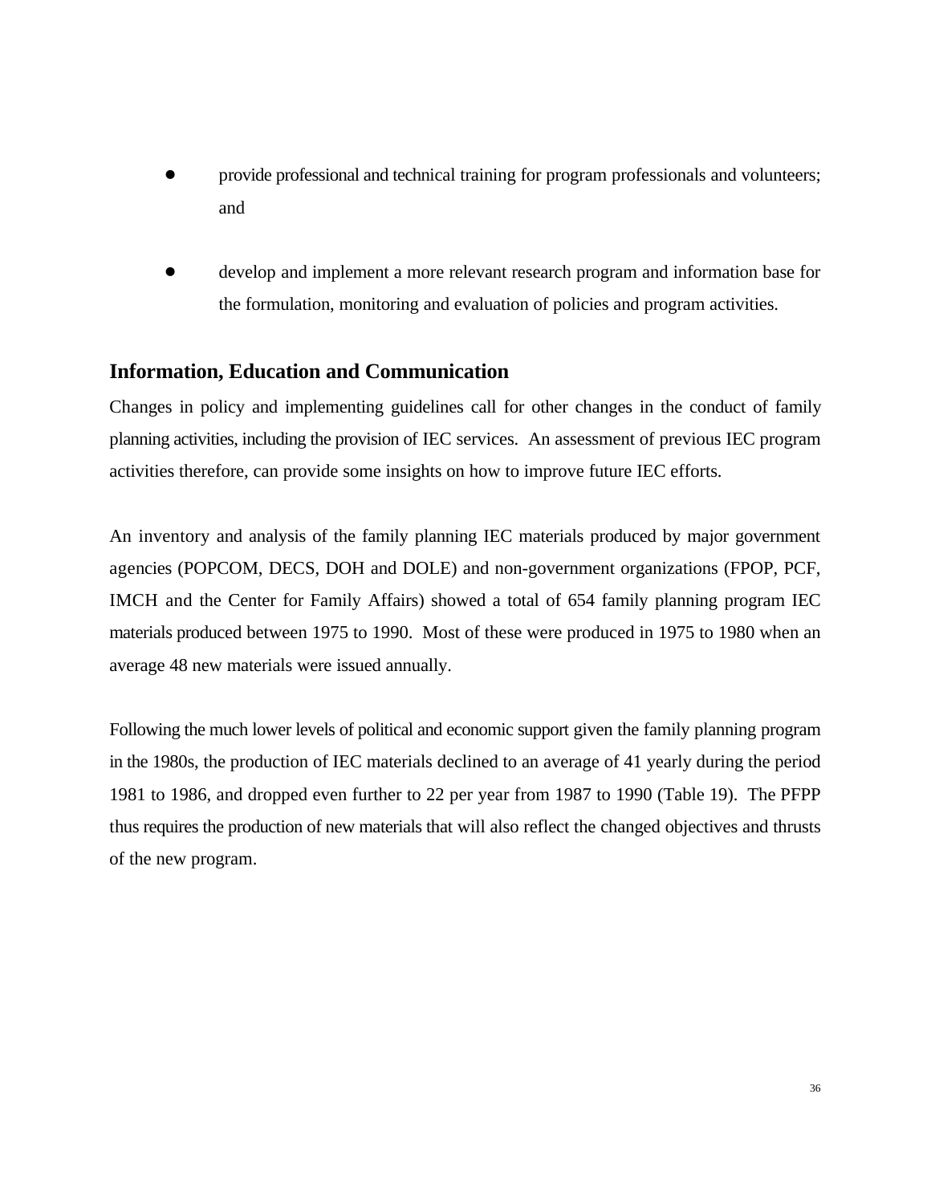- provide professional and technical training for program professionals and volunteers; and

- develop and implement a more relevant research program and information base for the formulation, monitoring and evaluation of policies and program activities.

## Information, Education and Communication

Changes in policy and implementing guidelines call for other changes in the conduct of family planning activities, including the provision of IEC services. An assessment of previous IEC program activities therefore, can provide some insights on how to improve future IEC efforts.

An inventory and analysis of the family planning IEC materials produced by major government agencies (POPCOM, DECS, DOH and DOLE) and non-government organizations (FPOP, PCF, IMCH and the Center for Family Affairs) showed a total of 654 family planning program IEC materials produced between 1975 to 1990. Most of these were produced in 1975 to 1980 when an average 48 new materials were issued annually.

Following the much lower levels of political and economic support given the family planning program in the 1980s, the production of IEC materials declined to an average of 41 yearly during the period 1981 to 1986, and dropped even further to 22 per year from 1987 to 1990 (Table 19). The PFPP thus requires the production of new materials that will also reflect the changed objectives and thrusts of the new program.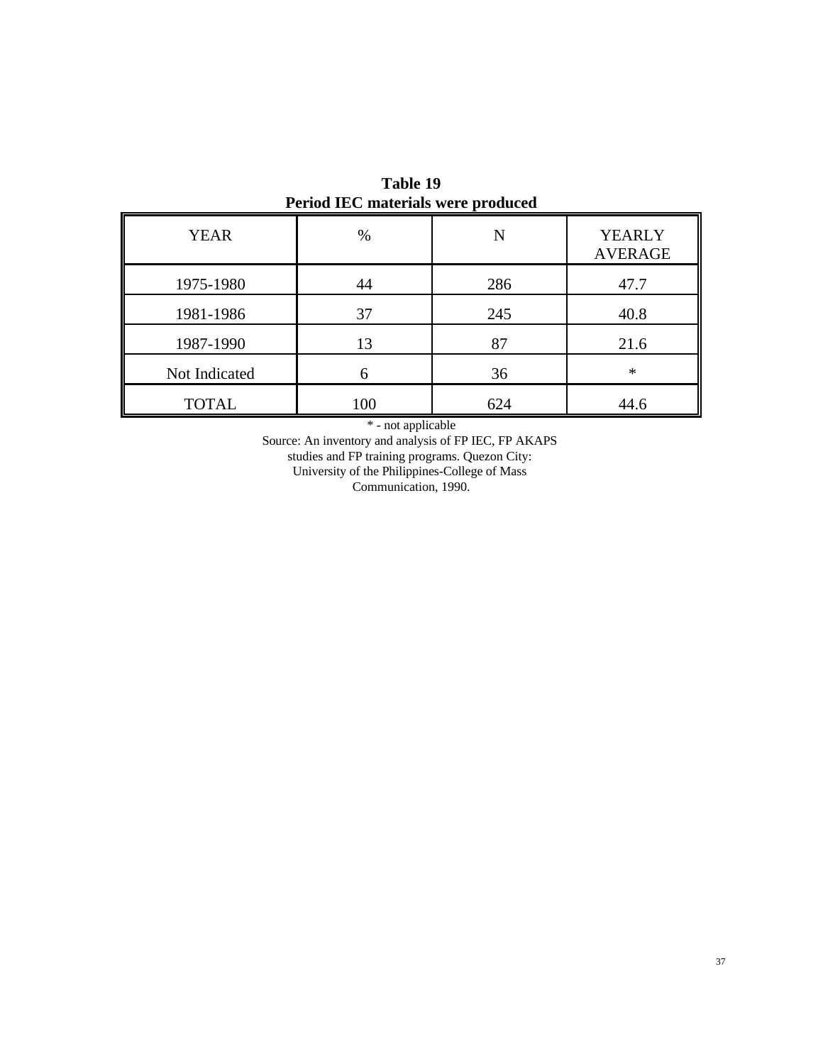**Table 19**
**Period IEC materials were produced**

| YEAR | % | N | YEARLY AVERAGE |
|---|---|---|---|
| 1975-1980 | 44 | 286 | 47.7 |
| 1981-1986 | 37 | 245 | 40.8 |
| 1987-1990 | 13 | 87 | 21.6 |
| Not Indicated | 6 | 36 | * |
| TOTAL | 100 | 624 | 44.6 |

* - not applicable

Source: An inventory and analysis of FP IEC, FP AKAPS studies and FP training programs. Quezon City: University of the Philippines-College of Mass Communication, 1990.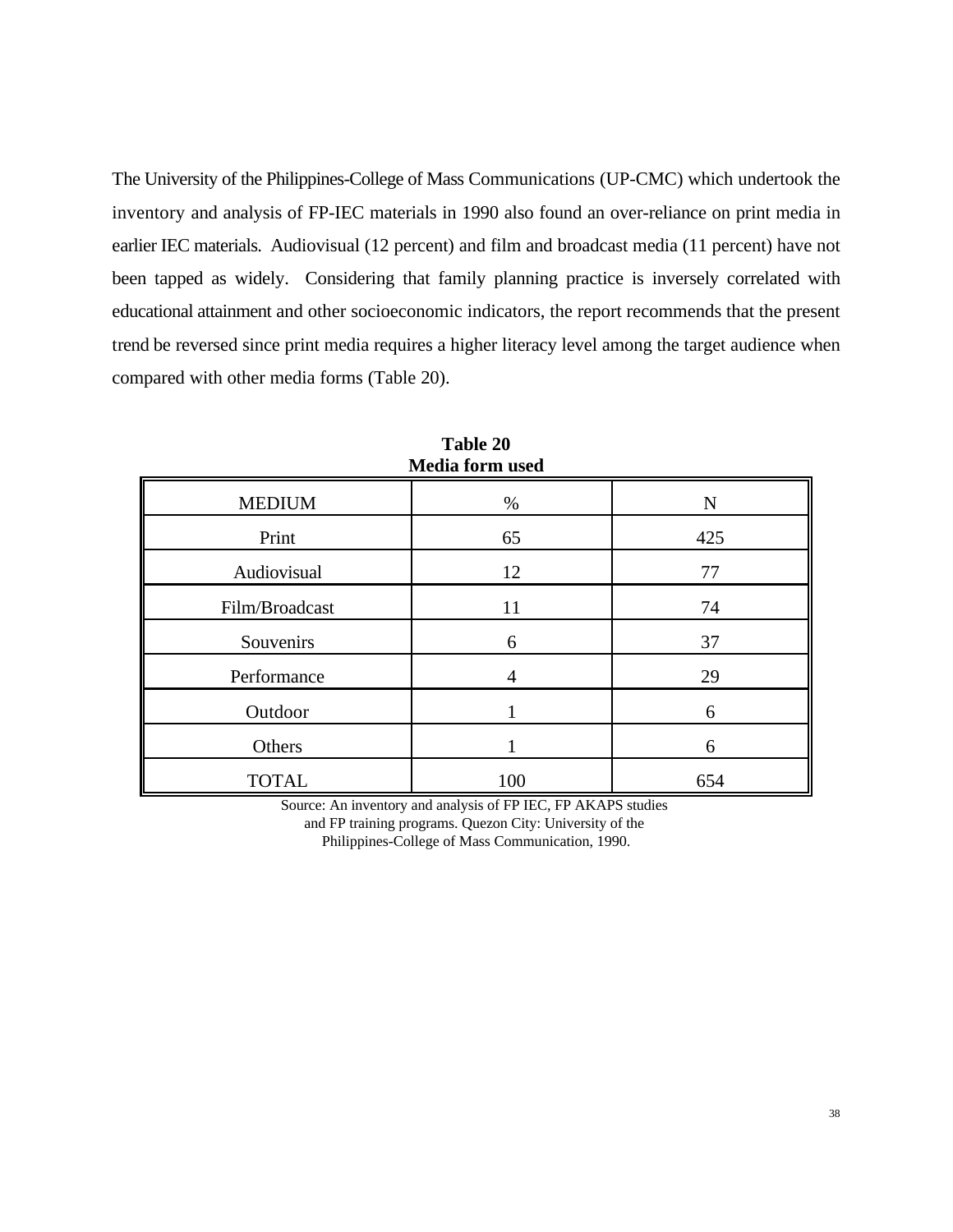The University of the Philippines-College of Mass Communications (UP-CMC) which undertook the inventory and analysis of FP-IEC materials in 1990 also found an over-reliance on print media in earlier IEC materials. Audiovisual (12 percent) and film and broadcast media (11 percent) have not been tapped as widely. Considering that family planning practice is inversely correlated with educational attainment and other socioeconomic indicators, the report recommends that the present trend be reversed since print media requires a higher literacy level among the target audience when compared with other media forms (Table 20).

**Table 20**
**Media form used**

| MEDIUM | % | N |
|---|---|---|
| Print | 65 | 425 |
| Audiovisual | 12 | 77 |
| Film/Broadcast | 11 | 74 |
| Souvenirs | 6 | 37 |
| Performance | 4 | 29 |
| Outdoor | 1 | 6 |
| Others | 1 | 6 |
| TOTAL | 100 | 654 |

Source: An inventory and analysis of FP IEC, FP AKAPS studies and FP training programs. Quezon City: University of the Philippines-College of Mass Communication, 1990.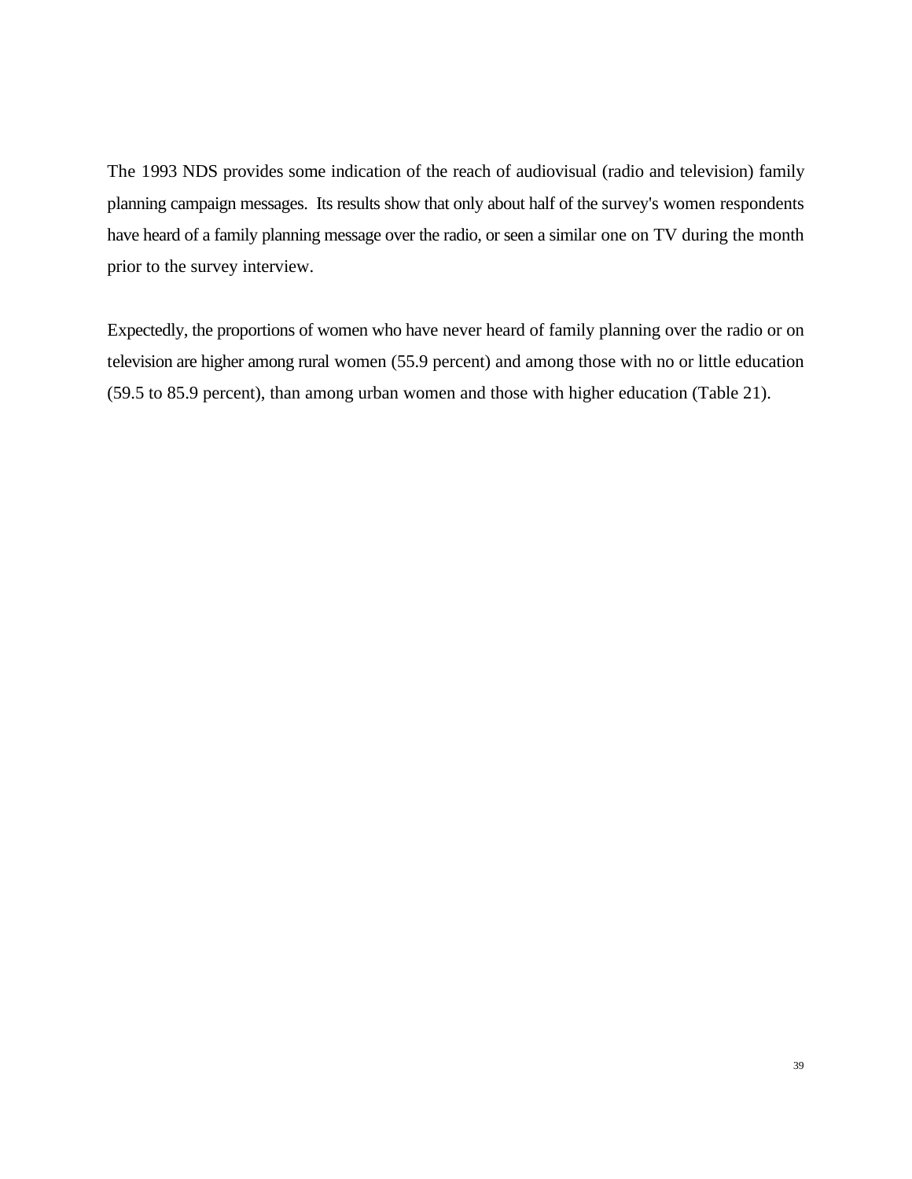The 1993 NDS provides some indication of the reach of audiovisual (radio and television) family planning campaign messages. Its results show that only about half of the survey's women respondents have heard of a family planning message over the radio, or seen a similar one on TV during the month prior to the survey interview.

Expectedly, the proportions of women who have never heard of family planning over the radio or on television are higher among rural women (55.9 percent) and among those with no or little education (59.5 to 85.9 percent), than among urban women and those with higher education (Table 21).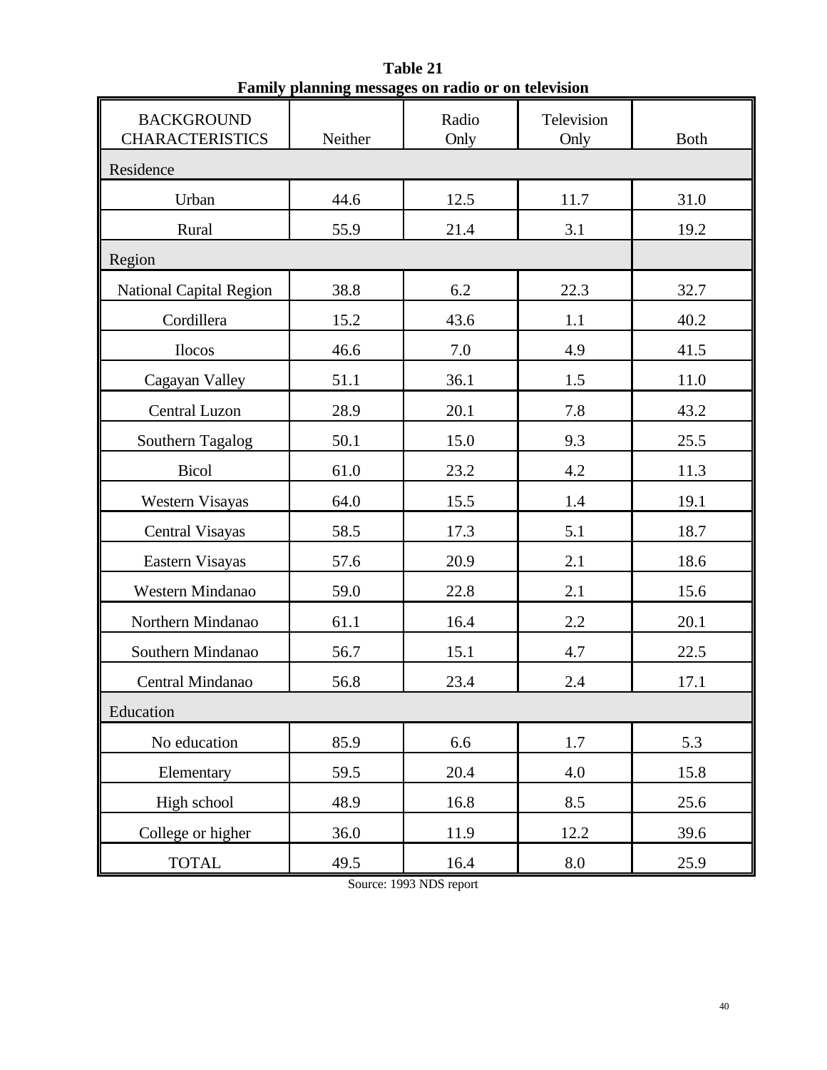**Table 21**
**Family planning messages on radio or on television**

| BACKGROUND CHARACTERISTICS | Neither | Radio Only | Television Only | Both |
|---|---|---|---|---|
| Residence | | | | |
| Urban | 44.6 | 12.5 | 11.7 | 31.0 |
| Rural | 55.9 | 21.4 | 3.1 | 19.2 |
| Region | | | | |
| National Capital Region | 38.8 | 6.2 | 22.3 | 32.7 |
| Cordillera | 15.2 | 43.6 | 1.1 | 40.2 |
| Ilocos | 46.6 | 7.0 | 4.9 | 41.5 |
| Cagayan Valley | 51.1 | 36.1 | 1.5 | 11.0 |
| Central Luzon | 28.9 | 20.1 | 7.8 | 43.2 |
| Southern Tagalog | 50.1 | 15.0 | 9.3 | 25.5 |
| Bicol | 61.0 | 23.2 | 4.2 | 11.3 |
| Western Visayas | 64.0 | 15.5 | 1.4 | 19.1 |
| Central Visayas | 58.5 | 17.3 | 5.1 | 18.7 |
| Eastern Visayas | 57.6 | 20.9 | 2.1 | 18.6 |
| Western Mindanao | 59.0 | 22.8 | 2.1 | 15.6 |
| Northern Mindanao | 61.1 | 16.4 | 2.2 | 20.1 |
| Southern Mindanao | 56.7 | 15.1 | 4.7 | 22.5 |
| Central Mindanao | 56.8 | 23.4 | 2.4 | 17.1 |
| Education | | | | |
| No education | 85.9 | 6.6 | 1.7 | 5.3 |
| Elementary | 59.5 | 20.4 | 4.0 | 15.8 |
| High school | 48.9 | 16.8 | 8.5 | 25.6 |
| College or higher | 36.0 | 11.9 | 12.2 | 39.6 |
| TOTAL | 49.5 | 16.4 | 8.0 | 25.9 |

Source: 1993 NDS report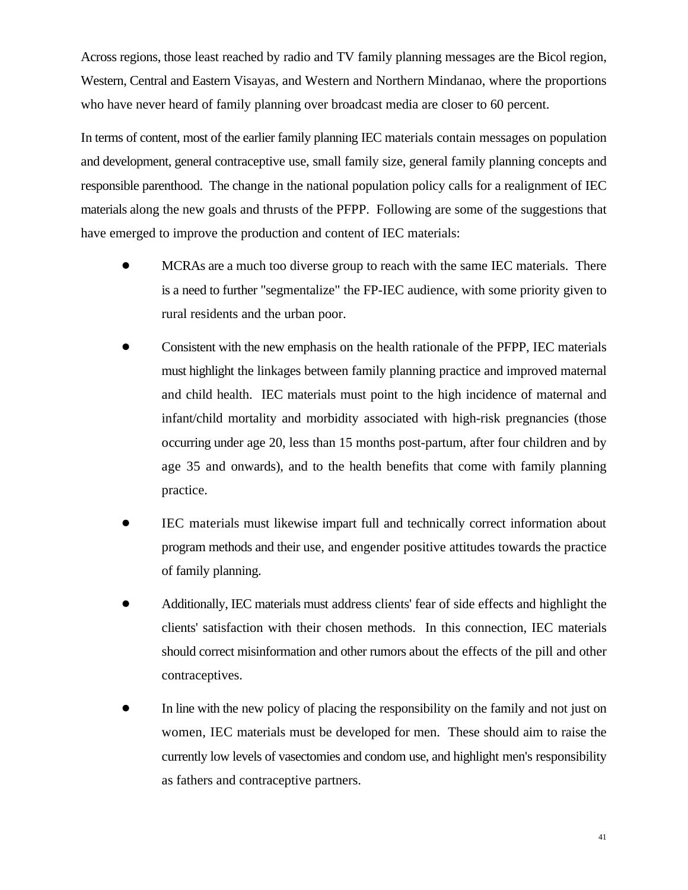Across regions, those least reached by radio and TV family planning messages are the Bicol region, Western, Central and Eastern Visayas, and Western and Northern Mindanao, where the proportions who have never heard of family planning over broadcast media are closer to 60 percent.

In terms of content, most of the earlier family planning IEC materials contain messages on population and development, general contraceptive use, small family size, general family planning concepts and responsible parenthood. The change in the national population policy calls for a realignment of IEC materials along the new goals and thrusts of the PFPP. Following are some of the suggestions that have emerged to improve the production and content of IEC materials:

- MCRAs are a much too diverse group to reach with the same IEC materials. There is a need to further "segmentalize" the FP-IEC audience, with some priority given to rural residents and the urban poor.

- Consistent with the new emphasis on the health rationale of the PFPP, IEC materials must highlight the linkages between family planning practice and improved maternal and child health. IEC materials must point to the high incidence of maternal and infant/child mortality and morbidity associated with high-risk pregnancies (those occurring under age 20, less than 15 months post-partum, after four children and by age 35 and onwards), and to the health benefits that come with family planning practice.

- IEC materials must likewise impart full and technically correct information about program methods and their use, and engender positive attitudes towards the practice of family planning.

- Additionally, IEC materials must address clients' fear of side effects and highlight the clients' satisfaction with their chosen methods. In this connection, IEC materials should correct misinformation and other rumors about the effects of the pill and other contraceptives.

- In line with the new policy of placing the responsibility on the family and not just on women, IEC materials must be developed for men. These should aim to raise the currently low levels of vasectomies and condom use, and highlight men's responsibility as fathers and contraceptive partners.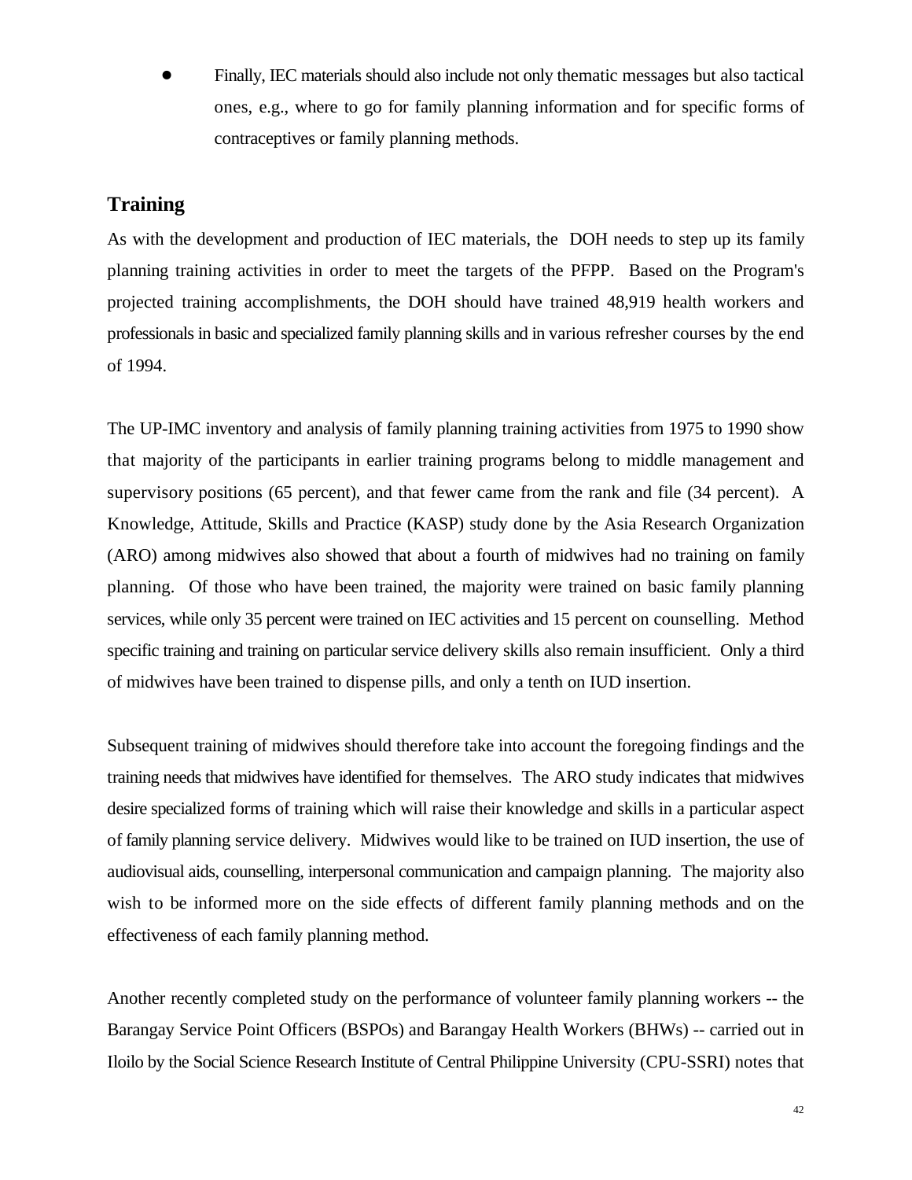- Finally, IEC materials should also include not only thematic messages but also tactical ones, e.g., where to go for family planning information and for specific forms of contraceptives or family planning methods.

## Training

As with the development and production of IEC materials, the DOH needs to step up its family planning training activities in order to meet the targets of the PFPP. Based on the Program's projected training accomplishments, the DOH should have trained 48,919 health workers and professionals in basic and specialized family planning skills and in various refresher courses by the end of 1994.

The UP-IMC inventory and analysis of family planning training activities from 1975 to 1990 show that majority of the participants in earlier training programs belong to middle management and supervisory positions (65 percent), and that fewer came from the rank and file (34 percent). A Knowledge, Attitude, Skills and Practice (KASP) study done by the Asia Research Organization (ARO) among midwives also showed that about a fourth of midwives had no training on family planning. Of those who have been trained, the majority were trained on basic family planning services, while only 35 percent were trained on IEC activities and 15 percent on counselling. Method specific training and training on particular service delivery skills also remain insufficient. Only a third of midwives have been trained to dispense pills, and only a tenth on IUD insertion.

Subsequent training of midwives should therefore take into account the foregoing findings and the training needs that midwives have identified for themselves. The ARO study indicates that midwives desire specialized forms of training which will raise their knowledge and skills in a particular aspect of family planning service delivery. Midwives would like to be trained on IUD insertion, the use of audiovisual aids, counselling, interpersonal communication and campaign planning. The majority also wish to be informed more on the side effects of different family planning methods and on the effectiveness of each family planning method.

Another recently completed study on the performance of volunteer family planning workers -- the Barangay Service Point Officers (BSPOs) and Barangay Health Workers (BHWs) -- carried out in Iloilo by the Social Science Research Institute of Central Philippine University (CPU-SSRI) notes that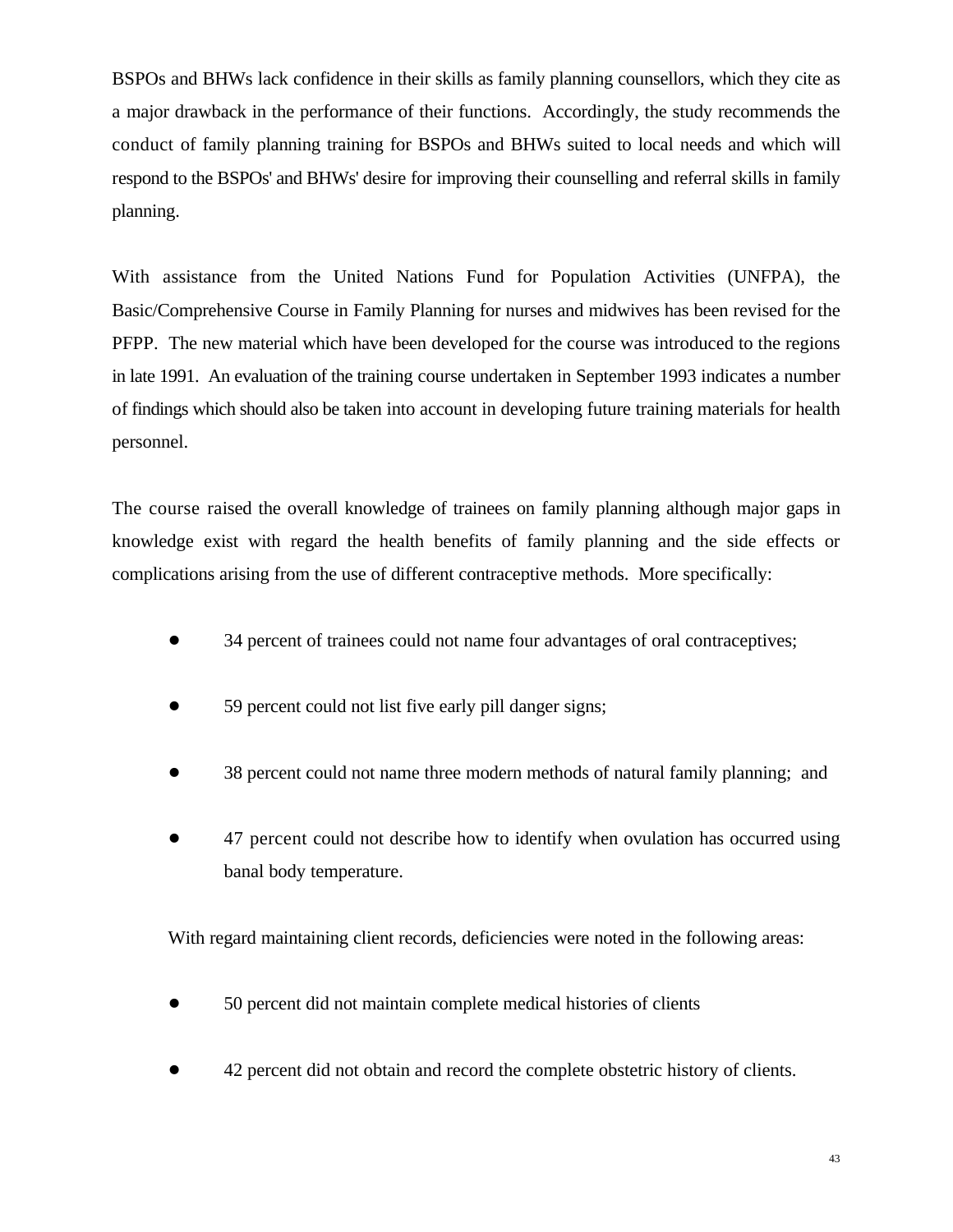BSPOs and BHWs lack confidence in their skills as family planning counsellors, which they cite as a major drawback in the performance of their functions. Accordingly, the study recommends the conduct of family planning training for BSPOs and BHWs suited to local needs and which will respond to the BSPOs' and BHWs' desire for improving their counselling and referral skills in family planning.

With assistance from the United Nations Fund for Population Activities (UNFPA), the Basic/Comprehensive Course in Family Planning for nurses and midwives has been revised for the PFPP. The new material which have been developed for the course was introduced to the regions in late 1991. An evaluation of the training course undertaken in September 1993 indicates a number of findings which should also be taken into account in developing future training materials for health personnel.

The course raised the overall knowledge of trainees on family planning although major gaps in knowledge exist with regard the health benefits of family planning and the side effects or complications arising from the use of different contraceptive methods. More specifically:

- 34 percent of trainees could not name four advantages of oral contraceptives;
- 59 percent could not list five early pill danger signs;
- 38 percent could not name three modern methods of natural family planning; and
- 47 percent could not describe how to identify when ovulation has occurred using banal body temperature.

With regard maintaining client records, deficiencies were noted in the following areas:

- 50 percent did not maintain complete medical histories of clients
- 42 percent did not obtain and record the complete obstetric history of clients.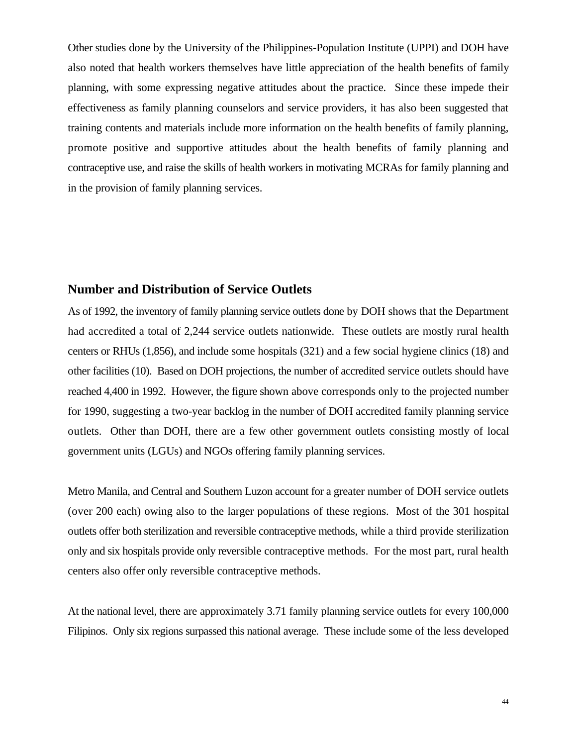Other studies done by the University of the Philippines-Population Institute (UPPI) and DOH have also noted that health workers themselves have little appreciation of the health benefits of family planning, with some expressing negative attitudes about the practice. Since these impede their effectiveness as family planning counselors and service providers, it has also been suggested that training contents and materials include more information on the health benefits of family planning, promote positive and supportive attitudes about the health benefits of family planning and contraceptive use, and raise the skills of health workers in motivating MCRAs for family planning and in the provision of family planning services.

## Number and Distribution of Service Outlets

As of 1992, the inventory of family planning service outlets done by DOH shows that the Department had accredited a total of 2,244 service outlets nationwide. These outlets are mostly rural health centers or RHUs (1,856), and include some hospitals (321) and a few social hygiene clinics (18) and other facilities (10). Based on DOH projections, the number of accredited service outlets should have reached 4,400 in 1992. However, the figure shown above corresponds only to the projected number for 1990, suggesting a two-year backlog in the number of DOH accredited family planning service outlets. Other than DOH, there are a few other government outlets consisting mostly of local government units (LGUs) and NGOs offering family planning services.

Metro Manila, and Central and Southern Luzon account for a greater number of DOH service outlets (over 200 each) owing also to the larger populations of these regions. Most of the 301 hospital outlets offer both sterilization and reversible contraceptive methods, while a third provide sterilization only and six hospitals provide only reversible contraceptive methods. For the most part, rural health centers also offer only reversible contraceptive methods.

At the national level, there are approximately 3.71 family planning service outlets for every 100,000 Filipinos. Only six regions surpassed this national average. These include some of the less developed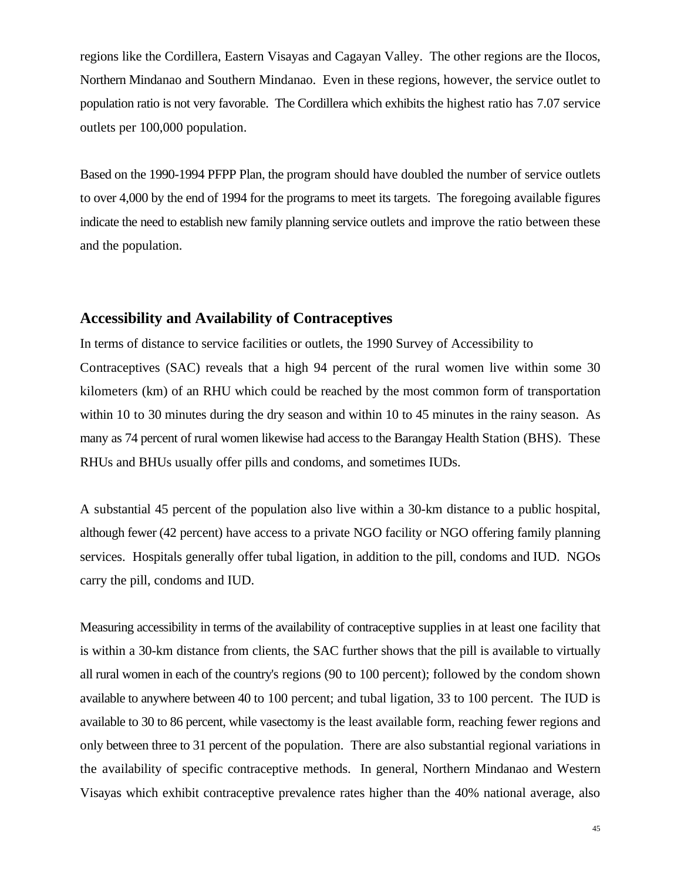regions like the Cordillera, Eastern Visayas and Cagayan Valley. The other regions are the Ilocos, Northern Mindanao and Southern Mindanao. Even in these regions, however, the service outlet to population ratio is not very favorable. The Cordillera which exhibits the highest ratio has 7.07 service outlets per 100,000 population.

Based on the 1990-1994 PFPP Plan, the program should have doubled the number of service outlets to over 4,000 by the end of 1994 for the programs to meet its targets. The foregoing available figures indicate the need to establish new family planning service outlets and improve the ratio between these and the population.

## Accessibility and Availability of Contraceptives

In terms of distance to service facilities or outlets, the 1990 Survey of Accessibility to Contraceptives (SAC) reveals that a high 94 percent of the rural women live within some 30 kilometers (km) of an RHU which could be reached by the most common form of transportation within 10 to 30 minutes during the dry season and within 10 to 45 minutes in the rainy season. As many as 74 percent of rural women likewise had access to the Barangay Health Station (BHS). These RHUs and BHUs usually offer pills and condoms, and sometimes IUDs.

A substantial 45 percent of the population also live within a 30-km distance to a public hospital, although fewer (42 percent) have access to a private NGO facility or NGO offering family planning services. Hospitals generally offer tubal ligation, in addition to the pill, condoms and IUD. NGOs carry the pill, condoms and IUD.

Measuring accessibility in terms of the availability of contraceptive supplies in at least one facility that is within a 30-km distance from clients, the SAC further shows that the pill is available to virtually all rural women in each of the country's regions (90 to 100 percent); followed by the condom shown available to anywhere between 40 to 100 percent; and tubal ligation, 33 to 100 percent. The IUD is available to 30 to 86 percent, while vasectomy is the least available form, reaching fewer regions and only between three to 31 percent of the population. There are also substantial regional variations in the availability of specific contraceptive methods. In general, Northern Mindanao and Western Visayas which exhibit contraceptive prevalence rates higher than the 40% national average, also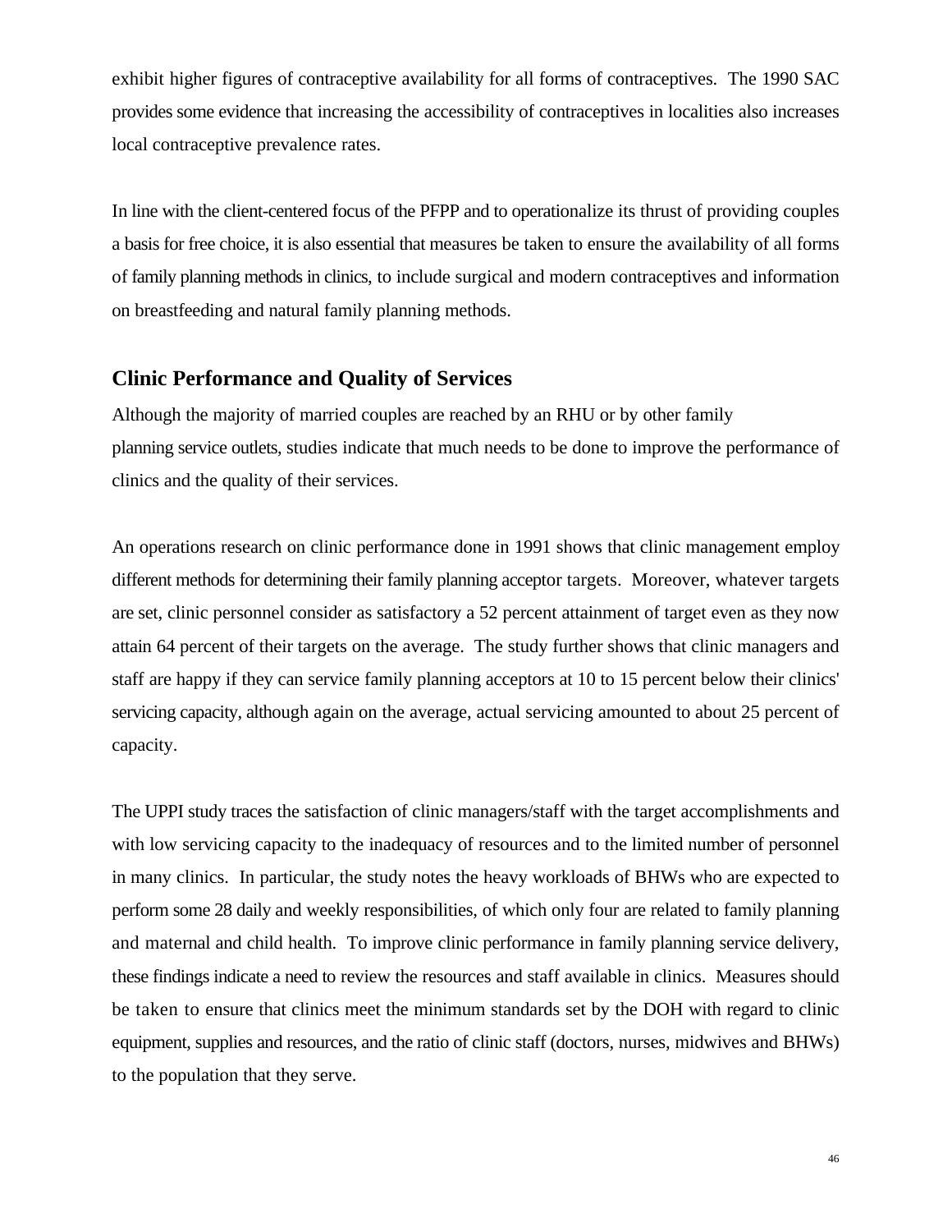exhibit higher figures of contraceptive availability for all forms of contraceptives. The 1990 SAC provides some evidence that increasing the accessibility of contraceptives in localities also increases local contraceptive prevalence rates.

In line with the client-centered focus of the PFPP and to operationalize its thrust of providing couples a basis for free choice, it is also essential that measures be taken to ensure the availability of all forms of family planning methods in clinics, to include surgical and modern contraceptives and information on breastfeeding and natural family planning methods.

## Clinic Performance and Quality of Services

Although the majority of married couples are reached by an RHU or by other family planning service outlets, studies indicate that much needs to be done to improve the performance of clinics and the quality of their services.

An operations research on clinic performance done in 1991 shows that clinic management employ different methods for determining their family planning acceptor targets. Moreover, whatever targets are set, clinic personnel consider as satisfactory a 52 percent attainment of target even as they now attain 64 percent of their targets on the average. The study further shows that clinic managers and staff are happy if they can service family planning acceptors at 10 to 15 percent below their clinics' servicing capacity, although again on the average, actual servicing amounted to about 25 percent of capacity.

The UPPI study traces the satisfaction of clinic managers/staff with the target accomplishments and with low servicing capacity to the inadequacy of resources and to the limited number of personnel in many clinics. In particular, the study notes the heavy workloads of BHWs who are expected to perform some 28 daily and weekly responsibilities, of which only four are related to family planning and maternal and child health. To improve clinic performance in family planning service delivery, these findings indicate a need to review the resources and staff available in clinics. Measures should be taken to ensure that clinics meet the minimum standards set by the DOH with regard to clinic equipment, supplies and resources, and the ratio of clinic staff (doctors, nurses, midwives and BHWs) to the population that they serve.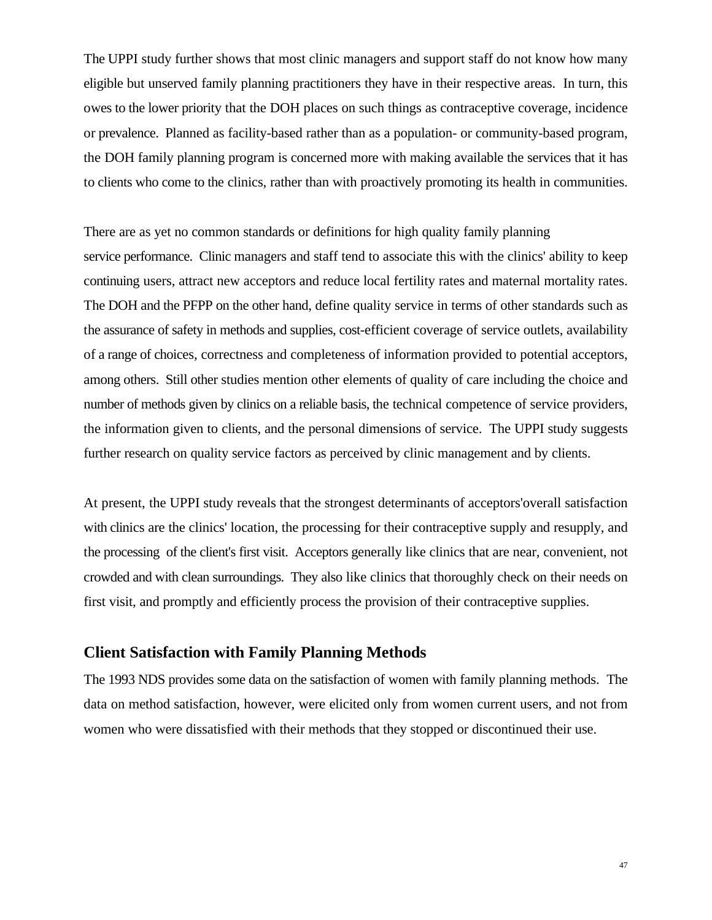The UPPI study further shows that most clinic managers and support staff do not know how many eligible but unserved family planning practitioners they have in their respective areas. In turn, this owes to the lower priority that the DOH places on such things as contraceptive coverage, incidence or prevalence. Planned as facility-based rather than as a population- or community-based program, the DOH family planning program is concerned more with making available the services that it has to clients who come to the clinics, rather than with proactively promoting its health in communities.

There are as yet no common standards or definitions for high quality family planning service performance. Clinic managers and staff tend to associate this with the clinics' ability to keep continuing users, attract new acceptors and reduce local fertility rates and maternal mortality rates. The DOH and the PFPP on the other hand, define quality service in terms of other standards such as the assurance of safety in methods and supplies, cost-efficient coverage of service outlets, availability of a range of choices, correctness and completeness of information provided to potential acceptors, among others. Still other studies mention other elements of quality of care including the choice and number of methods given by clinics on a reliable basis, the technical competence of service providers, the information given to clients, and the personal dimensions of service. The UPPI study suggests further research on quality service factors as perceived by clinic management and by clients.

At present, the UPPI study reveals that the strongest determinants of acceptors'overall satisfaction with clinics are the clinics' location, the processing for their contraceptive supply and resupply, and the processing of the client's first visit. Acceptors generally like clinics that are near, convenient, not crowded and with clean surroundings. They also like clinics that thoroughly check on their needs on first visit, and promptly and efficiently process the provision of their contraceptive supplies.

## Client Satisfaction with Family Planning Methods

The 1993 NDS provides some data on the satisfaction of women with family planning methods. The data on method satisfaction, however, were elicited only from women current users, and not from women who were dissatisfied with their methods that they stopped or discontinued their use.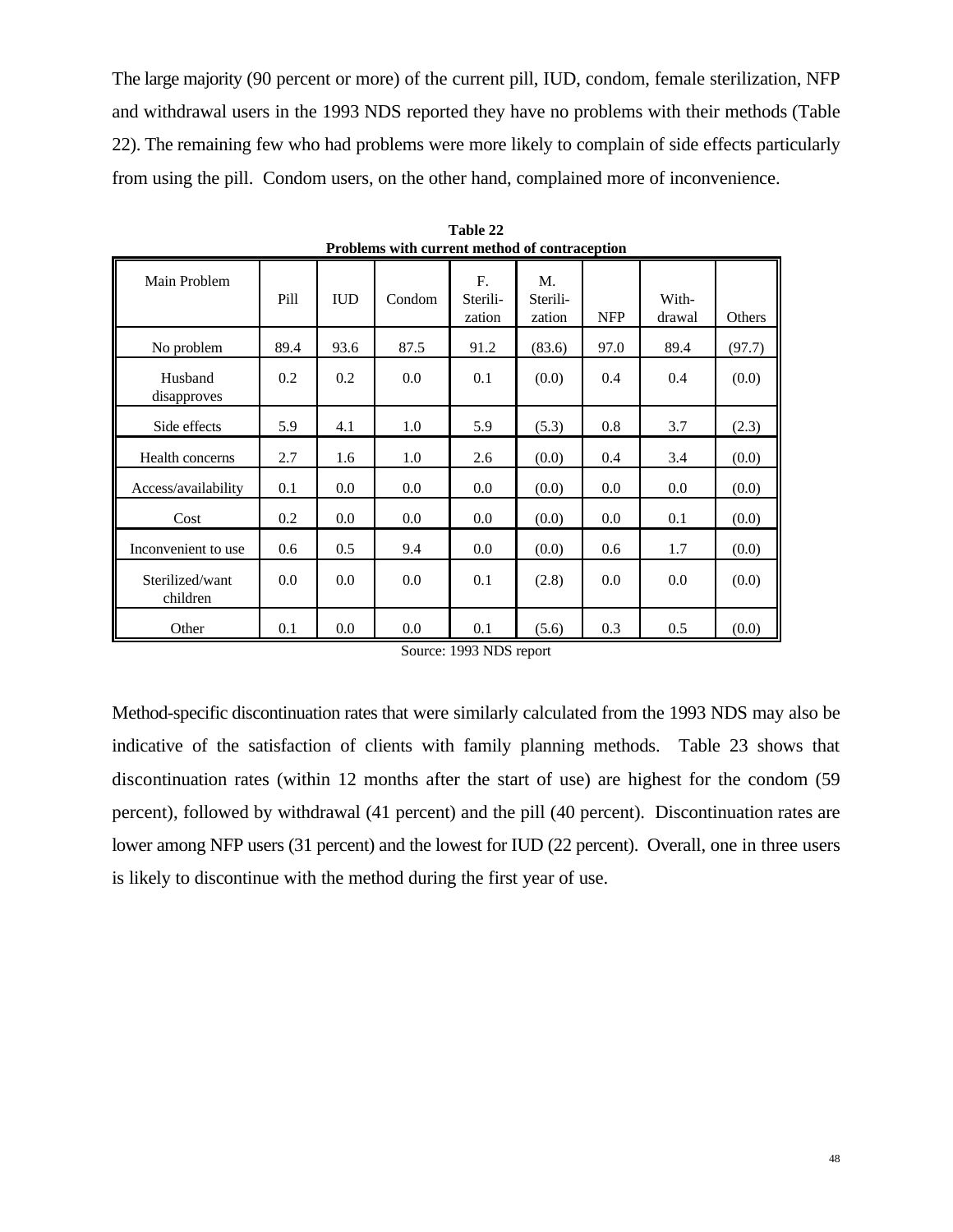The large majority (90 percent or more) of the current pill, IUD, condom, female sterilization, NFP and withdrawal users in the 1993 NDS reported they have no problems with their methods (Table 22). The remaining few who had problems were more likely to complain of side effects particularly from using the pill. Condom users, on the other hand, complained more of inconvenience.

**Table 22**
**Problems with current method of contraception**

| Main Problem | Pill | IUD | Condom | F. Sterili-zation | M. Sterili-zation | NFP | With-drawal | Others |
|---|---|---|---|---|---|---|---|---|
| No problem | 89.4 | 93.6 | 87.5 | 91.2 | (83.6) | 97.0 | 89.4 | (97.7) |
| Husband disapproves | 0.2 | 0.2 | 0.0 | 0.1 | (0.0) | 0.4 | 0.4 | (0.0) |
| Side effects | 5.9 | 4.1 | 1.0 | 5.9 | (5.3) | 0.8 | 3.7 | (2.3) |
| Health concerns | 2.7 | 1.6 | 1.0 | 2.6 | (0.0) | 0.4 | 3.4 | (0.0) |
| Access/availability | 0.1 | 0.0 | 0.0 | 0.0 | (0.0) | 0.0 | 0.0 | (0.0) |
| Cost | 0.2 | 0.0 | 0.0 | 0.0 | (0.0) | 0.0 | 0.1 | (0.0) |
| Inconvenient to use | 0.6 | 0.5 | 9.4 | 0.0 | (0.0) | 0.6 | 1.7 | (0.0) |
| Sterilized/want children | 0.0 | 0.0 | 0.0 | 0.1 | (2.8) | 0.0 | 0.0 | (0.0) |
| Other | 0.1 | 0.0 | 0.0 | 0.1 | (5.6) | 0.3 | 0.5 | (0.0) |

Source: 1993 NDS report

Method-specific discontinuation rates that were similarly calculated from the 1993 NDS may also be indicative of the satisfaction of clients with family planning methods. Table 23 shows that discontinuation rates (within 12 months after the start of use) are highest for the condom (59 percent), followed by withdrawal (41 percent) and the pill (40 percent). Discontinuation rates are lower among NFP users (31 percent) and the lowest for IUD (22 percent). Overall, one in three users is likely to discontinue with the method during the first year of use.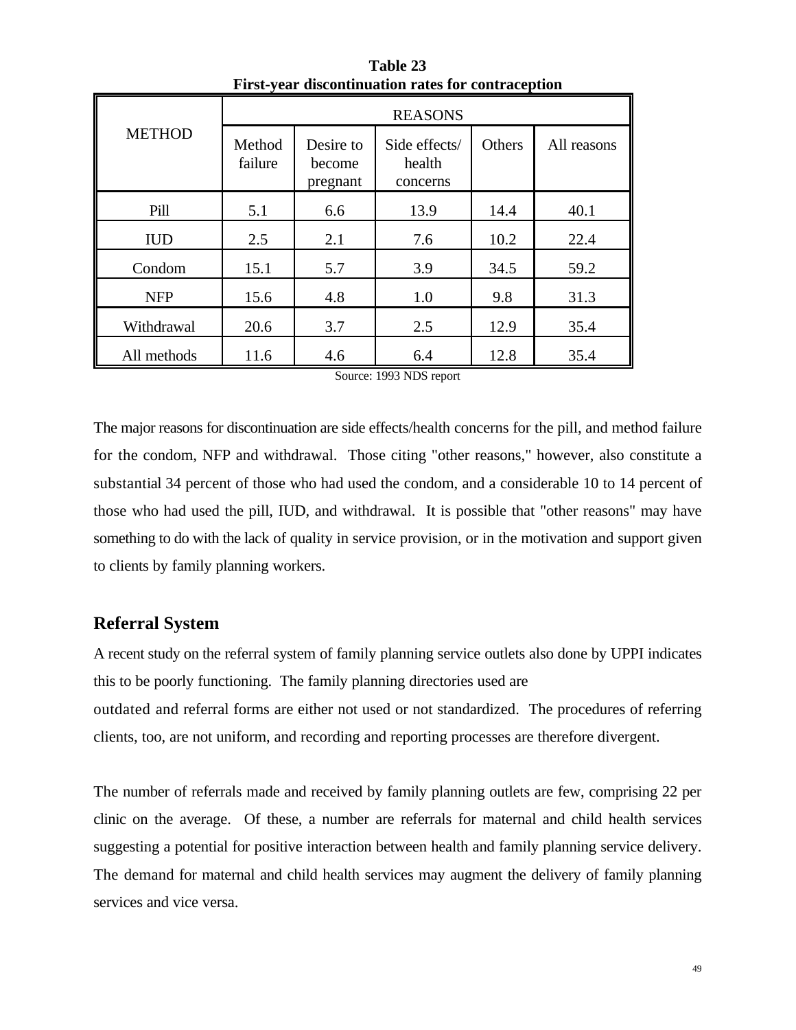**Table 23**
**First-year discontinuation rates for contraception**

| METHOD | REASONS | | | | |
|---|---|---|---|---|---|
| | Method failure | Desire to become pregnant | Side effects/ health concerns | Others | All reasons |
| Pill | 5.1 | 6.6 | 13.9 | 14.4 | 40.1 |
| IUD | 2.5 | 2.1 | 7.6 | 10.2 | 22.4 |
| Condom | 15.1 | 5.7 | 3.9 | 34.5 | 59.2 |
| NFP | 15.6 | 4.8 | 1.0 | 9.8 | 31.3 |
| Withdrawal | 20.6 | 3.7 | 2.5 | 12.9 | 35.4 |
| All methods | 11.6 | 4.6 | 6.4 | 12.8 | 35.4 |

Source: 1993 NDS report

The major reasons for discontinuation are side effects/health concerns for the pill, and method failure for the condom, NFP and withdrawal. Those citing "other reasons," however, also constitute a substantial 34 percent of those who had used the condom, and a considerable 10 to 14 percent of those who had used the pill, IUD, and withdrawal. It is possible that "other reasons" may have something to do with the lack of quality in service provision, or in the motivation and support given to clients by family planning workers.

## Referral System

A recent study on the referral system of family planning service outlets also done by UPPI indicates this to be poorly functioning. The family planning directories used are outdated and referral forms are either not used or not standardized. The procedures of referring clients, too, are not uniform, and recording and reporting processes are therefore divergent.

The number of referrals made and received by family planning outlets are few, comprising 22 per clinic on the average. Of these, a number are referrals for maternal and child health services suggesting a potential for positive interaction between health and family planning service delivery. The demand for maternal and child health services may augment the delivery of family planning services and vice versa.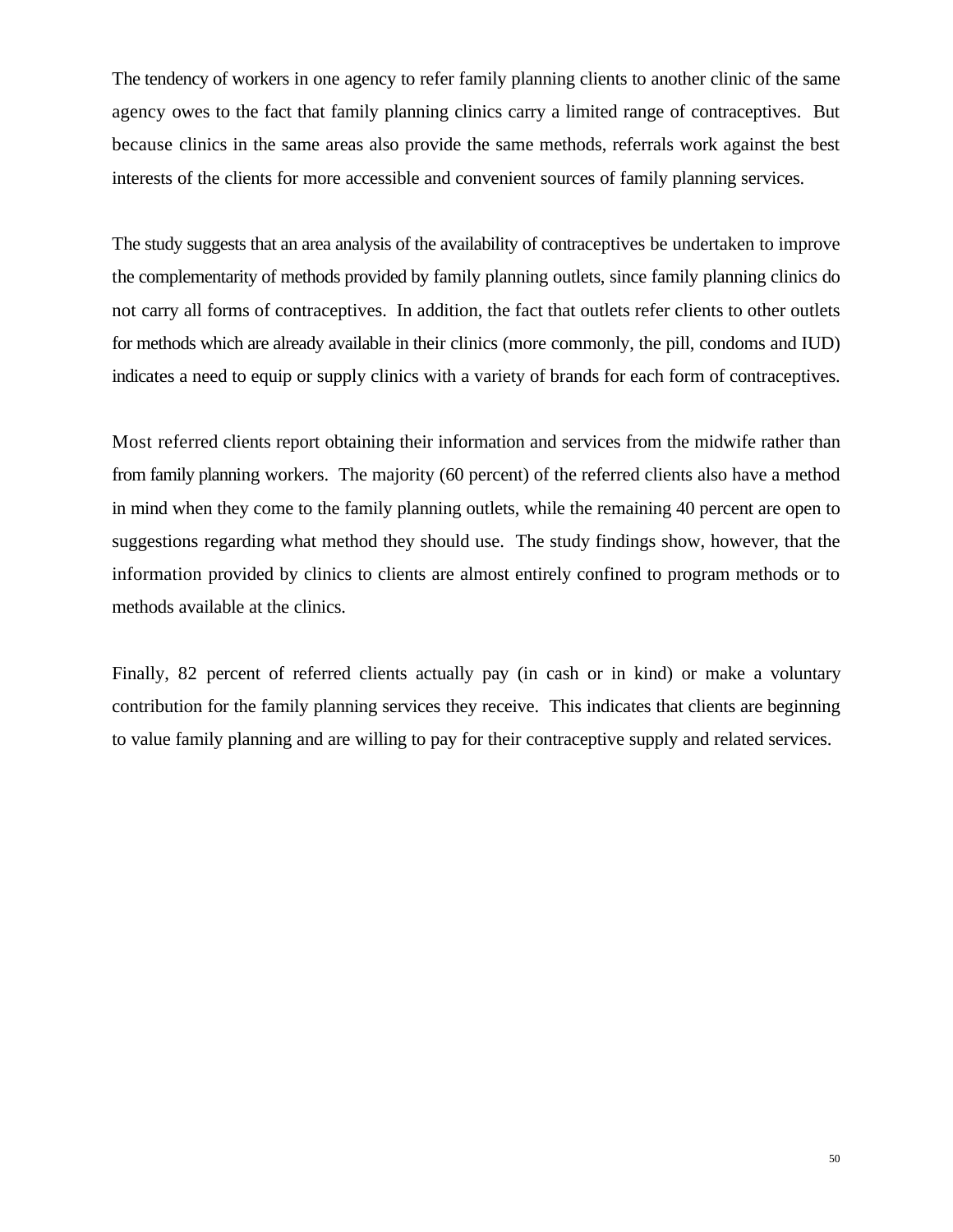The tendency of workers in one agency to refer family planning clients to another clinic of the same agency owes to the fact that family planning clinics carry a limited range of contraceptives. But because clinics in the same areas also provide the same methods, referrals work against the best interests of the clients for more accessible and convenient sources of family planning services.

The study suggests that an area analysis of the availability of contraceptives be undertaken to improve the complementarity of methods provided by family planning outlets, since family planning clinics do not carry all forms of contraceptives. In addition, the fact that outlets refer clients to other outlets for methods which are already available in their clinics (more commonly, the pill, condoms and IUD) indicates a need to equip or supply clinics with a variety of brands for each form of contraceptives.

Most referred clients report obtaining their information and services from the midwife rather than from family planning workers. The majority (60 percent) of the referred clients also have a method in mind when they come to the family planning outlets, while the remaining 40 percent are open to suggestions regarding what method they should use. The study findings show, however, that the information provided by clinics to clients are almost entirely confined to program methods or to methods available at the clinics.

Finally, 82 percent of referred clients actually pay (in cash or in kind) or make a voluntary contribution for the family planning services they receive. This indicates that clients are beginning to value family planning and are willing to pay for their contraceptive supply and related services.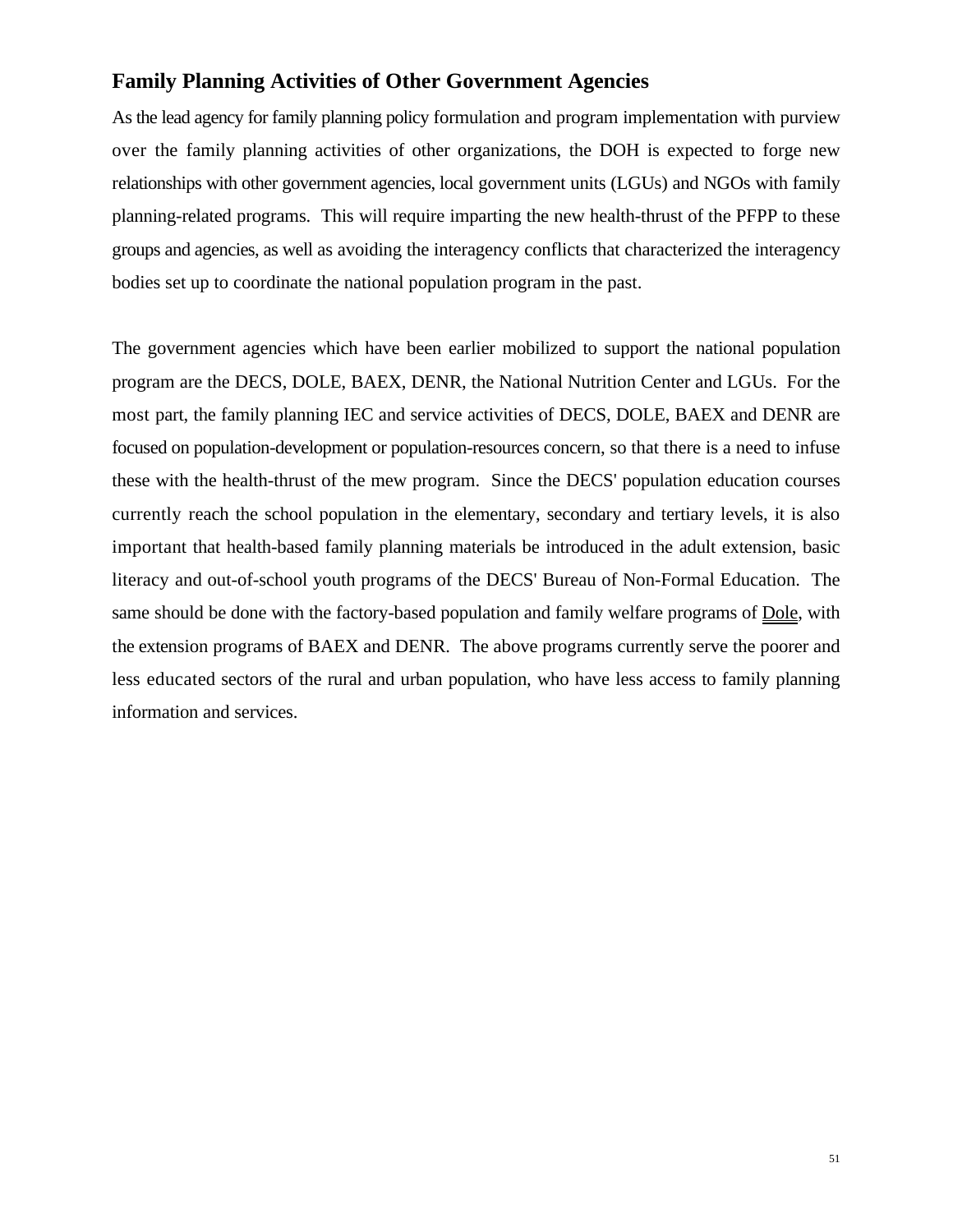## Family Planning Activities of Other Government Agencies

As the lead agency for family planning policy formulation and program implementation with purview over the family planning activities of other organizations, the DOH is expected to forge new relationships with other government agencies, local government units (LGUs) and NGOs with family planning-related programs. This will require imparting the new health-thrust of the PFPP to these groups and agencies, as well as avoiding the interagency conflicts that characterized the interagency bodies set up to coordinate the national population program in the past.

The government agencies which have been earlier mobilized to support the national population program are the DECS, DOLE, BAEX, DENR, the National Nutrition Center and LGUs. For the most part, the family planning IEC and service activities of DECS, DOLE, BAEX and DENR are focused on population-development or population-resources concern, so that there is a need to infuse these with the health-thrust of the mew program. Since the DECS' population education courses currently reach the school population in the elementary, secondary and tertiary levels, it is also important that health-based family planning materials be introduced in the adult extension, basic literacy and out-of-school youth programs of the DECS' Bureau of Non-Formal Education. The same should be done with the factory-based population and family welfare programs of Dole, with the extension programs of BAEX and DENR. The above programs currently serve the poorer and less educated sectors of the rural and urban population, who have less access to family planning information and services.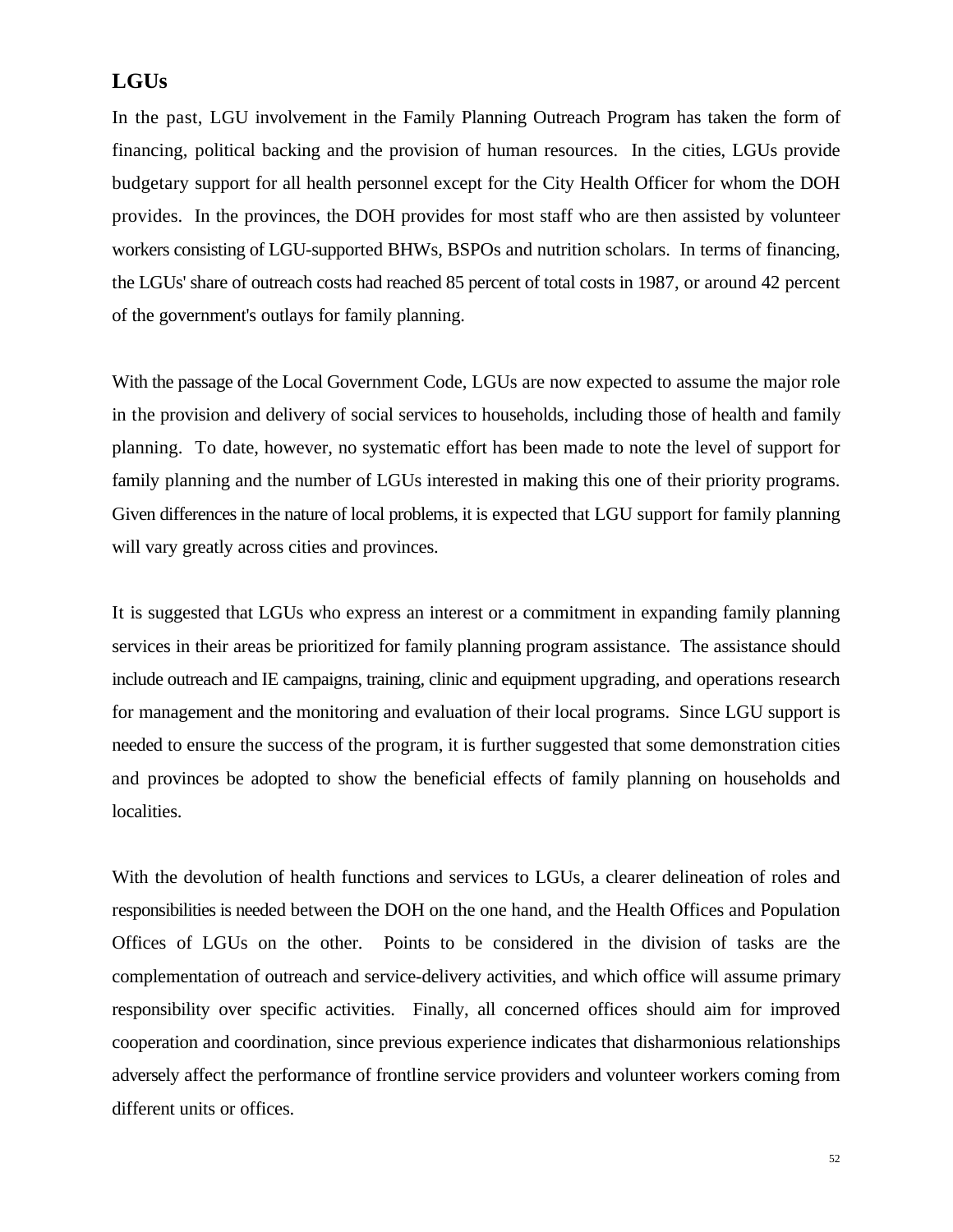## LGUs

In the past, LGU involvement in the Family Planning Outreach Program has taken the form of financing, political backing and the provision of human resources. In the cities, LGUs provide budgetary support for all health personnel except for the City Health Officer for whom the DOH provides. In the provinces, the DOH provides for most staff who are then assisted by volunteer workers consisting of LGU-supported BHWs, BSPOs and nutrition scholars. In terms of financing, the LGUs' share of outreach costs had reached 85 percent of total costs in 1987, or around 42 percent of the government's outlays for family planning.

With the passage of the Local Government Code, LGUs are now expected to assume the major role in the provision and delivery of social services to households, including those of health and family planning. To date, however, no systematic effort has been made to note the level of support for family planning and the number of LGUs interested in making this one of their priority programs. Given differences in the nature of local problems, it is expected that LGU support for family planning will vary greatly across cities and provinces.

It is suggested that LGUs who express an interest or a commitment in expanding family planning services in their areas be prioritized for family planning program assistance. The assistance should include outreach and IE campaigns, training, clinic and equipment upgrading, and operations research for management and the monitoring and evaluation of their local programs. Since LGU support is needed to ensure the success of the program, it is further suggested that some demonstration cities and provinces be adopted to show the beneficial effects of family planning on households and localities.

With the devolution of health functions and services to LGUs, a clearer delineation of roles and responsibilities is needed between the DOH on the one hand, and the Health Offices and Population Offices of LGUs on the other. Points to be considered in the division of tasks are the complementation of outreach and service-delivery activities, and which office will assume primary responsibility over specific activities. Finally, all concerned offices should aim for improved cooperation and coordination, since previous experience indicates that disharmonious relationships adversely affect the performance of frontline service providers and volunteer workers coming from different units or offices.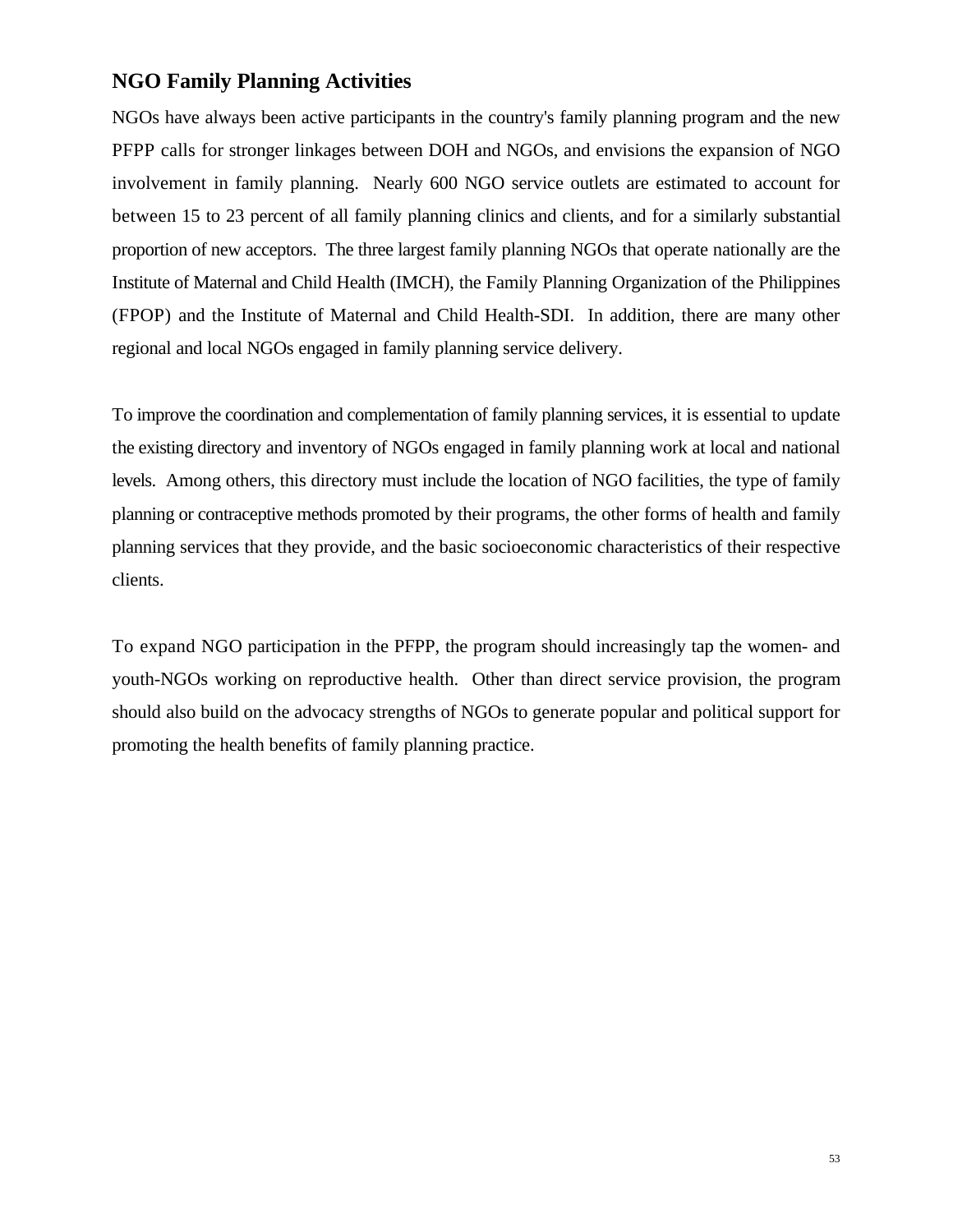## NGO Family Planning Activities

NGOs have always been active participants in the country's family planning program and the new PFPP calls for stronger linkages between DOH and NGOs, and envisions the expansion of NGO involvement in family planning. Nearly 600 NGO service outlets are estimated to account for between 15 to 23 percent of all family planning clinics and clients, and for a similarly substantial proportion of new acceptors. The three largest family planning NGOs that operate nationally are the Institute of Maternal and Child Health (IMCH), the Family Planning Organization of the Philippines (FPOP) and the Institute of Maternal and Child Health-SDI. In addition, there are many other regional and local NGOs engaged in family planning service delivery.

To improve the coordination and complementation of family planning services, it is essential to update the existing directory and inventory of NGOs engaged in family planning work at local and national levels. Among others, this directory must include the location of NGO facilities, the type of family planning or contraceptive methods promoted by their programs, the other forms of health and family planning services that they provide, and the basic socioeconomic characteristics of their respective clients.

To expand NGO participation in the PFPP, the program should increasingly tap the women- and youth-NGOs working on reproductive health. Other than direct service provision, the program should also build on the advocacy strengths of NGOs to generate popular and political support for promoting the health benefits of family planning practice.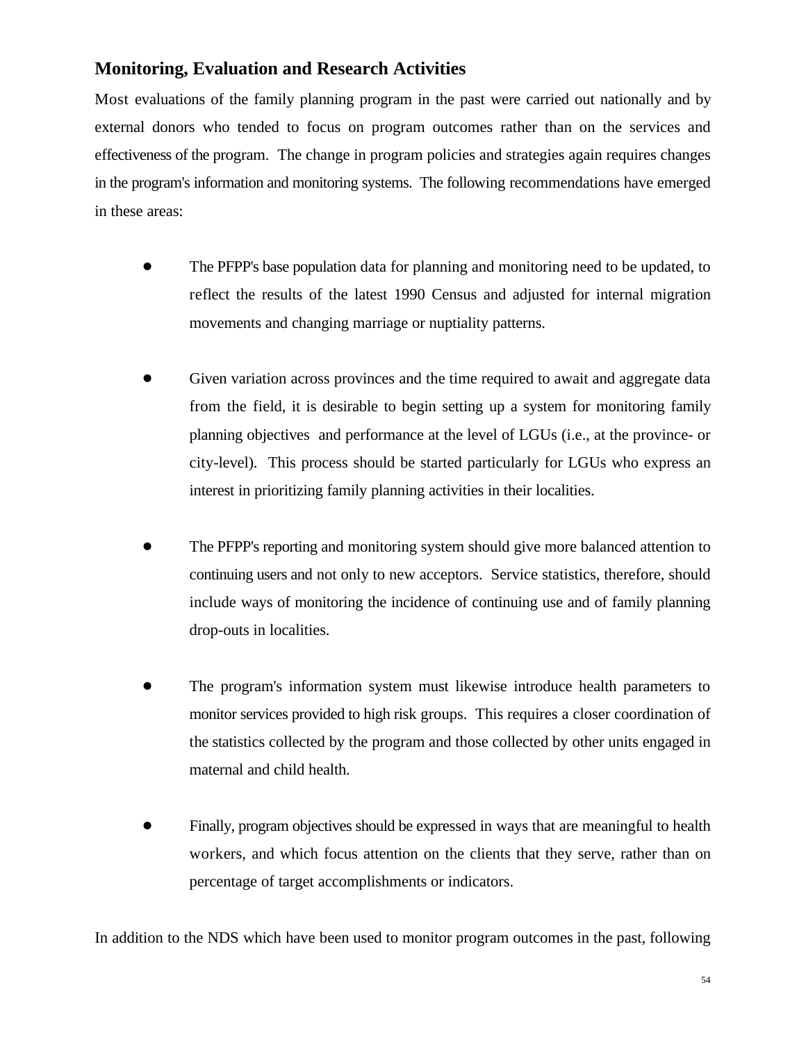## Monitoring, Evaluation and Research Activities

Most evaluations of the family planning program in the past were carried out nationally and by external donors who tended to focus on program outcomes rather than on the services and effectiveness of the program. The change in program policies and strategies again requires changes in the program's information and monitoring systems. The following recommendations have emerged in these areas:

- The PFPP's base population data for planning and monitoring need to be updated, to reflect the results of the latest 1990 Census and adjusted for internal migration movements and changing marriage or nuptiality patterns.

- Given variation across provinces and the time required to await and aggregate data from the field, it is desirable to begin setting up a system for monitoring family planning objectives and performance at the level of LGUs (i.e., at the province- or city-level). This process should be started particularly for LGUs who express an interest in prioritizing family planning activities in their localities.

- The PFPP's reporting and monitoring system should give more balanced attention to continuing users and not only to new acceptors. Service statistics, therefore, should include ways of monitoring the incidence of continuing use and of family planning drop-outs in localities.

- The program's information system must likewise introduce health parameters to monitor services provided to high risk groups. This requires a closer coordination of the statistics collected by the program and those collected by other units engaged in maternal and child health.

- Finally, program objectives should be expressed in ways that are meaningful to health workers, and which focus attention on the clients that they serve, rather than on percentage of target accomplishments or indicators.

In addition to the NDS which have been used to monitor program outcomes in the past, following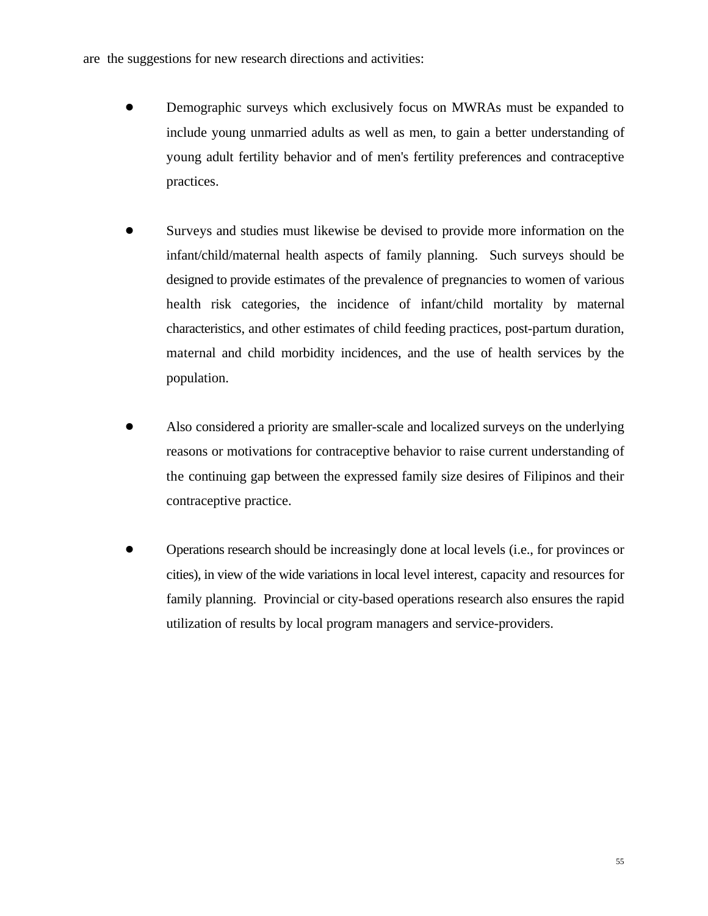are the suggestions for new research directions and activities:

- Demographic surveys which exclusively focus on MWRAs must be expanded to include young unmarried adults as well as men, to gain a better understanding of young adult fertility behavior and of men's fertility preferences and contraceptive practices.

- Surveys and studies must likewise be devised to provide more information on the infant/child/maternal health aspects of family planning. Such surveys should be designed to provide estimates of the prevalence of pregnancies to women of various health risk categories, the incidence of infant/child mortality by maternal characteristics, and other estimates of child feeding practices, post-partum duration, maternal and child morbidity incidences, and the use of health services by the population.

- Also considered a priority are smaller-scale and localized surveys on the underlying reasons or motivations for contraceptive behavior to raise current understanding of the continuing gap between the expressed family size desires of Filipinos and their contraceptive practice.

- Operations research should be increasingly done at local levels (i.e., for provinces or cities), in view of the wide variations in local level interest, capacity and resources for family planning. Provincial or city-based operations research also ensures the rapid utilization of results by local program managers and service-providers.